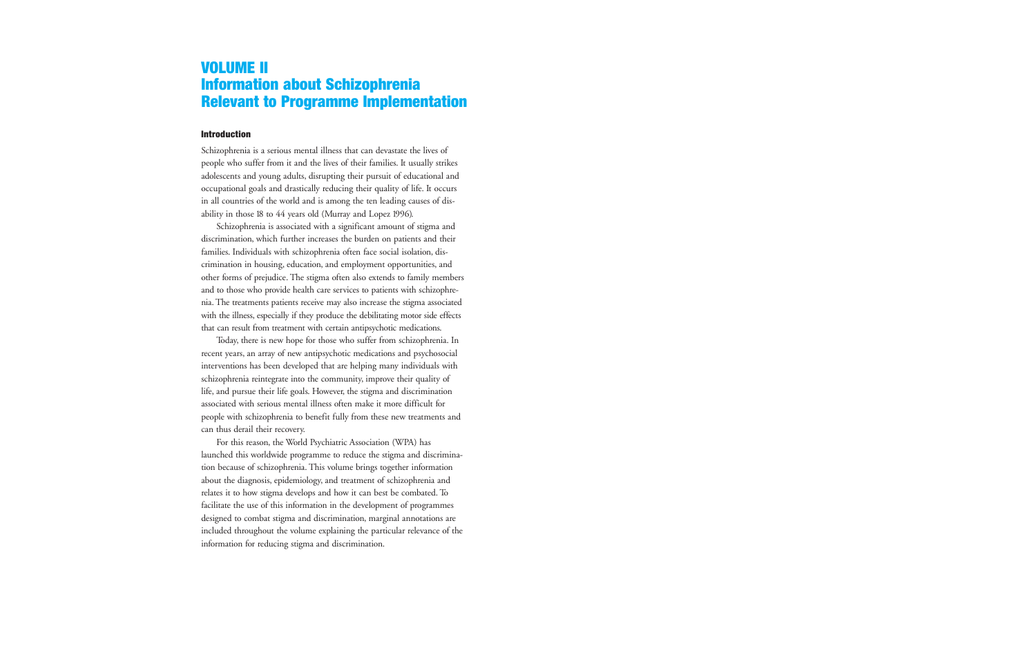# VOLUME II
# Information about Schizophrenia Relevant to Programme Implementation

## Introduction

Schizophrenia is a serious mental illness that can devastate the lives of people who suffer from it and the lives of their families. It usually strikes adolescents and young adults, disrupting their pursuit of educational and occupational goals and drastically reducing their quality of life. It occurs in all countries of the world and is among the ten leading causes of disability in those 18 to 44 years old (Murray and Lopez 1996).

Schizophrenia is associated with a significant amount of stigma and discrimination, which further increases the burden on patients and their families. Individuals with schizophrenia often face social isolation, discrimination in housing, education, and employment opportunities, and other forms of prejudice. The stigma often also extends to family members and to those who provide health care services to patients with schizophrenia. The treatments patients receive may also increase the stigma associated with the illness, especially if they produce the debilitating motor side effects that can result from treatment with certain antipsychotic medications.

Today, there is new hope for those who suffer from schizophrenia. In recent years, an array of new antipsychotic medications and psychosocial interventions has been developed that are helping many individuals with schizophrenia reintegrate into the community, improve their quality of life, and pursue their life goals. However, the stigma and discrimination associated with serious mental illness often make it more difficult for people with schizophrenia to benefit fully from these new treatments and can thus derail their recovery.

For this reason, the World Psychiatric Association (WPA) has launched this worldwide programme to reduce the stigma and discrimination because of schizophrenia. This volume brings together information about the diagnosis, epidemiology, and treatment of schizophrenia and relates it to how stigma develops and how it can best be combated. To facilitate the use of this information in the development of programmes designed to combat stigma and discrimination, marginal annotations are included throughout the volume explaining the particular relevance of the information for reducing stigma and discrimination.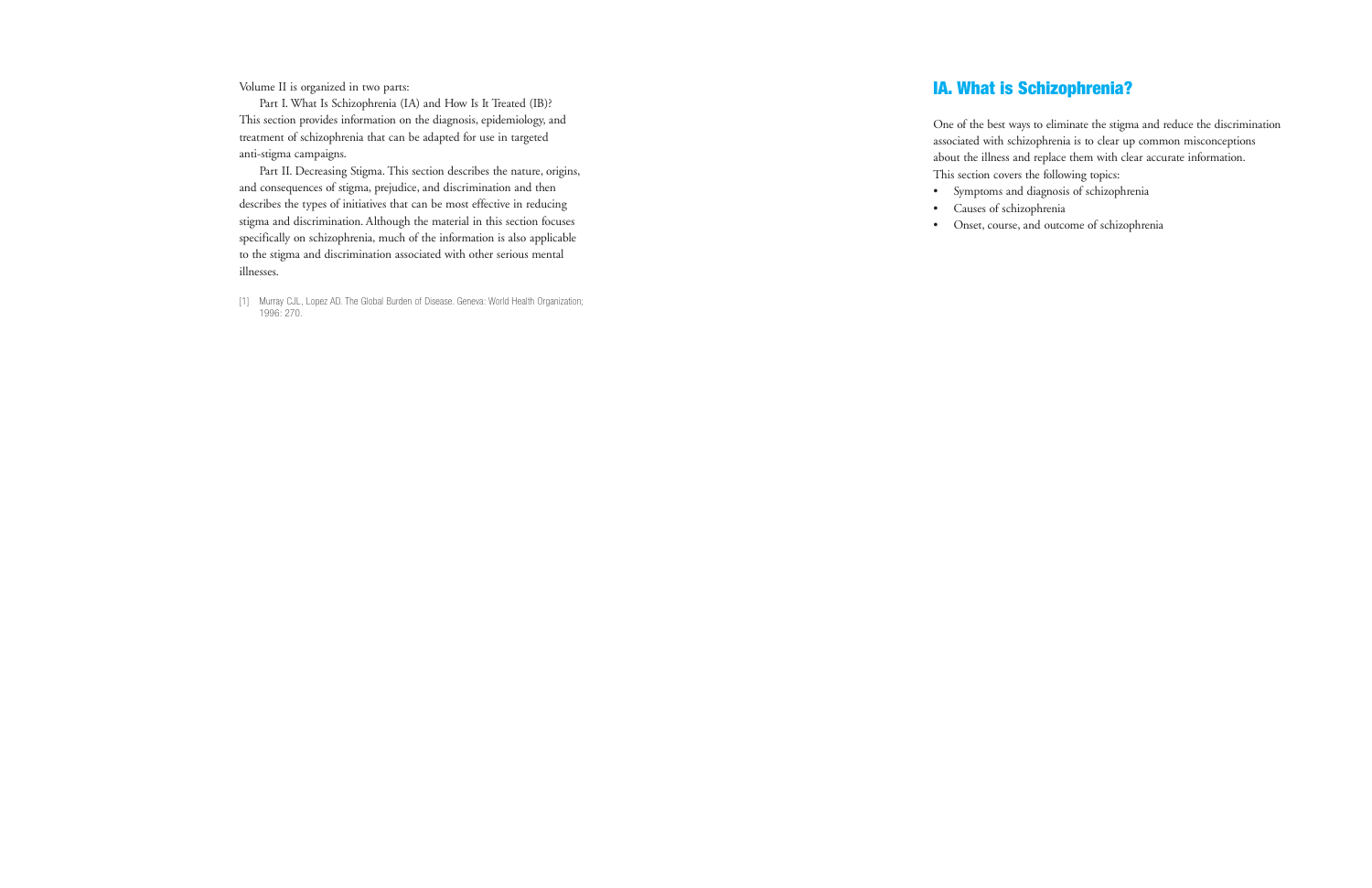Volume II is organized in two parts:

Part I. What Is Schizophrenia (IA) and How Is It Treated (IB)? This section provides information on the diagnosis, epidemiology, and treatment of schizophrenia that can be adapted for use in targeted anti-stigma campaigns.

Part II. Decreasing Stigma. This section describes the nature, origins, and consequences of stigma, prejudice, and discrimination and then describes the types of initiatives that can be most effective in reducing stigma and discrimination. Although the material in this section focuses specifically on schizophrenia, much of the information is also applicable to the stigma and discrimination associated with other serious mental illnesses.

[1] Murray CJL, Lopez AD. The Global Burden of Disease. Geneva: World Health Organization; 1996: 270.

## IA. What is Schizophrenia?

One of the best ways to eliminate the stigma and reduce the discrimination associated with schizophrenia is to clear up common misconceptions about the illness and replace them with clear accurate information. This section covers the following topics:

- Symptoms and diagnosis of schizophrenia
- Causes of schizophrenia
- Onset, course, and outcome of schizophrenia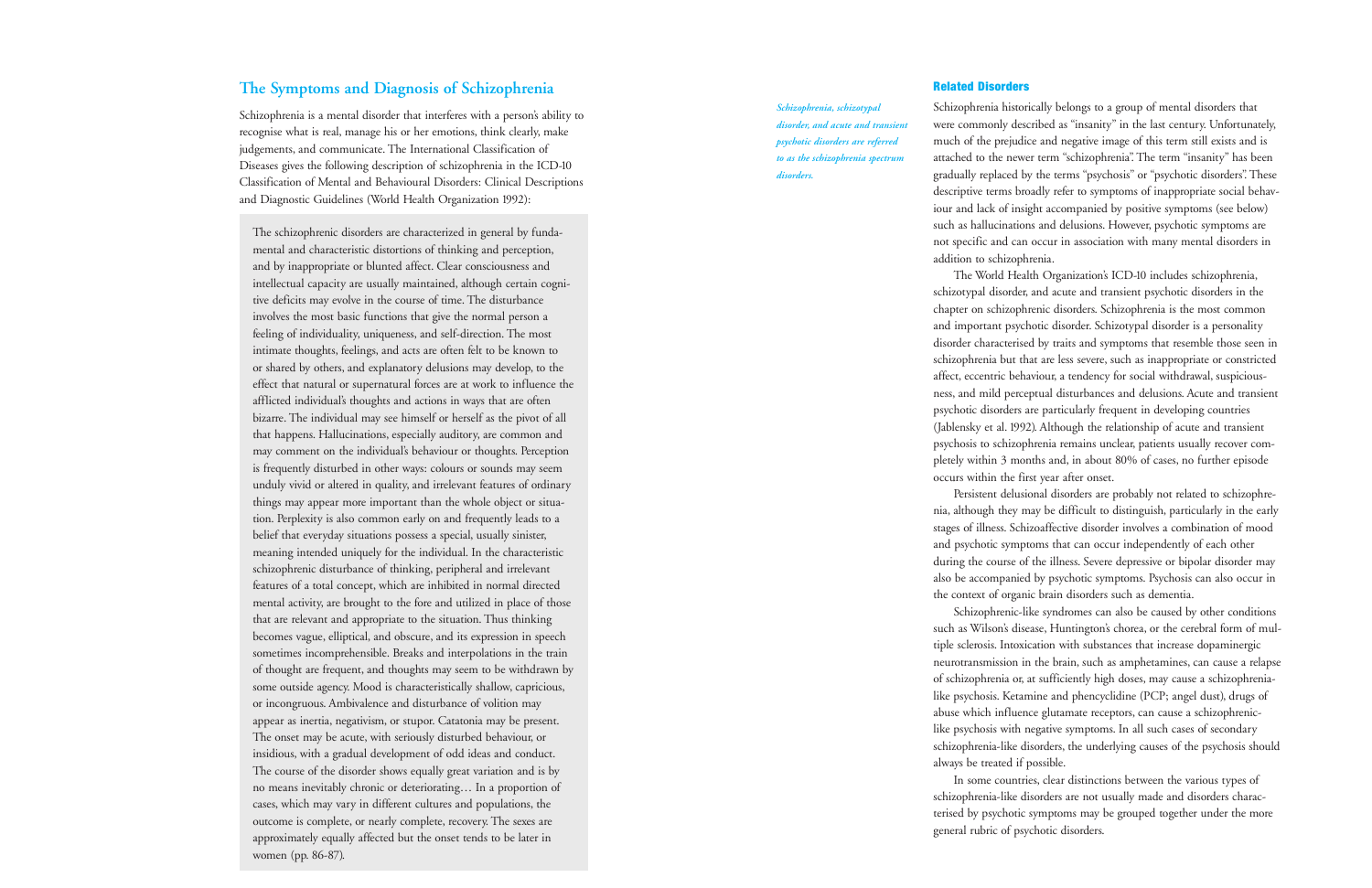## The Symptoms and Diagnosis of Schizophrenia

Schizophrenia is a mental disorder that interferes with a person's ability to recognise what is real, manage his or her emotions, think clearly, make judgements, and communicate. The International Classification of Diseases gives the following description of schizophrenia in the ICD-10 Classification of Mental and Behavioural Disorders: Clinical Descriptions and Diagnostic Guidelines (World Health Organization 1992):

> The schizophrenic disorders are characterized in general by fundamental and characteristic distortions of thinking and perception, and by inappropriate or blunted affect. Clear consciousness and intellectual capacity are usually maintained, although certain cognitive deficits may evolve in the course of time. The disturbance involves the most basic functions that give the normal person a feeling of individuality, uniqueness, and self-direction. The most intimate thoughts, feelings, and acts are often felt to be known to or shared by others, and explanatory delusions may develop, to the effect that natural or supernatural forces are at work to influence the afflicted individual's thoughts and actions in ways that are often bizarre. The individual may see himself or herself as the pivot of all that happens. Hallucinations, especially auditory, are common and may comment on the individual's behaviour or thoughts. Perception is frequently disturbed in other ways: colours or sounds may seem unduly vivid or altered in quality, and irrelevant features of ordinary things may appear more important than the whole object or situation. Perplexity is also common early on and frequently leads to a belief that everyday situations possess a special, usually sinister, meaning intended uniquely for the individual. In the characteristic schizophrenic disturbance of thinking, peripheral and irrelevant features of a total concept, which are inhibited in normal directed mental activity, are brought to the fore and utilized in place of those that are relevant and appropriate to the situation. Thus thinking becomes vague, elliptical, and obscure, and its expression in speech sometimes incomprehensible. Breaks and interpolations in the train of thought are frequent, and thoughts may seem to be withdrawn by some outside agency. Mood is characteristically shallow, capricious, or incongruous. Ambivalence and disturbance of volition may appear as inertia, negativism, or stupor. Catatonia may be present. The onset may be acute, with seriously disturbed behaviour, or insidious, with a gradual development of odd ideas and conduct. The course of the disorder shows equally great variation and is by no means inevitably chronic or deteriorating… In a proportion of cases, which may vary in different cultures and populations, the outcome is complete, or nearly complete, recovery. The sexes are approximately equally affected but the onset tends to be later in women (pp. 86-87).

*Schizophrenia, schizotypal disorder, and acute and transient psychotic disorders are referred to as the schizophrenia spectrum disorders.*

### Related Disorders

Schizophrenia historically belongs to a group of mental disorders that were commonly described as "insanity" in the last century. Unfortunately, much of the prejudice and negative image of this term still exists and is attached to the newer term "schizophrenia". The term "insanity" has been gradually replaced by the terms "psychosis" or "psychotic disorders". These descriptive terms broadly refer to symptoms of inappropriate social behaviour and lack of insight accompanied by positive symptoms (see below) such as hallucinations and delusions. However, psychotic symptoms are not specific and can occur in association with many mental disorders in addition to schizophrenia.

The World Health Organization's ICD-10 includes schizophrenia, schizotypal disorder, and acute and transient psychotic disorders in the chapter on schizophrenic disorders. Schizophrenia is the most common and important psychotic disorder. Schizotypal disorder is a personality disorder characterised by traits and symptoms that resemble those seen in schizophrenia but that are less severe, such as inappropriate or constricted affect, eccentric behaviour, a tendency for social withdrawal, suspiciousness, and mild perceptual disturbances and delusions. Acute and transient psychotic disorders are particularly frequent in developing countries (Jablensky et al. 1992). Although the relationship of acute and transient psychosis to schizophrenia remains unclear, patients usually recover completely within 3 months and, in about 80% of cases, no further episode occurs within the first year after onset.

Persistent delusional disorders are probably not related to schizophrenia, although they may be difficult to distinguish, particularly in the early stages of illness. Schizoaffective disorder involves a combination of mood and psychotic symptoms that can occur independently of each other during the course of the illness. Severe depressive or bipolar disorder may also be accompanied by psychotic symptoms. Psychosis can also occur in the context of organic brain disorders such as dementia.

Schizophrenic-like syndromes can also be caused by other conditions such as Wilson's disease, Huntington's chorea, or the cerebral form of multiple sclerosis. Intoxication with substances that increase dopaminergic neurotransmission in the brain, such as amphetamines, can cause a relapse of schizophrenia or, at sufficiently high doses, may cause a schizophrenia-like psychosis. Ketamine and phencyclidine (PCP; angel dust), drugs of abuse which influence glutamate receptors, can cause a schizophrenic-like psychosis with negative symptoms. In all such cases of secondary schizophrenia-like disorders, the underlying causes of the psychosis should always be treated if possible.

In some countries, clear distinctions between the various types of schizophrenia-like disorders are not usually made and disorders characterised by psychotic symptoms may be grouped together under the more general rubric of psychotic disorders.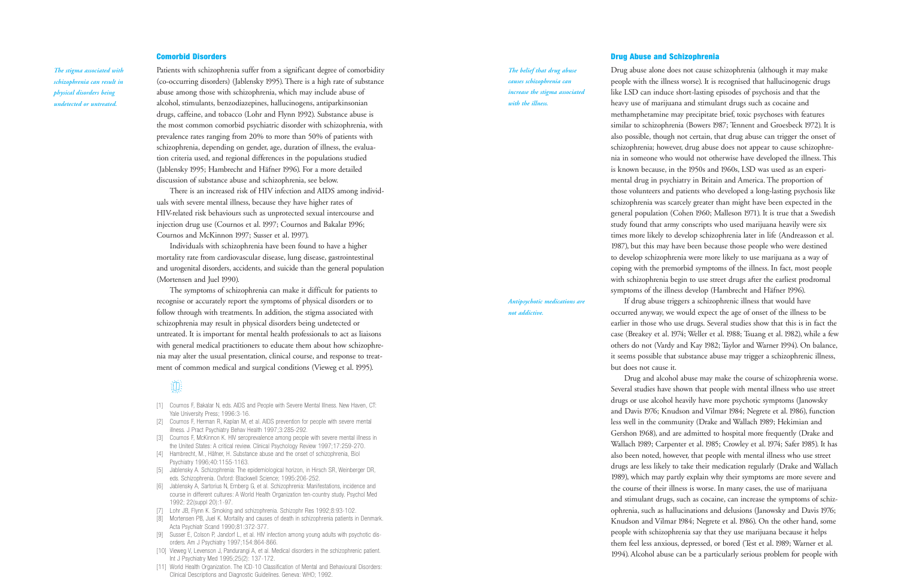## Comorbid Disorders

*The stigma associated with schizophrenia can result in physical disorders being undetected or untreated.*

Patients with schizophrenia suffer from a significant degree of comorbidity (co-occurring disorders) (Jablensky 1995). There is a high rate of substance abuse among those with schizophrenia, which may include abuse of alcohol, stimulants, benzodiazepines, hallucinogens, antiparkinsonian drugs, caffeine, and tobacco (Lohr and Flynn 1992). Substance abuse is the most common comorbid psychiatric disorder with schizophrenia, with prevalence rates ranging from 20% to more than 50% of patients with schizophrenia, depending on gender, age, duration of illness, the evaluation criteria used, and regional differences in the populations studied (Jablensky 1995; Hambrecht and Häfner 1996). For a more detailed discussion of substance abuse and schizophrenia, see below.

There is an increased risk of HIV infection and AIDS among individuals with severe mental illness, because they have higher rates of HIV-related risk behaviours such as unprotected sexual intercourse and injection drug use (Cournos et al. 1997; Cournos and Bakalar 1996; Cournos and McKinnon 1997; Susser et al. 1997).

Individuals with schizophrenia have been found to have a higher mortality rate from cardiovascular disease, lung disease, gastrointestinal and urogenital disorders, accidents, and suicide than the general population (Mortensen and Juel 1990).

The symptoms of schizophrenia can make it difficult for patients to recognise or accurately report the symptoms of physical disorders or to follow through with treatments. In addition, the stigma associated with schizophrenia may result in physical disorders being undetected or untreated. It is important for mental health professionals to act as liaisons with general medical practitioners to educate them about how schizophrenia may alter the usual presentation, clinical course, and response to treatment of common medical and surgical conditions (Vieweg et al. 1995).

- [1] Cournos F, Bakalar N, eds. AIDS and People with Severe Mental Illness. New Haven, CT: Yale University Press; 1996:3-16.
- [2] Cournos F, Herman R, Kaplan M, et al. AIDS prevention for people with severe mental illness. J Pract Psychiatry Behav Health 1997;3:285-292.
- [3] Cournos F, McKinnon K. HIV seroprevalence among people with severe mental illness in the United States: A critical review. Clinical Psychology Review 1997;17:259-270.
- [4] Hambrecht, M., Häfner, H. Substance abuse and the onset of schizophrenia, Biol Psychiatry 1996;40:1155-1163.
- [5] Jablensky A. Schizophrenia: The epidemiological horizon, in Hirsch SR, Weinberger DR, eds. Schizophrenia. Oxford: Blackwell Science; 1995:206-252.
- [6] Jablensky A, Sartorius N, Ernberg G, et al. Schizophrenia: Manifestations, incidence and course in different cultures: A World Health Organization ten-country study. Psychol Med 1992; 22(suppl 20):1-97.
- [7] Lohr JB, Flynn K. Smoking and schizophrenia. Schizophr Res 1992;8:93-102.
- [8] Mortensen PB, Juel K. Mortality and causes of death in schizophrenia patients in Denmark. Acta Psychiatr Scand 1990;81:372-377.
- [9] Susser E, Colson P, Jandorf L, et al. HIV infection among young adults with psychotic disorders. Am J Psychiatry 1997;154:864-866.
- [10] Vieweg V, Levenson J, Pandurangi A, et al. Medical disorders in the schizophrenic patient. Int J Psychiatry Med 1995;25(2): 137-172.
- [11] World Health Organization. The ICD-10 Classification of Mental and Behavioural Disorders: Clinical Descriptions and Diagnostic Guidelines. Geneva: WHO; 1992.

## Drug Abuse and Schizophrenia

*The belief that drug abuse causes schizophrenia can increase the stigma associated with the illness.*

Drug abuse alone does not cause schizophrenia (although it may make people with the illness worse). It is recognised that hallucinogenic drugs like LSD can induce short-lasting episodes of psychosis and that the heavy use of marijuana and stimulant drugs such as cocaine and methamphetamine may precipitate brief, toxic psychoses with features similar to schizophrenia (Bowers 1987; Tennent and Groesbeck 1972). It is also possible, though not certain, that drug abuse can trigger the onset of schizophrenia; however, drug abuse does not appear to cause schizophrenia in someone who would not otherwise have developed the illness. This is known because, in the 1950s and 1960s, LSD was used as an experimental drug in psychiatry in Britain and America. The proportion of those volunteers and patients who developed a long-lasting psychosis like schizophrenia was scarcely greater than might have been expected in the general population (Cohen 1960; Malleson 1971). It is true that a Swedish study found that army conscripts who used marijuana heavily were six times more likely to develop schizophrenia later in life (Andreasson et al. 1987), but this may have been because those people who were destined to develop schizophrenia were more likely to use marijuana as a way of coping with the premorbid symptoms of the illness. In fact, most people with schizophrenia begin to use street drugs after the earliest prodromal symptoms of the illness develop (Hambrecht and Häfner 1996).

*Antipsychotic medications are not addictive.*

If drug abuse triggers a schizophrenic illness that would have occurred anyway, we would expect the age of onset of the illness to be earlier in those who use drugs. Several studies show that this is in fact the case (Breakey et al. 1974; Weller et al. 1988; Tsuang et al. 1982), while a few others do not (Vardy and Kay 1982; Taylor and Warner 1994). On balance, it seems possible that substance abuse may trigger a schizophrenic illness, but does not cause it.

Drug and alcohol abuse may make the course of schizophrenia worse. Several studies have shown that people with mental illness who use street drugs or use alcohol heavily have more psychotic symptoms (Janowsky and Davis 1976; Knudson and Vilmar 1984; Negrete et al. 1986), function less well in the community (Drake and Wallach 1989; Hekimian and Gershon 1968), and are admitted to hospital more frequently (Drake and Wallach 1989; Carpenter et al. 1985; Crowley et al. 1974; Safer 1985). It has also been noted, however, that people with mental illness who use street drugs are less likely to take their medication regularly (Drake and Wallach 1989), which may partly explain why their symptoms are more severe and the course of their illness is worse. In many cases, the use of marijuana and stimulant drugs, such as cocaine, can increase the symptoms of schizophrenia, such as hallucinations and delusions (Janowsky and Davis 1976; Knudson and Vilmar 1984; Negrete et al. 1986). On the other hand, some people with schizophrenia say that they use marijuana because it helps them feel less anxious, depressed, or bored (Test et al. 1989; Warner et al. 1994). Alcohol abuse can be a particularly serious problem for people with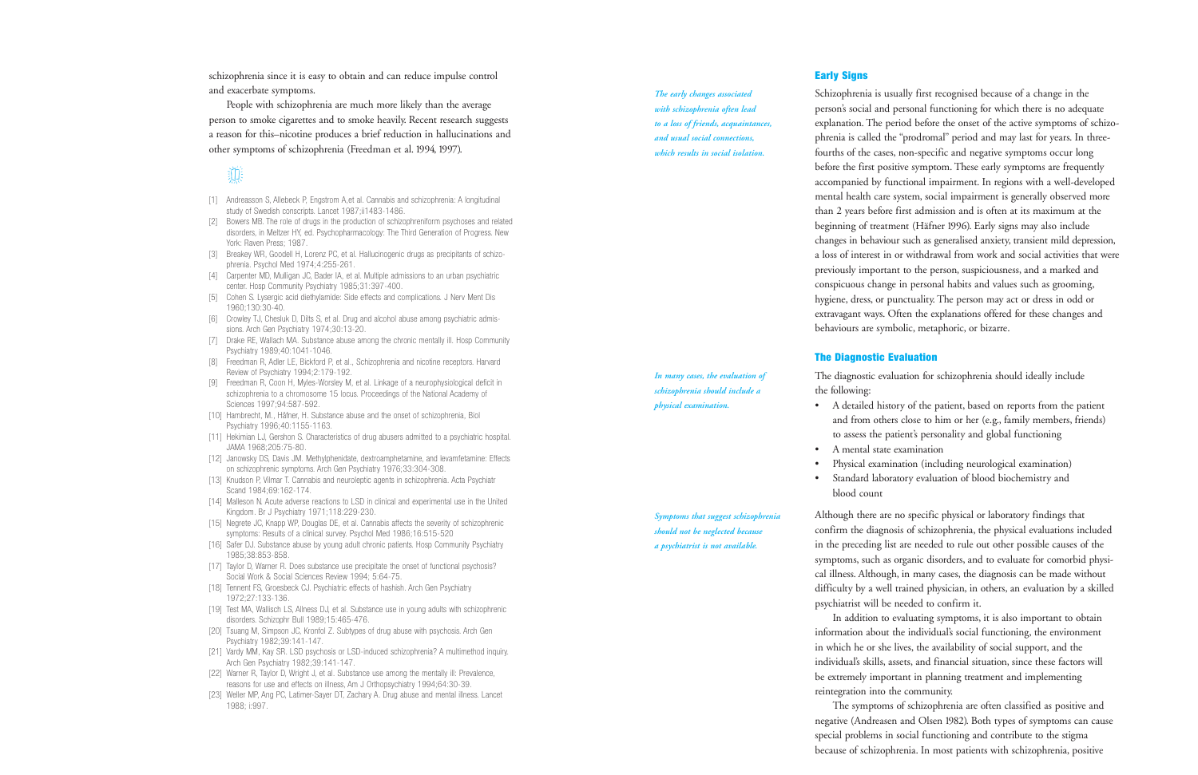schizophrenia since it is easy to obtain and can reduce impulse control and exacerbate symptoms.

People with schizophrenia are much more likely than the average person to smoke cigarettes and to smoke heavily. Recent research suggests a reason for this–nicotine produces a brief reduction in hallucinations and other symptoms of schizophrenia (Freedman et al. 1994, 1997).

[1] Andreasson S, Allebeck P, Engstrom A,et al. Cannabis and schizophrenia: A longitudinal study of Swedish conscripts. Lancet 1987;ii1483-1486.
[2] Bowers MB. The role of drugs in the production of schizophreniform psychoses and related disorders, in Meltzer HY, ed. Psychopharmacology: The Third Generation of Progress. New York: Raven Press; 1987.
[3] Breakey WR, Goodell H, Lorenz PC, et al. Hallucinogenic drugs as precipitants of schizophrenia. Psychol Med 1974;4:255-261.
[4] Carpenter MD, Mulligan JC, Bader IA, et al. Multiple admissions to an urban psychiatric center. Hosp Community Psychiatry 1985;31:397-400.
[5] Cohen S. Lysergic acid diethylamide: Side effects and complications. J Nerv Ment Dis 1960;130:30-40.
[6] Crowley TJ, Chesluk D, Dilts S, et al. Drug and alcohol abuse among psychiatric admissions. Arch Gen Psychiatry 1974;30:13-20.
[7] Drake RE, Wallach MA. Substance abuse among the chronic mentally ill. Hosp Community Psychiatry 1989;40:1041-1046.
[8] Freedman R, Adler LE, Bickford P, et al., Schizophrenia and nicotine receptors. Harvard Review of Psychiatry 1994;2:179-192.
[9] Freedman R, Coon H, Myles-Worsley M, et al. Linkage of a neurophysiological deficit in schizophrenia to a chromosome 15 locus. Proceedings of the National Academy of Sciences 1997;94:587-592.
[10] Hambrecht, M., Häfner, H. Substance abuse and the onset of schizophrenia, Biol Psychiatry 1996;40:1155-1163.
[11] Hekimian LJ, Gershon S. Characteristics of drug abusers admitted to a psychiatric hospital. JAMA 1968;205:75-80.
[12] Janowsky DS, Davis JM. Methylphenidate, dextroamphetamine, and levamfetamine: Effects on schizophrenic symptoms. Arch Gen Psychiatry 1976;33:304-308.
[13] Knudson P, Vilmar T. Cannabis and neuroleptic agents in schizophrenia. Acta Psychiatr Scand 1984;69:162-174.
[14] Malleson N. Acute adverse reactions to LSD in clinical and experimental use in the United Kingdom. Br J Psychiatry 1971;118:229-230.
[15] Negrete JC, Knapp WP, Douglas DE, et al. Cannabis affects the severity of schizophrenic symptoms: Results of a clinical survey. Psychol Med 1986;16:515-520
[16] Safer DJ. Substance abuse by young adult chronic patients. Hosp Community Psychiatry 1985;38:853-858.
[17] Taylor D, Warner R. Does substance use precipitate the onset of functional psychosis? Social Work & Social Sciences Review 1994; 5:64-75.
[18] Tennent FS, Groesbeck CJ. Psychiatric effects of hashish. Arch Gen Psychiatry 1972;27:133-136.
[19] Test MA, Wallisch LS, Allness DJ, et al. Substance use in young adults with schizophrenic disorders. Schizophr Bull 1989;15:465-476.
[20] Tsuang M, Simpson JC, Kronfol Z. Subtypes of drug abuse with psychosis. Arch Gen Psychiatry 1982;39:141-147.
[21] Vardy MM, Kay SR. LSD psychosis or LSD-induced schizophrenia? A multimethod inquiry. Arch Gen Psychiatry 1982;39:141-147.
[22] Warner R, Taylor D, Wright J, et al. Substance use among the mentally ill: Prevalence, reasons for use and effects on illness, Am J Orthopsychiatry 1994;64:30-39.
[23] Weller MP, Ang PC, Latimer-Sayer DT, Zachary A. Drug abuse and mental illness. Lancet 1988; i:997.

## Early Signs

*The early changes associated with schizophrenia often lead to a loss of friends, acquaintances, and usual social connections, which results in social isolation.*

Schizophrenia is usually first recognised because of a change in the person's social and personal functioning for which there is no adequate explanation. The period before the onset of the active symptoms of schizophrenia is called the "prodromal" period and may last for years. In three-fourths of the cases, non-specific and negative symptoms occur long before the first positive symptom. These early symptoms are frequently accompanied by functional impairment. In regions with a well-developed mental health care system, social impairment is generally observed more than 2 years before first admission and is often at its maximum at the beginning of treatment (Häfner 1996). Early signs may also include changes in behaviour such as generalised anxiety, transient mild depression, a loss of interest in or withdrawal from work and social activities that were previously important to the person, suspiciousness, and a marked and conspicuous change in personal habits and values such as grooming, hygiene, dress, or punctuality. The person may act or dress in odd or extravagant ways. Often the explanations offered for these changes and behaviours are symbolic, metaphoric, or bizarre.

## The Diagnostic Evaluation

*In many cases, the evaluation of schizophrenia should include a physical examination.*

The diagnostic evaluation for schizophrenia should ideally include the following:

- A detailed history of the patient, based on reports from the patient and from others close to him or her (e.g., family members, friends) to assess the patient's personality and global functioning
- A mental state examination
- Physical examination (including neurological examination)
- Standard laboratory evaluation of blood biochemistry and blood count

*Symptoms that suggest schizophrenia should not be neglected because a psychiatrist is not available.*

Although there are no specific physical or laboratory findings that confirm the diagnosis of schizophrenia, the physical evaluations included in the preceding list are needed to rule out other possible causes of the symptoms, such as organic disorders, and to evaluate for comorbid physical illness. Although, in many cases, the diagnosis can be made without difficulty by a well trained physician, in others, an evaluation by a skilled psychiatrist will be needed to confirm it.

In addition to evaluating symptoms, it is also important to obtain information about the individual's social functioning, the environment in which he or she lives, the availability of social support, and the individual's skills, assets, and financial situation, since these factors will be extremely important in planning treatment and implementing reintegration into the community.

The symptoms of schizophrenia are often classified as positive and negative (Andreasen and Olsen 1982). Both types of symptoms can cause special problems in social functioning and contribute to the stigma because of schizophrenia. In most patients with schizophrenia, positive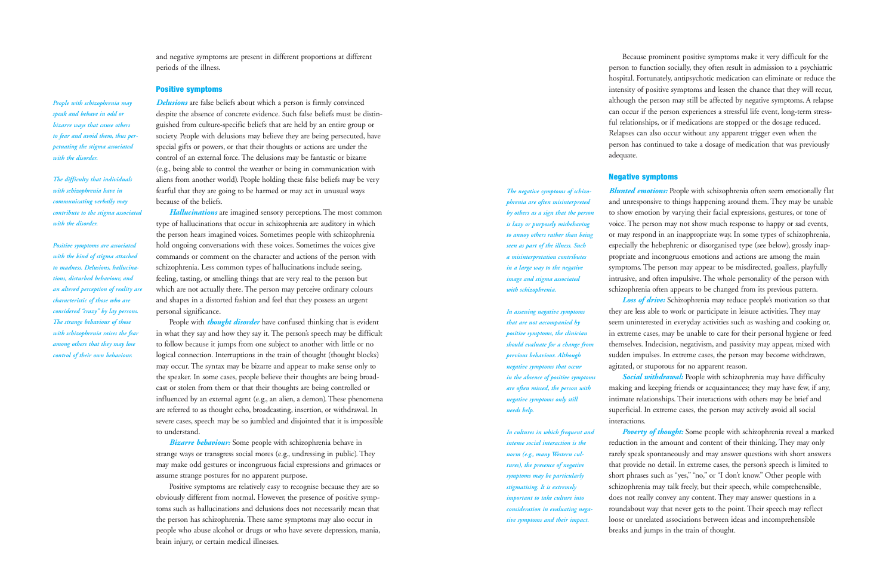and negative symptoms are present in different proportions at different periods of the illness.

*People with schizophrenia may speak and behave in odd or bizarre ways that cause others to fear and avoid them, thus perpetuating the stigma associated with the disorder.*

*The difficulty that individuals with schizophrenia have in communicating verbally may contribute to the stigma associated with the disorder.*

*Positive symptoms are associated with the kind of stigma attached to madness. Delusions, hallucinations, disturbed behaviour, and an altered perception of reality are characteristic of those who are considered "crazy" by lay persons. The strange behaviour of those with schizophrenia raises the fear among others that they may lose control of their own behaviour.*

## Positive symptoms

***Delusions*** are false beliefs about which a person is firmly convinced despite the absence of concrete evidence. Such false beliefs must be distinguished from culture-specific beliefs that are held by an entire group or society. People with delusions may believe they are being persecuted, have special gifts or powers, or that their thoughts or actions are under the control of an external force. The delusions may be fantastic or bizarre (e.g., being able to control the weather or being in communication with aliens from another world). People holding these false beliefs may be very fearful that they are going to be harmed or may act in unusual ways because of the beliefs.

***Hallucinations*** are imagined sensory perceptions. The most common type of hallucinations that occur in schizophrenia are auditory in which the person hears imagined voices. Sometimes people with schizophrenia hold ongoing conversations with these voices. Sometimes the voices give commands or comment on the character and actions of the person with schizophrenia. Less common types of hallucinations include seeing, feeling, tasting, or smelling things that are very real to the person but which are not actually there. The person may perceive ordinary colours and shapes in a distorted fashion and feel that they possess an urgent personal significance.

People with ***thought disorder*** have confused thinking that is evident in what they say and how they say it. The person's speech may be difficult to follow because it jumps from one subject to another with little or no logical connection. Interruptions in the train of thought (thought blocks) may occur. The syntax may be bizarre and appear to make sense only to the speaker. In some cases, people believe their thoughts are being broadcast or stolen from them or that their thoughts are being controlled or influenced by an external agent (e.g., an alien, a demon). These phenomena are referred to as thought echo, broadcasting, insertion, or withdrawal. In severe cases, speech may be so jumbled and disjointed that it is impossible to understand.

***Bizarre behaviour:*** Some people with schizophrenia behave in strange ways or transgress social mores (e.g., undressing in public). They may make odd gestures or incongruous facial expressions and grimaces or assume strange postures for no apparent purpose.

Positive symptoms are relatively easy to recognise because they are so obviously different from normal. However, the presence of positive symptoms such as hallucinations and delusions does not necessarily mean that the person has schizophrenia. These same symptoms may also occur in people who abuse alcohol or drugs or who have severe depression, mania, brain injury, or certain medical illnesses.

Because prominent positive symptoms make it very difficult for the person to function socially, they often result in admission to a psychiatric hospital. Fortunately, antipsychotic medication can eliminate or reduce the intensity of positive symptoms and lessen the chance that they will recur, although the person may still be affected by negative symptoms. A relapse can occur if the person experiences a stressful life event, long-term stressful relationships, or if medications are stopped or the dosage reduced. Relapses can also occur without any apparent trigger even when the person has continued to take a dosage of medication that was previously adequate.

*The negative symptoms of schizophrenia are often misinterpreted by others as a sign that the person is lazy or purposely misbehaving to annoy others rather than being seen as part of the illness. Such a misinterpretation contributes in a large way to the negative image and stigma associated with schizophrenia.*

*In assessing negative symptoms that are not accompanied by positive symptoms, the clinician should evaluate for a change from previous behaviour. Although negative symptoms that occur in the absence of positive symptoms are often missed, the person with negative symptoms only still needs help.*

*In cultures in which frequent and intense social interaction is the norm (e.g., many Western cultures), the presence of negative symptoms may be particularly stigmatising. It is extremely important to take culture into consideration in evaluating negative symptoms and their impact.*

## Negative symptoms

***Blunted emotions:*** People with schizophrenia often seem emotionally flat and unresponsive to things happening around them. They may be unable to show emotion by varying their facial expressions, gestures, or tone of voice. The person may not show much response to happy or sad events, or may respond in an inappropriate way. In some types of schizophrenia, especially the hebephrenic or disorganised type (see below), grossly inappropriate and incongruous emotions and actions are among the main symptoms. The person may appear to be misdirected, goalless, playfully intrusive, and often impulsive. The whole personality of the person with schizophrenia often appears to be changed from its previous pattern.

***Loss of drive:*** Schizophrenia may reduce people's motivation so that they are less able to work or participate in leisure activities. They may seem uninterested in everyday activities such as washing and cooking or, in extreme cases, may be unable to care for their personal hygiene or feed themselves. Indecision, negativism, and passivity may appear, mixed with sudden impulses. In extreme cases, the person may become withdrawn, agitated, or stuporous for no apparent reason.

***Social withdrawal:*** People with schizophrenia may have difficulty making and keeping friends or acquaintances; they may have few, if any, intimate relationships. Their interactions with others may be brief and superficial. In extreme cases, the person may actively avoid all social interactions.

***Poverty of thought:*** Some people with schizophrenia reveal a marked reduction in the amount and content of their thinking. They may only rarely speak spontaneously and may answer questions with short answers that provide no detail. In extreme cases, the person's speech is limited to short phrases such as "yes," "no," or "I don't know." Other people with schizophrenia may talk freely, but their speech, while comprehensible, does not really convey any content. They may answer questions in a roundabout way that never gets to the point. Their speech may reflect loose or unrelated associations between ideas and incomprehensible breaks and jumps in the train of thought.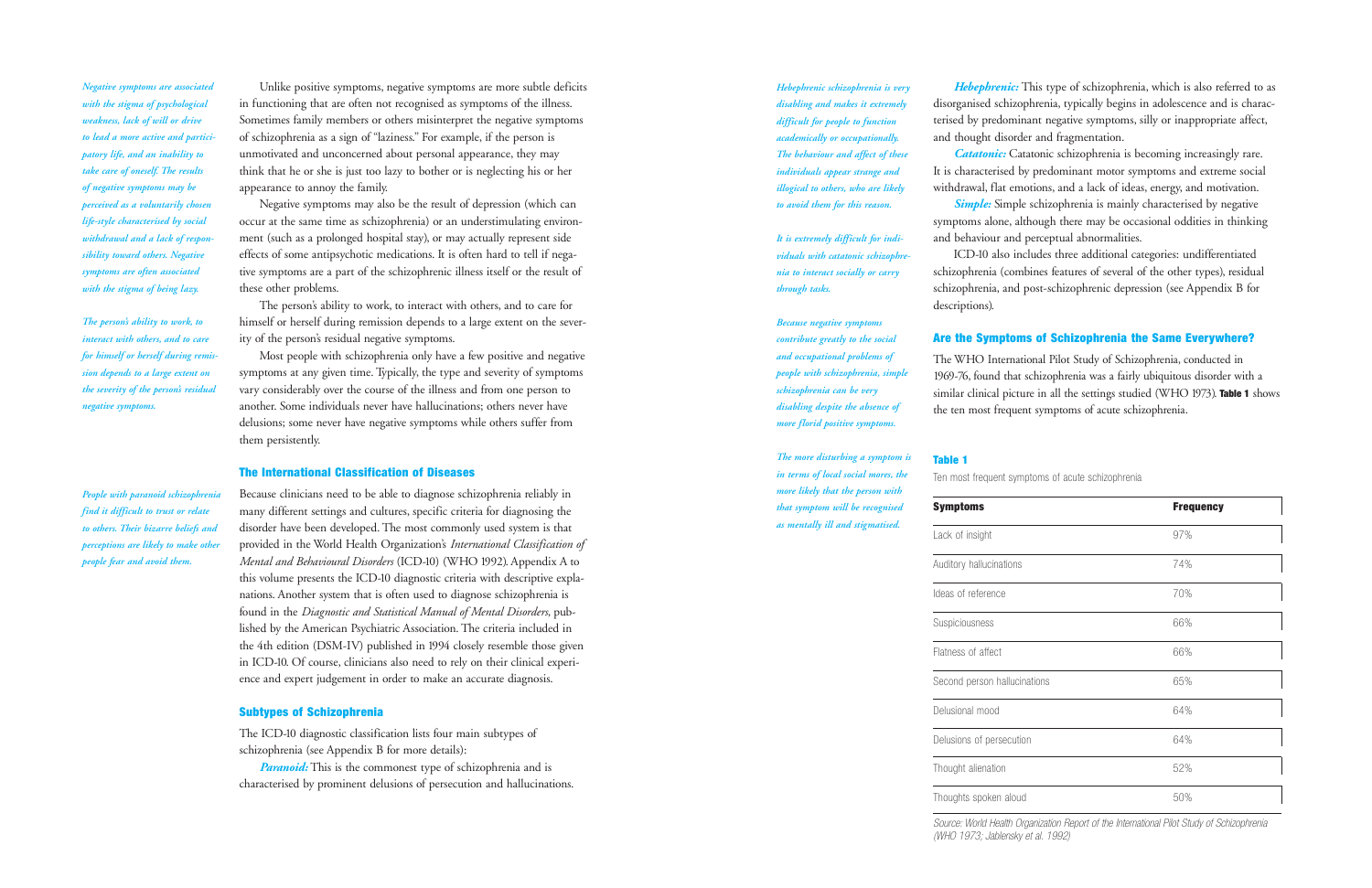*Negative symptoms are associated with the stigma of psychological weakness, lack of will or drive to lead a more active and participatory life, and an inability to take care of oneself. The results of negative symptoms may be perceived as a voluntarily chosen life-style characterised by social withdrawal and a lack of responsibility toward others. Negative symptoms are often associated with the stigma of being lazy.*

*The person's ability to work, to interact with others, and to care for himself or herself during remission depends to a large extent on the severity of the person's residual negative symptoms.*

Unlike positive symptoms, negative symptoms are more subtle deficits in functioning that are often not recognised as symptoms of the illness. Sometimes family members or others misinterpret the negative symptoms of schizophrenia as a sign of "laziness." For example, if the person is unmotivated and unconcerned about personal appearance, they may think that he or she is just too lazy to bother or is neglecting his or her appearance to annoy the family.

Negative symptoms may also be the result of depression (which can occur at the same time as schizophrenia) or an understimulating environment (such as a prolonged hospital stay), or may actually represent side effects of some antipsychotic medications. It is often hard to tell if negative symptoms are a part of the schizophrenic illness itself or the result of these other problems.

The person's ability to work, to interact with others, and to care for himself or herself during remission depends to a large extent on the severity of the person's residual negative symptoms.

Most people with schizophrenia only have a few positive and negative symptoms at any given time. Typically, the type and severity of symptoms vary considerably over the course of the illness and from one person to another. Some individuals never have hallucinations; others never have delusions; some never have negative symptoms while others suffer from them persistently.

## The International Classification of Diseases

*People with paranoid schizophrenia find it difficult to trust or relate to others. Their bizarre beliefs and perceptions are likely to make other people fear and avoid them.*

Because clinicians need to be able to diagnose schizophrenia reliably in many different settings and cultures, specific criteria for diagnosing the disorder have been developed. The most commonly used system is that provided in the World Health Organization's *International Classification of Mental and Behavioural Disorders* (ICD-10) (WHO 1992). Appendix A to this volume presents the ICD-10 diagnostic criteria with descriptive explanations. Another system that is often used to diagnose schizophrenia is found in the *Diagnostic and Statistical Manual of Mental Disorders*, published by the American Psychiatric Association. The criteria included in the 4th edition (DSM-IV) published in 1994 closely resemble those given in ICD-10. Of course, clinicians also need to rely on their clinical experience and expert judgement in order to make an accurate diagnosis.

## Subtypes of Schizophrenia

The ICD-10 diagnostic classification lists four main subtypes of schizophrenia (see Appendix B for more details):

***Paranoid:*** This is the commonest type of schizophrenia and is characterised by prominent delusions of persecution and hallucinations.

*Hebephrenic schizophrenia is very disabling and makes it extremely difficult for people to function academically or occupationally. The behaviour and affect of these individuals appear strange and illogical to others, who are likely to avoid them for this reason.*

*It is extremely difficult for individuals with catatonic schizophrenia to interact socially or carry through tasks.*

*Because negative symptoms contribute greatly to the social and occupational problems of people with schizophrenia, simple schizophrenia can be very disabling despite the absence of more florid positive symptoms.*

*The more disturbing a symptom is in terms of local social mores, the more likely that the person with that symptom will be recognised as mentally ill and stigmatised.*

***Hebephrenic:*** This type of schizophrenia, which is also referred to as disorganised schizophrenia, typically begins in adolescence and is characterised by predominant negative symptoms, silly or inappropriate affect, and thought disorder and fragmentation.

***Catatonic:*** Catatonic schizophrenia is becoming increasingly rare. It is characterised by predominant motor symptoms and extreme social withdrawal, flat emotions, and a lack of ideas, energy, and motivation.

***Simple:*** Simple schizophrenia is mainly characterised by negative symptoms alone, although there may be occasional oddities in thinking and behaviour and perceptual abnormalities.

ICD-10 also includes three additional categories: undifferentiated schizophrenia (combines features of several of the other types), residual schizophrenia, and post-schizophrenic depression (see Appendix B for descriptions).

## Are the Symptoms of Schizophrenia the Same Everywhere?

The WHO International Pilot Study of Schizophrenia, conducted in 1969-76, found that schizophrenia was a fairly ubiquitous disorder with a similar clinical picture in all the settings studied (WHO 1973). **Table 1** shows the ten most frequent symptoms of acute schizophrenia.

**Table 1**

Ten most frequent symptoms of acute schizophrenia

| Symptoms | Frequency |
|---|---|
| Lack of insight | 97% |
| Auditory hallucinations | 74% |
| Ideas of reference | 70% |
| Suspiciousness | 66% |
| Flatness of affect | 66% |
| Second person hallucinations | 65% |
| Delusional mood | 64% |
| Delusions of persecution | 64% |
| Thought alienation | 52% |
| Thoughts spoken aloud | 50% |

*Source: World Health Organization Report of the International Pilot Study of Schizophrenia (WHO 1973; Jablensky et al. 1992)*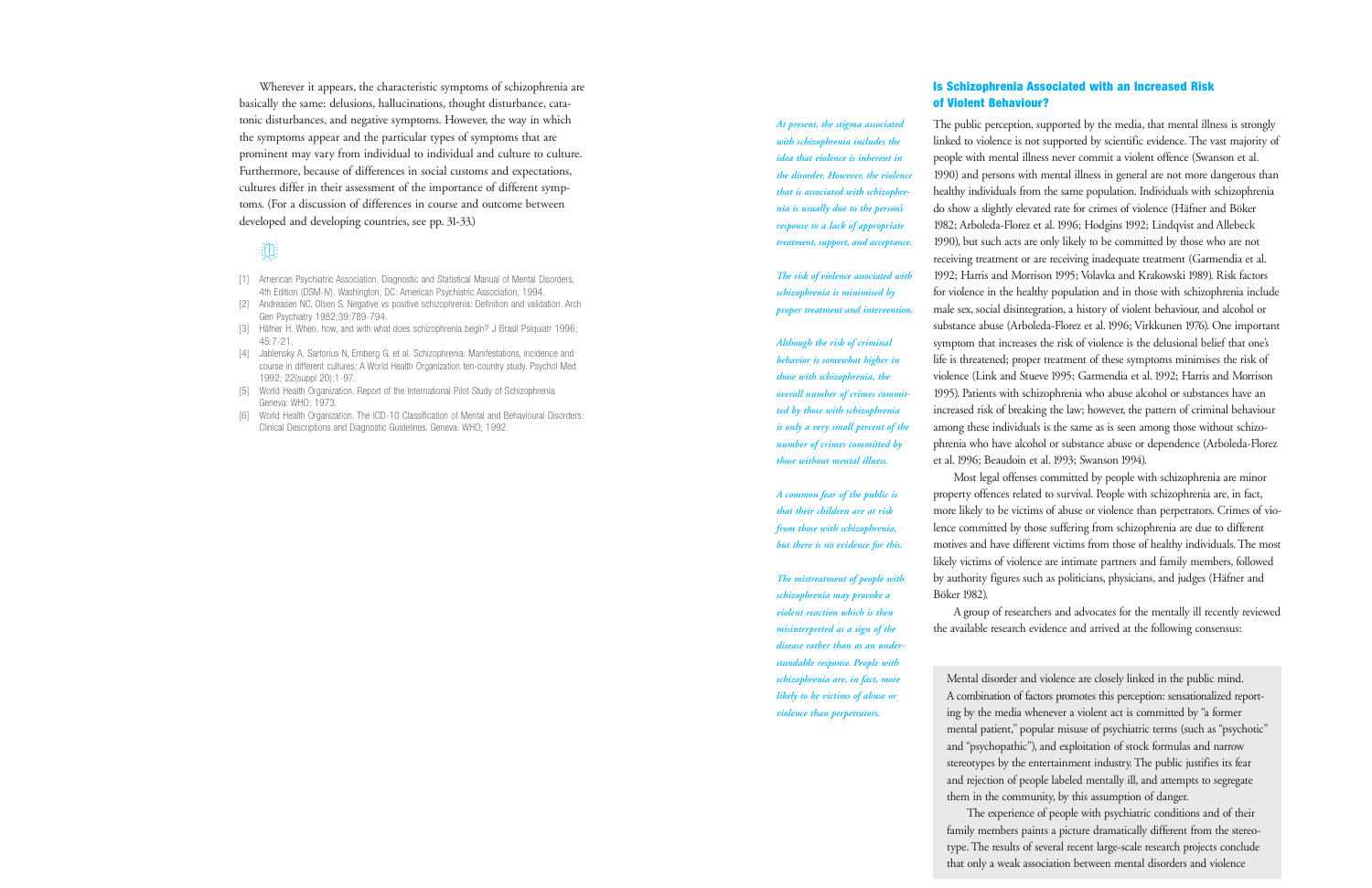Wherever it appears, the characteristic symptoms of schizophrenia are basically the same: delusions, hallucinations, thought disturbance, catatonic disturbances, and negative symptoms. However, the way in which the symptoms appear and the particular types of symptoms that are prominent may vary from individual to individual and culture to culture. Furthermore, because of differences in social customs and expectations, cultures differ in their assessment of the importance of different symptoms. (For a discussion of differences in course and outcome between developed and developing countries, see pp. 31-33.)

[1] American Psychiatric Association. Diagnostic and Statistical Manual of Mental Disorders, 4th Edition (DSM-IV). Washington, DC: American Psychiatric Association, 1994.
[2] Andreasen NC, Olsen S. Negative vs positive schizophrenia: Definition and validation. Arch Gen Psychiatry 1982;39:789-794.
[3] Häfner H. When, how, and with what does schizophrenia begin? J Brasil Psiquiatr 1996; 45:7-21.
[4] Jablensky A, Sartorius N, Ernberg G, et al. Schizophrenia: Manifestations, incidence and course in different cultures: A World Health Organization ten-country study. Psychol Med 1992; 22(suppl 20):1-97.
[5] World Health Organization. Report of the International Pilot Study of Schizophrenia. Geneva: WHO; 1973.
[6] World Health Organization. The ICD-10 Classification of Mental and Behavioural Disorders: Clinical Descriptions and Diagnostic Guidelines. Geneva: WHO; 1992.

## Is Schizophrenia Associated with an Increased Risk of Violent Behaviour?

*At present, the stigma associated with schizophrenia includes the idea that violence is inherent in the disorder. However, the violence that is associated with schizophrenia is usually due to the person's response to a lack of appropriate treatment, support, and acceptance.*

*The risk of violence associated with schizophrenia is minimised by proper treatment and intervention.*

*Although the risk of criminal behavior is somewhat higher in those with schizophrenia, the overall number of crimes committed by those with schizophrenia is only a very small percent of the number of crimes committed by those without mental illness.*

*A common fear of the public is that their children are at risk from those with schizophrenia, but there is no evidence for this.*

*The mistreatment of people with schizophrenia may provoke a violent reaction which is then misinterpreted as a sign of the disease rather than as an understandable response. People with schizophrenia are, in fact, more likely to be victims of abuse or violence than perpetrators.*

The public perception, supported by the media, that mental illness is strongly linked to violence is not supported by scientific evidence. The vast majority of people with mental illness never commit a violent offence (Swanson et al. 1990) and persons with mental illness in general are not more dangerous than healthy individuals from the same population. Individuals with schizophrenia do show a slightly elevated rate for crimes of violence (Häfner and Böker 1982; Arboleda-Florez et al. 1996; Hodgins 1992; Lindqvist and Allebeck 1990), but such acts are only likely to be committed by those who are not receiving treatment or are receiving inadequate treatment (Garmendia et al. 1992; Harris and Morrison 1995; Volavka and Krakowski 1989). Risk factors for violence in the healthy population and in those with schizophrenia include male sex, social disintegration, a history of violent behaviour, and alcohol or substance abuse (Arboleda-Florez et al. 1996; Virkkunen 1976). One important symptom that increases the risk of violence is the delusional belief that one's life is threatened; proper treatment of these symptoms minimises the risk of violence (Link and Stueve 1995; Garmendia et al. 1992; Harris and Morrison 1995). Patients with schizophrenia who abuse alcohol or substances have an increased risk of breaking the law; however, the pattern of criminal behaviour among these individuals is the same as is seen among those without schizophrenia who have alcohol or substance abuse or dependence (Arboleda-Florez et al. 1996; Beaudoin et al. 1993; Swanson 1994).

Most legal offenses committed by people with schizophrenia are minor property offences related to survival. People with schizophrenia are, in fact, more likely to be victims of abuse or violence than perpetrators. Crimes of violence committed by those suffering from schizophrenia are due to different motives and have different victims from those of healthy individuals. The most likely victims of violence are intimate partners and family members, followed by authority figures such as politicians, physicians, and judges (Häfner and Böker 1982).

A group of researchers and advocates for the mentally ill recently reviewed the available research evidence and arrived at the following consensus:

> Mental disorder and violence are closely linked in the public mind. A combination of factors promotes this perception: sensationalized reporting by the media whenever a violent act is committed by "a former mental patient," popular misuse of psychiatric terms (such as "psychotic" and "psychopathic"), and exploitation of stock formulas and narrow stereotypes by the entertainment industry. The public justifies its fear and rejection of people labeled mentally ill, and attempts to segregate them in the community, by this assumption of danger.
>
> The experience of people with psychiatric conditions and of their family members paints a picture dramatically different from the stereotype. The results of several recent large-scale research projects conclude that only a weak association between mental disorders and violence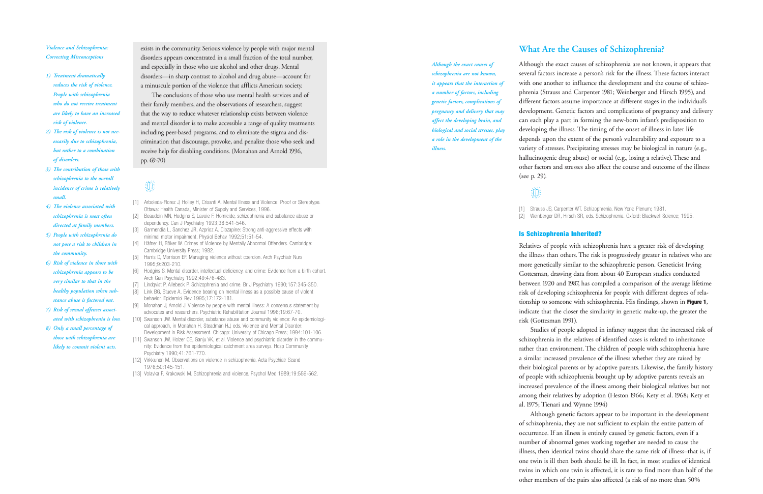*Violence and Schizophrenia: Correcting Misconceptions*

1) *Treatment dramatically reduces the risk of violence. People with schizophrenia who do not receive treatment are likely to have an increased risk of violence.*
2) *The risk of violence is not necessarily due to schizophrenia, but rather to a combination of disorders.*
3) *The contribution of those with schizophrenia to the overall incidence of crime is relatively small.*
4) *The violence associated with schizophrenia is most often directed at family members.*
5) *People with schizophrenia do not pose a risk to children in the community.*
6) *Risk of violence in those with schizophrenia appears to be very similar to that in the healthy population when substance abuse is factored out.*
7) *Risk of sexual offenses associated with schizophrenia is low.*
8) *Only a small percentage of those with schizophrenia are likely to commit violent acts.*

exists in the community. Serious violence by people with major mental disorders appears concentrated in a small fraction of the total number, and especially in those who use alcohol and other drugs. Mental disorders—in sharp contrast to alcohol and drug abuse—account for a minuscule portion of the violence that afflicts American society.

The conclusions of those who use mental health services and of their family members, and the observations of researchers, suggest that the way to reduce whatever relationship exists between violence and mental disorder is to make accessible a range of quality treatments including peer-based programs, and to eliminate the stigma and discrimination that discourage, provoke, and penalize those who seek and receive help for disabling conditions. (Monahan and Arnold 1996, pp. 69-70)

[1] Arboleda-Florez J, Holley H, Crisanti A. Mental Illness and Violence: Proof or Stereotype. Ottawa: Health Canada, Minister of Supply and Services, 1996.
[2] Beaudoin MN, Hodgins S, Lavoie F. Homicide, schizophrenia and substance abuse or dependency. Can J Psychiatry 1993;38:541-546.
[3] Garmendia L, Sanchez JR, Azpiroz A. Clozapine: Strong anti-aggressive effects with minimal motor impairment. Physiol Behav 1992;51:51-54.
[4] Häfner H, Böker W. Crimes of Violence by Mentally Abnormal Offenders. Cambridge: Cambridge University Press; 1982.
[5] Harris D, Morrison EF. Managing violence without coercion. Arch Psychiatr Nurs 1995;9:203-210.
[6] Hodgins S. Mental disorder, intellectual deficiency, and crime: Evidence from a birth cohort. Arch Gen Psychiatry 1992;49:476-483.
[7] Lindqvist P, Allebeck P. Schizophrenia and crime. Br J Psychiatry 1990;157:345-350.
[8] Link BG, Stueve A. Evidence bearing on mental illness as a possible cause of violent behavior. Epidemiol Rev 1995;17:172-181.
[9] Monahan J, Arnold J. Violence by people with mental illness: A consensus statement by advocates and researchers. Psychiatric Rehabilitation Journal 1996;19:67-70.
[10] Swanson JW. Mental disorder, substance abuse and community violence: An epidemiological approach, in Monahan H, Steadman HJ, eds. Violence and Mental Disorder: Development in Risk Assessment. Chicago: University of Chicago Press; 1994:101-106.
[11] Swanson JW, Holzer CE, Ganju VK, et al. Violence and psychiatric disorder in the community: Evidence from the epidemiological catchment area surveys. Hosp Community Psychiatry 1990;41:761-770.
[12] Virkkunen M. Observations on violence in schizophrenia. Acta Psychiatr Scand 1976;50:145-151.
[13] Volavka F, Krakowski M. Schizophrenia and violence. Psychol Med 1989;19:559-562.

## What Are the Causes of Schizophrenia?

*Although the exact causes of schizophrenia are not known, it appears that the interaction of a number of factors, including genetic factors, complications of pregnancy and delivery that may affect the developing brain, and biological and social stresses, play a role in the development of the illness.*

Although the exact causes of schizophrenia are not known, it appears that several factors increase a person's risk for the illness. These factors interact with one another to influence the development and the course of schizophrenia (Strauss and Carpenter 1981; Weinberger and Hirsch 1995), and different factors assume importance at different stages in the individual's development. Genetic factors and complications of pregnancy and delivery can each play a part in forming the new-born infant's predisposition to developing the illness. The timing of the onset of illness in later life depends upon the extent of the person's vulnerability and exposure to a variety of stresses. Precipitating stresses may be biological in nature (e.g., hallucinogenic drug abuse) or social (e.g., losing a relative). These and other factors and stresses also affect the course and outcome of the illness (see p. 29).

[1] Strauss JS, Carpenter WT. Schizophrenia. New York: Plenum; 1981.
[2] Weinberger DR, Hirsch SR, eds. Schizophrenia. Oxford: Blackwell Science; 1995.

### Is Schizophrenia Inherited?

Relatives of people with schizophrenia have a greater risk of developing the illness than others. The risk is progressively greater in relatives who are more genetically similar to the schizophrenic person. Geneticist Irving Gottesman, drawing data from about 40 European studies conducted between 1920 and 1987, has compiled a comparison of the average lifetime risk of developing schizophrenia for people with different degrees of relationship to someone with schizophrenia. His findings, shown in **Figure 1**, indicate that the closer the similarity in genetic make-up, the greater the risk (Gottesman 1991).

Studies of people adopted in infancy suggest that the increased risk of schizophrenia in the relatives of identified cases is related to inheritance rather than environment. The children of people with schizophrenia have a similar increased prevalence of the illness whether they are raised by their biological parents or by adoptive parents. Likewise, the family history of people with schizophrenia brought up by adoptive parents reveals an increased prevalence of the illness among their biological relatives but not among their relatives by adoption (Heston 1966; Kety et al. 1968; Kety et al. 1975; Tienari and Wynne 1994)

Although genetic factors appear to be important in the development of schizophrenia, they are not sufficient to explain the entire pattern of occurrence. If an illness is entirely caused by genetic factors, even if a number of abnormal genes working together are needed to cause the illness, then identical twins should share the same risk of illness–that is, if one twin is ill then both should be ill. In fact, in most studies of identical twins in which one twin is affected, it is rare to find more than half of the other members of the pairs also affected (a risk of no more than 50%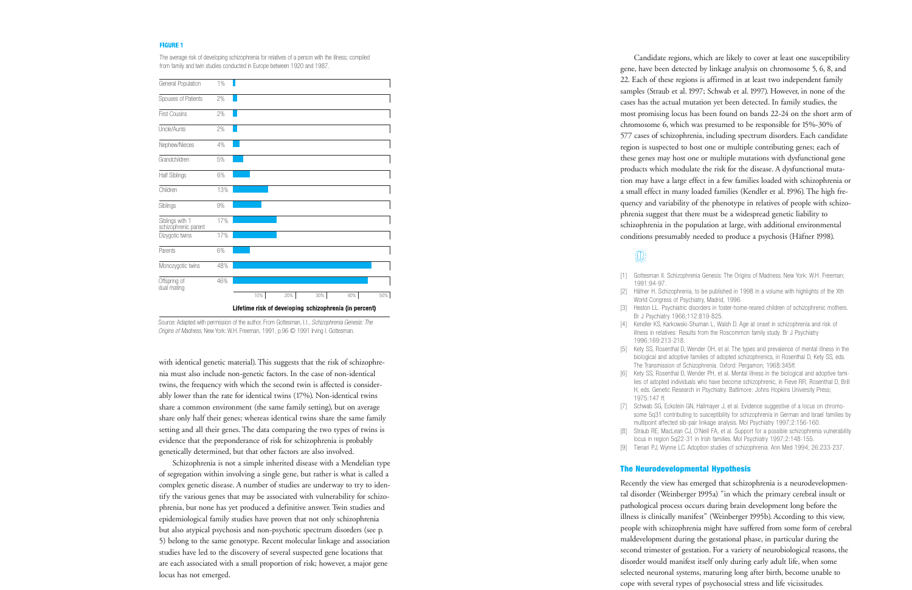**FIGURE 1**

The average risk of developing schizophrenia for relatives of a person with the illness; compiled from family and twin studies conducted in Europe between 1920 and 1987.

| Relationship | Lifetime risk of developing schizophrenia (in percent) |
|---|---|
| General Population | 1% |
| Spouses of Patients | 2% |
| First Cousins | 2% |
| Uncle/Aunts | 2% |
| Nephew/Nieces | 4% |
| Grandchildren | 5% |
| Half Siblings | 6% |
| Children | 13% |
| Siblings | 9% |
| Siblings with 1 schizophrenic parent | 17% |
| Dizygotic twins | 17% |
| Parents | 6% |
| Monozygotic twins | 48% |
| Offspring of dual mating | 46% |

Source: Adapted with permission of the author. From Gottesman, I.I., *Schizophrenia Genesis: The Origins of Madness*, New York: W.H. Freeman, 1991, p.96 © 1991 Irving I. Gottesman.

with identical genetic material). This suggests that the risk of schizophrenia must also include non-genetic factors. In the case of non-identical twins, the frequency with which the second twin is affected is considerably lower than the rate for identical twins (17%). Non-identical twins share a common environment (the same family setting), but on average share only half their genes; whereas identical twins share the same family setting and all their genes. The data comparing the two types of twins is evidence that the preponderance of risk for schizophrenia is probably genetically determined, but that other factors are also involved.

Schizophrenia is not a simple inherited disease with a Mendelian type of segregation within involving a single gene, but rather is what is called a complex genetic disease. A number of studies are underway to try to identify the various genes that may be associated with vulnerability for schizophrenia, but none has yet produced a definitive answer. Twin studies and epidemiological family studies have proven that not only schizophrenia but also atypical psychosis and non-psychotic spectrum disorders (see p. 5) belong to the same genotype. Recent molecular linkage and association studies have led to the discovery of several suspected gene locations that are each associated with a small proportion of risk; however, a major gene locus has not emerged.

Candidate regions, which are likely to cover at least one susceptibility gene, have been detected by linkage analysis on chromosome 5, 6, 8, and 22. Each of these regions is affirmed in at least two independent family samples (Straub et al. 1997; Schwab et al. 1997). However, in none of the cases has the actual mutation yet been detected. In family studies, the most promising locus has been found on bands 22-24 on the short arm of chromosome 6, which was presumed to be responsible for 15%-30% of 577 cases of schizophrenia, including spectrum disorders. Each candidate region is suspected to host one or multiple contributing genes; each of these genes may host one or multiple mutations with dysfunctional gene products which modulate the risk for the disease. A dysfunctional mutation may have a large effect in a few families loaded with schizophrenia or a small effect in many loaded families (Kendler et al. 1996). The high frequency and variability of the phenotype in relatives of people with schizophrenia suggest that there must be a widespread genetic liability to schizophrenia in the population at large, with additional environmental conditions presumably needed to produce a psychosis (Häfner 1998).

[1] Gottesman II. Schizophrenia Genesis: The Origins of Madness. New York: W.H. Freeman; 1991:94-97.
[2] Häfner H. Schizophrenia, to be published in 1998 in a volume with highlights of the Xth World Congress of Psychiatry, Madrid, 1996.
[3] Heston LL. Psychiatric disorders in foster-home-reared children of schizophrenic mothers. Br J Psychiatry 1966;112:819-825.
[4] Kendler KS, Karkowski-Shuman L, Walsh D. Age at onset in schizophrenia and risk of illness in relatives: Results from the Roscommon family study. Br J Psychiatry 1996;169:213-218.
[5] Kety SS, Rosenthal D, Wender OH, et al. The types and prevalence of mental illness in the biological and adoptive families of adopted schizophrenics, in Rosenthal D, Kety SS, eds. The Transmission of Schizophrenia. Oxford: Pergamon; 1968:345ff.
[6] Kety SS, Rosenthal D, Wender PH, et al. Mental illness in the biological and adoptive families of adopted individuals who have become schizophrenic, in Fieve RR, Rosenthal D, Brill H, eds. Genetic Research in Psychiatry. Baltimore: Johns Hopkins University Press; 1975:147 ff.
[7] Schwab SG, Eckstein GN, Hallmayer J, et al. Evidence suggestive of a locus on chromosome 5q31 contributing to susceptibility for schizophrenia in German and Israel families by multipoint affected sib-pair linkage analysis. Mol Psychiatry 1997;2:156-160.
[8] Straub RE, MacLean CJ, O'Neill FA, et al. Support for a possible schizophrenia vulnerability locus in region 5q22-31 in Irish families. Mol Psychiatry 1997;2:148-155.
[9] Tienari PJ, Wynne LC. Adoption studies of schizophrenia. Ann Med 1994; 26:233-237.

## The Neurodevelopmental Hypothesis

Recently the view has emerged that schizophrenia is a neurodevelopmental disorder (Weinberger 1995a) "in which the primary cerebral insult or pathological process occurs during brain development long before the illness is clinically manifest" (Weinberger 1995b). According to this view, people with schizophrenia might have suffered from some form of cerebral maldevelopment during the gestational phase, in particular during the second trimester of gestation. For a variety of neurobiological reasons, the disorder would manifest itself only during early adult life, when some selected neuronal systems, maturing long after birth, become unable to cope with several types of psychosocial stress and life vicissitudes.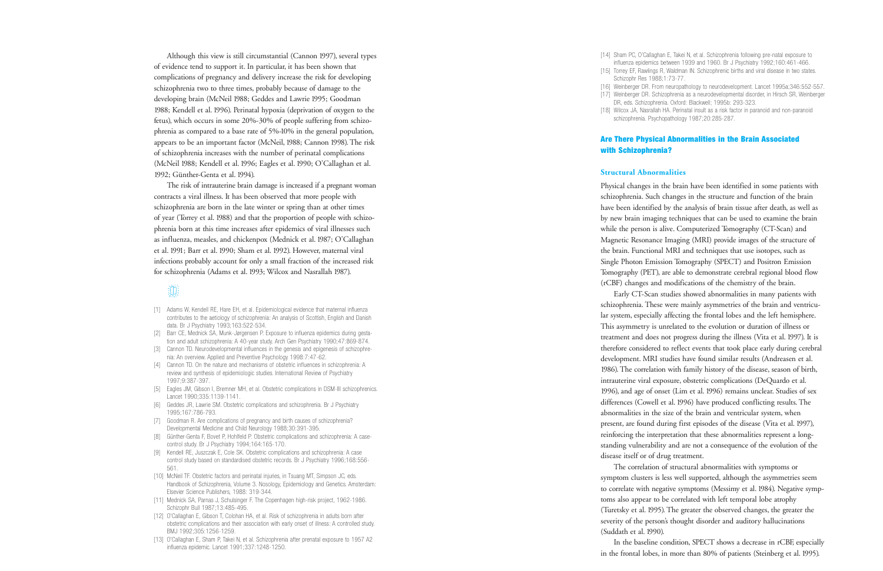Although this view is still circumstantial (Cannon 1997), several types of evidence tend to support it. In particular, it has been shown that complications of pregnancy and delivery increase the risk for developing schizophrenia two to three times, probably because of damage to the developing brain (McNeil 1988; Geddes and Lawrie 1995; Goodman 1988; Kendell et al. 1996). Perinatal hypoxia (deprivation of oxygen to the fetus), which occurs in some 20%-30% of people suffering from schizophrenia as compared to a base rate of 5%-10% in the general population, appears to be an important factor (McNeil, 1988; Cannon 1998). The risk of schizophrenia increases with the number of perinatal complications (McNeil 1988; Kendell et al. 1996; Eagles et al. 1990; O'Callaghan et al. 1992; Günther-Genta et al. 1994).

The risk of intrauterine brain damage is increased if a pregnant woman contracts a viral illness. It has been observed that more people with schizophrenia are born in the late winter or spring than at other times of year (Torrey et al. 1988) and that the proportion of people with schizophrenia born at this time increases after epidemics of viral illnesses such as influenza, measles, and chickenpox (Mednick et al. 1987; O'Callaghan et al. 1991; Barr et al. 1990; Sham et al. 1992). However, maternal viral infections probably account for only a small fraction of the increased risk for schizophrenia (Adams et al. 1993; Wilcox and Nasrallah 1987).

- [1] Adams W, Kendell RE, Hare EH, et al. Epidemiological evidence that maternal influenza contributes to the aetiology of schizophrenia: An analysis of Scottish, English and Danish data. Br J Psychiatry 1993;163:522-534.
- [2] Barr CE, Mednick SA, Munk-Jørgensen P. Exposure to influenza epidemics during gestation and adult schizophrenia: A 40-year study. Arch Gen Psychiatry 1990;47:869-874.
- [3] Cannon TD. Neurodevelopmental influences in the genesis and epigenesis of schizophrenia: An overview. Applied and Preventive Psychology 1998:7:47-62.
- [4] Cannon TD. On the nature and mechanisms of obstetric influences in schizophrenia: A review and synthesis of epidemiologic studies. International Review of Psychiatry 1997;9:387-397.
- [5] Eagles JM, Gibson I, Bremner MH, et al. Obstetric complications in DSM-III schizophrenics. Lancet 1990;335:1139-1141.
- [6] Geddes JR, Lawrie SM. Obstetric complications and schizophrenia. Br J Psychiatry 1995;167:786-793.
- [7] Goodman R. Are complications of pregnancy and birth causes of schizophrenia? Developmental Medicine and Child Neurology 1988;30:391-395.
- [8] Günther-Genta F, Bovet P, Hohlfeld P. Obstetric complications and schizophrenia: A case-control study. Br J Psychiatry 1994;164:165-170.
- [9] Kendell RE, Juszczak E, Cole SK. Obstetric complications and schizophrenia: A case control study based on standardised obstetric records. Br J Psychiatry 1996;168:556-561.
- [10] McNeil TF. Obstetric factors and perinatal injuries, in Tsuang MT, Simpson JC, eds. Handbook of Schizophrenia, Volume 3. Nosology, Epidemiology and Genetics. Amsterdam: Elsevier Science Publishers, 1988: 319-344.
- [11] Mednick SA, Parnas J, Schulsinger F. The Copenhagen high-risk project, 1962-1986. Schizophr Bull 1987;13:485-495.
- [12] O'Callaghan E, Gibson T, Colohan HA, et al. Risk of schizophrenia in adults born after obstetric complications and their association with early onset of illness: A controlled study. BMJ 1992;305:1256-1259.
- [13] O'Callaghan E, Sham P, Takei N, et al. Schizophrenia after prenatal exposure to 1957 A2 influenza epidemic. Lancet 1991;337:1248-1250.
- [14] Sham PC, O'Callaghan E, Takei N, et al. Schizophrenia following pre-natal exposure to influenza epidemics between 1939 and 1960. Br J Psychiatry 1992;160:461-466.
- [15] Torrey EF, Rawlings R, Waldman IN. Schizophrenic births and viral disease in two states. Schizophr Res 1988;1:73-77.
- [16] Weinberger DR. From neuropathology to neurodevelopment. Lancet 1995a;346:552-557.
- [17] Weinberger DR. Schizophrenia as a neurodevelopmental disorder, in Hirsch SR, Weinberger DR, eds. Schizophrenia. Oxford: Blackwell; 1995b: 293-323.
- [18] Wilcox JA, Nasrallah HA. Perinatal insult as a risk factor in paranoid and non-paranoid schizophrenia. Psychopathology 1987;20:285-287.

## Are There Physical Abnormalities in the Brain Associated with Schizophrenia?

### Structural Abnormalities

Physical changes in the brain have been identified in some patients with schizophrenia. Such changes in the structure and function of the brain have been identified by the analysis of brain tissue after death, as well as by new brain imaging techniques that can be used to examine the brain while the person is alive. Computerized Tomography (CT-Scan) and Magnetic Resonance Imaging (MRI) provide images of the structure of the brain. Functional MRI and techniques that use isotopes, such as Single Photon Emission Tomography (SPECT) and Positron Emission Tomography (PET), are able to demonstrate cerebral regional blood flow (rCBF) changes and modifications of the chemistry of the brain.

Early CT-Scan studies showed abnormalities in many patients with schizophrenia. These were mainly asymmetries of the brain and ventricular system, especially affecting the frontal lobes and the left hemisphere. This asymmetry is unrelated to the evolution or duration of illness or treatment and does not progress during the illness (Vita et al. 1997). It is therefore considered to reflect events that took place early during cerebral development. MRI studies have found similar results (Andreasen et al. 1986). The correlation with family history of the disease, season of birth, intrauterine viral exposure, obstetric complications (DeQuardo et al. 1996), and age of onset (Lim et al. 1996) remains unclear. Studies of sex differences (Cowell et al. 1996) have produced conflicting results. The abnormalities in the size of the brain and ventricular system, when present, are found during first episodes of the disease (Vita et al. 1997), reinforcing the interpretation that these abnormalities represent a long-standing vulnerability and are not a consequence of the evolution of the disease itself or of drug treatment.

The correlation of structural abnormalities with symptoms or symptom clusters is less well supported, although the asymmetries seem to correlate with negative symptoms (Messimy et al. 1984). Negative symptoms also appear to be correlated with left temporal lobe atrophy (Turetsky et al. 1995). The greater the observed changes, the greater the severity of the person's thought disorder and auditory hallucinations (Suddath et al. 1990).

In the baseline condition, SPECT shows a decrease in rCBF, especially in the frontal lobes, in more than 80% of patients (Steinberg et al. 1995).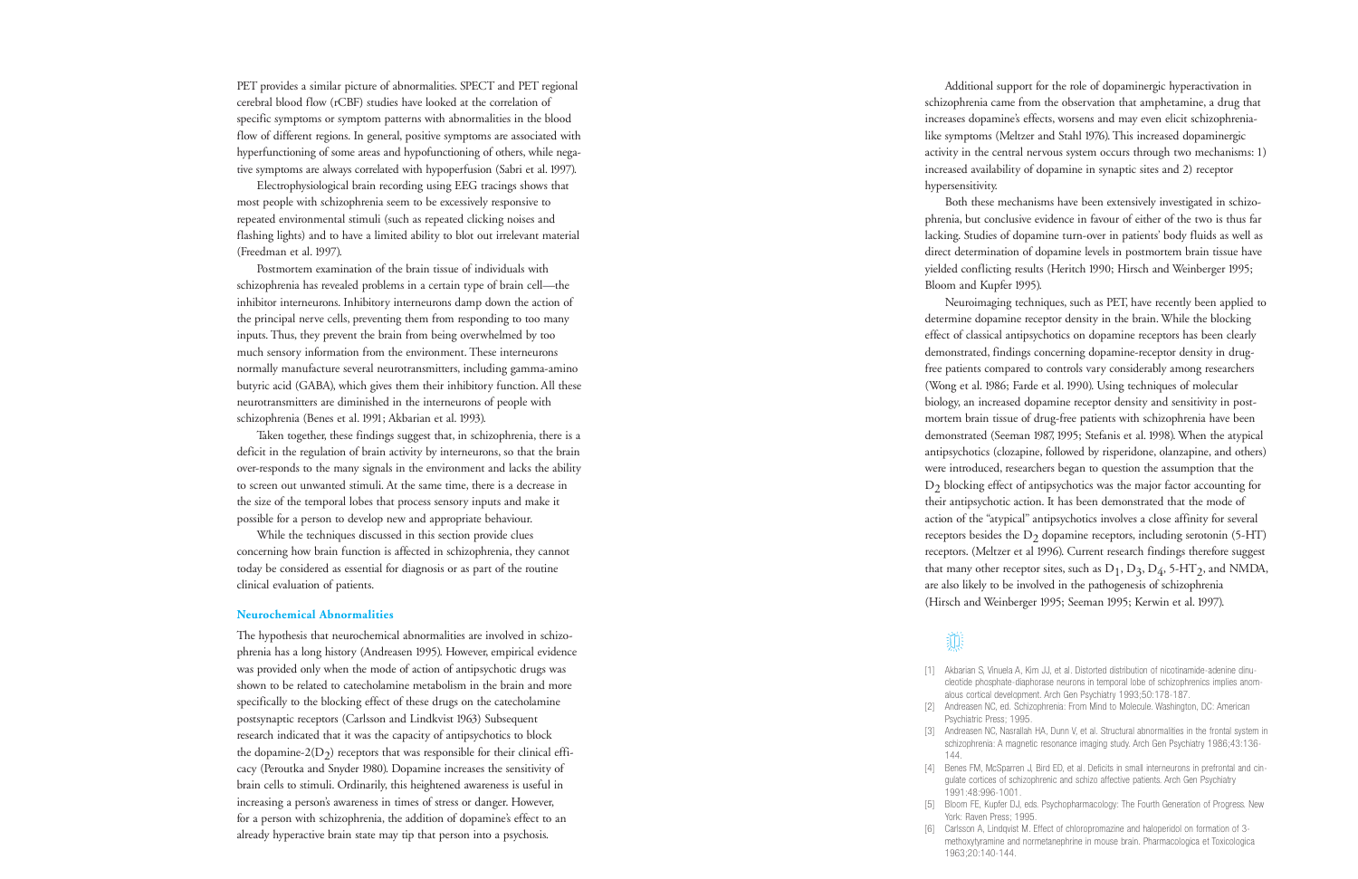PET provides a similar picture of abnormalities. SPECT and PET regional cerebral blood flow (rCBF) studies have looked at the correlation of specific symptoms or symptom patterns with abnormalities in the blood flow of different regions. In general, positive symptoms are associated with hyperfunctioning of some areas and hypofunctioning of others, while negative symptoms are always correlated with hypoperfusion (Sabri et al. 1997).

Electrophysiological brain recording using EEG tracings shows that most people with schizophrenia seem to be excessively responsive to repeated environmental stimuli (such as repeated clicking noises and flashing lights) and to have a limited ability to blot out irrelevant material (Freedman et al. 1997).

Postmortem examination of the brain tissue of individuals with schizophrenia has revealed problems in a certain type of brain cell—the inhibitor interneurons. Inhibitory interneurons damp down the action of the principal nerve cells, preventing them from responding to too many inputs. Thus, they prevent the brain from being overwhelmed by too much sensory information from the environment. These interneurons normally manufacture several neurotransmitters, including gamma-amino butyric acid (GABA), which gives them their inhibitory function. All these neurotransmitters are diminished in the interneurons of people with schizophrenia (Benes et al. 1991; Akbarian et al. 1993).

Taken together, these findings suggest that, in schizophrenia, there is a deficit in the regulation of brain activity by interneurons, so that the brain over-responds to the many signals in the environment and lacks the ability to screen out unwanted stimuli. At the same time, there is a decrease in the size of the temporal lobes that process sensory inputs and make it possible for a person to develop new and appropriate behaviour.

While the techniques discussed in this section provide clues concerning how brain function is affected in schizophrenia, they cannot today be considered as essential for diagnosis or as part of the routine clinical evaluation of patients.

### Neurochemical Abnormalities

The hypothesis that neurochemical abnormalities are involved in schizophrenia has a long history (Andreasen 1995). However, empirical evidence was provided only when the mode of action of antipsychotic drugs was shown to be related to catecholamine metabolism in the brain and more specifically to the blocking effect of these drugs on the catecholamine postsynaptic receptors (Carlsson and Lindkvist 1963) Subsequent research indicated that it was the capacity of antipsychotics to block the dopamine-2($D_2$) receptors that was responsible for their clinical efficacy (Peroutka and Snyder 1980). Dopamine increases the sensitivity of brain cells to stimuli. Ordinarily, this heightened awareness is useful in increasing a person's awareness in times of stress or danger. However, for a person with schizophrenia, the addition of dopamine's effect to an already hyperactive brain state may tip that person into a psychosis.

Additional support for the role of dopaminergic hyperactivation in schizophrenia came from the observation that amphetamine, a drug that increases dopamine's effects, worsens and may even elicit schizophrenia-like symptoms (Meltzer and Stahl 1976). This increased dopaminergic activity in the central nervous system occurs through two mechanisms: 1) increased availability of dopamine in synaptic sites and 2) receptor hypersensitivity.

Both these mechanisms have been extensively investigated in schizophrenia, but conclusive evidence in favour of either of the two is thus far lacking. Studies of dopamine turn-over in patients' body fluids as well as direct determination of dopamine levels in postmortem brain tissue have yielded conflicting results (Heritch 1990; Hirsch and Weinberger 1995; Bloom and Kupfer 1995).

Neuroimaging techniques, such as PET, have recently been applied to determine dopamine receptor density in the brain. While the blocking effect of classical antipsychotics on dopamine receptors has been clearly demonstrated, findings concerning dopamine-receptor density in drug-free patients compared to controls vary considerably among researchers (Wong et al. 1986; Farde et al. 1990). Using techniques of molecular biology, an increased dopamine receptor density and sensitivity in postmortem brain tissue of drug-free patients with schizophrenia have been demonstrated (Seeman 1987, 1995; Stefanis et al. 1998). When the atypical antipsychotics (clozapine, followed by risperidone, olanzapine, and others) were introduced, researchers began to question the assumption that the $D_2$ blocking effect of antipsychotics was the major factor accounting for their antipsychotic action. It has been demonstrated that the mode of action of the "atypical" antipsychotics involves a close affinity for several receptors besides the $D_2$ dopamine receptors, including serotonin (5-HT) receptors. (Meltzer et al 1996). Current research findings therefore suggest that many other receptor sites, such as $D_1$, $D_3$, $D_4$, 5-$HT_2$, and NMDA, are also likely to be involved in the pathogenesis of schizophrenia (Hirsch and Weinberger 1995; Seeman 1995; Kerwin et al. 1997).

[1] Akbarian S, Vinuela A, Kim JJ, et al. Distorted distribution of nicotinamide-adenine dinucleotide phosphate-diaphorase neurons in temporal lobe of schizophrenics implies anomalous cortical development. Arch Gen Psychiatry 1993;50:178-187.

[2] Andreasen NC, ed. Schizophrenia: From Mind to Molecule. Washington, DC: American Psychiatric Press; 1995.

[3] Andreasen NC, Nasrallah HA, Dunn V, et al. Structural abnormalities in the frontal system in schizophrenia: A magnetic resonance imaging study. Arch Gen Psychiatry 1986;43:136-144.

[4] Benes FM, McSparren J, Bird ED, et al. Deficits in small interneurons in prefrontal and cingulate cortices of schizophrenic and schizo affective patients. Arch Gen Psychiatry 1991;48:996-1001.

[5] Bloom FE, Kupfer DJ, eds. Psychopharmacology: The Fourth Generation of Progress. New York: Raven Press; 1995.

[6] Carlsson A, Lindqvist M. Effect of chloropromazine and haloperidol on formation of 3-methoxytyramine and normetanephrine in mouse brain. Pharmacologica et Toxicologica 1963;20:140-144.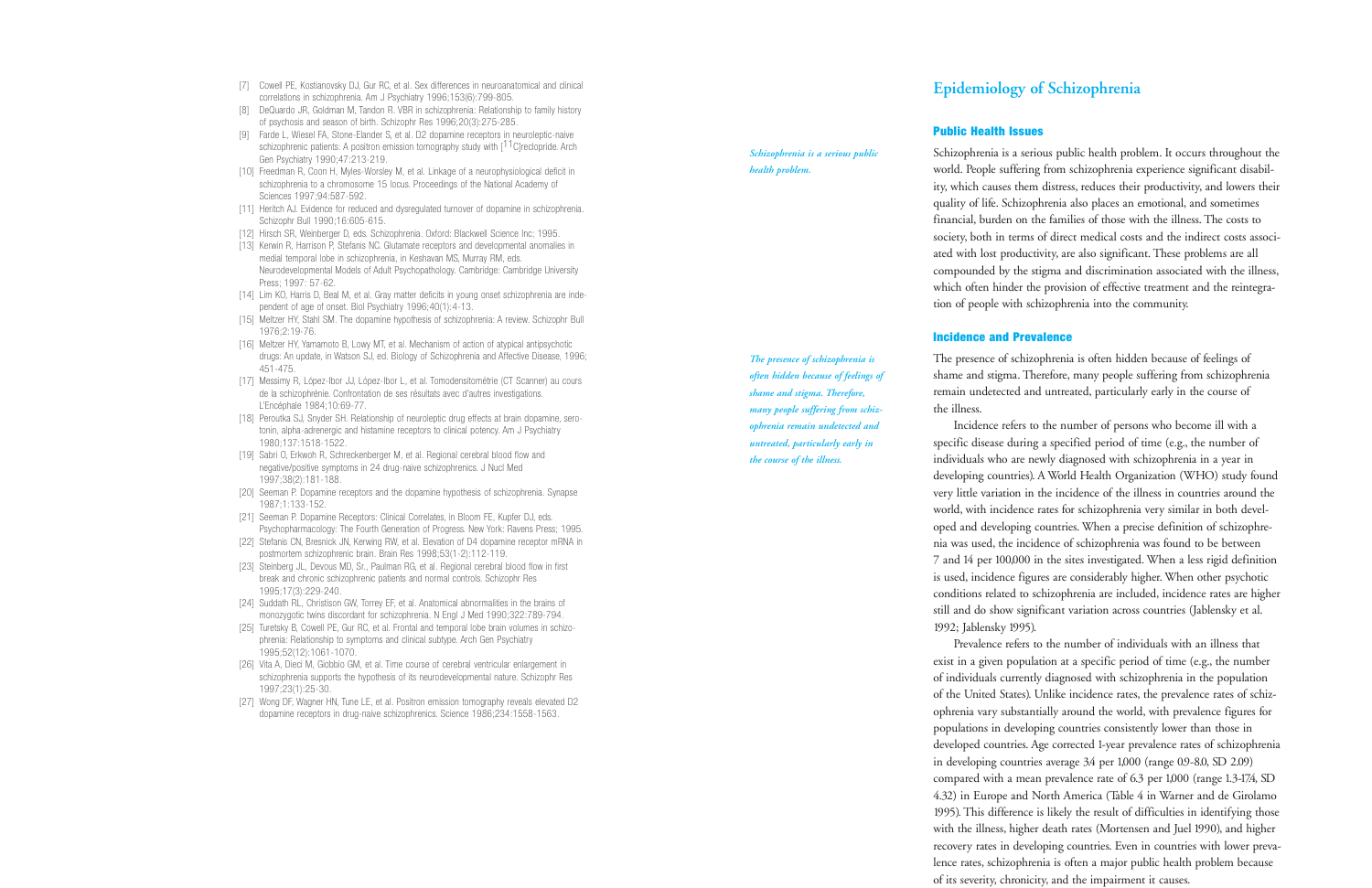[7] Cowell PE, Kostianovsky DJ, Gur RC, et al. Sex differences in neuroanatomical and clinical correlations in schizophrenia. Am J Psychiatry 1996;153(6):799-805.

[8] DeQuardo JR, Goldman M, Tandon R. VBR in schizophrenia: Relationship to family history of psychosis and season of birth. Schizophr Res 1996;20(3):275-285.

[9] Farde L, Wiesel FA, Stone-Elander S, et al. D2 dopamine receptors in neuroleptic-naive schizophrenic patients: A positron emission tomography study with [$^{11}$C]raclopride. Arch Gen Psychiatry 1990;47:213-219.

[10] Freedman R, Coon H, Myles-Worsley M, et al. Linkage of a neurophysiological deficit in schizophrenia to a chromosome 15 locus. Proceedings of the National Academy of Sciences 1997;94:587-592.

[11] Heritch AJ. Evidence for reduced and dysregulated turnover of dopamine in schizophrenia. Schizophr Bull 1990;16:605-615.

[12] Hirsch SR, Weinberger D, eds. Schizophrenia. Oxford: Blackwell Science Inc; 1995.

[13] Kerwin R, Harrison P, Stefanis NC. Glutamate receptors and developmental anomalies in medial temporal lobe in schizophrenia, in Keshavan MS, Murray RM, eds. Neurodevelopmental Models of Adult Psychopathology. Cambridge: Cambridge University Press; 1997: 57-62.

[14] Lim KO, Harris D, Beal M, et al. Gray matter deficits in young onset schizophrenia are independent of age of onset. Biol Psychiatry 1996;40(1):4-13.

[15] Meltzer HY, Stahl SM. The dopamine hypothesis of schizophrenia: A review. Schizophr Bull 1976;2:19-76.

[16] Meltzer HY, Yamamoto B, Lowy MT, et al. Mechanism of action of atypical antipsychotic drugs: An update, in Watson SJ, ed. Biology of Schizophrenia and Affective Disease, 1996; 451-475.

[17] Messimy R, López-Ibor JJ, López-Ibor L, et al. Tomodensitométrie (CT Scanner) au cours de la schizophrénie. Confrontation de ses résultats avec d'autres investigations. L'Encéphale 1984;10:69-77.

[18] Peroutka SJ, Snyder SH. Relationship of neuroleptic drug effects at brain dopamine, serotonin, alpha-adrenergic and histamine receptors to clinical potency. Am J Psychiatry 1980;137:1518-1522.

[19] Sabri O, Erkwoh R, Schreckenberger M, et al. Regional cerebral blood flow and negative/positive symptoms in 24 drug-naive schizophrenics. J Nucl Med 1997;38(2):181-188.

[20] Seeman P. Dopamine receptors and the dopamine hypothesis of schizophrenia. Synapse 1987;1:133-152.

[21] Seeman P. Dopamine Receptors: Clinical Correlates, in Bloom FE, Kupfer DJ, eds. Psychopharmacology: The Fourth Generation of Progress. New York: Ravens Press; 1995.

[22] Stefanis CN, Bresnick JN, Kerwing RW, et al. Elevation of D4 dopamine receptor mRNA in postmortem schizophrenic brain. Brain Res 1998;53(1-2):112-119.

[23] Steinberg JL, Devous MD, Sr., Paulman RG, et al. Regional cerebral blood flow in first break and chronic schizophrenic patients and normal controls. Schizophr Res 1995;17(3):229-240.

[24] Suddath RL, Christison GW, Torrey EF, et al. Anatomical abnormalities in the brains of monozygotic twins discordant for schizophrenia. N Engl J Med 1990;322:789-794.

[25] Turetsky B, Cowell PE, Gur RC, et al. Frontal and temporal lobe brain volumes in schizophrenia: Relationship to symptoms and clinical subtype. Arch Gen Psychiatry 1995;52(12):1061-1070.

[26] Vita A, Dieci M, Giobbio GM, et al. Time course of cerebral ventricular enlargement in schizophrenia supports the hypothesis of its neurodevelopmental nature. Schizophr Res 1997;23(1):25-30.

[27] Wong DF, Wagner HN, Tune LE, et al. Positron emission tomography reveals elevated D2 dopamine receptors in drug-naive schizophrenics. Science 1986;234:1558-1563.

# Epidemiology of Schizophrenia

## Public Health Issues

*Schizophrenia is a serious public health problem.*

Schizophrenia is a serious public health problem. It occurs throughout the world. People suffering from schizophrenia experience significant disability, which causes them distress, reduces their productivity, and lowers their quality of life. Schizophrenia also places an emotional, and sometimes financial, burden on the families of those with the illness. The costs to society, both in terms of direct medical costs and the indirect costs associated with lost productivity, are also significant. These problems are all compounded by the stigma and discrimination associated with the illness, which often hinder the provision of effective treatment and the reintegration of people with schizophrenia into the community.

## Incidence and Prevalence

*The presence of schizophrenia is often hidden because of feelings of shame and stigma. Therefore, many people suffering from schizophrenia remain undetected and untreated, particularly early in the course of the illness.*

The presence of schizophrenia is often hidden because of feelings of shame and stigma. Therefore, many people suffering from schizophrenia remain undetected and untreated, particularly early in the course of the illness.

Incidence refers to the number of persons who become ill with a specific disease during a specified period of time (e.g., the number of individuals who are newly diagnosed with schizophrenia in a year in developing countries). A World Health Organization (WHO) study found very little variation in the incidence of the illness in countries around the world, with incidence rates for schizophrenia very similar in both developed and developing countries. When a precise definition of schizophrenia was used, the incidence of schizophrenia was found to be between 7 and 14 per 100,000 in the sites investigated. When a less rigid definition is used, incidence figures are considerably higher. When other psychotic conditions related to schizophrenia are included, incidence rates are higher still and do show significant variation across countries (Jablensky et al. 1992; Jablensky 1995).

Prevalence refers to the number of individuals with an illness that exist in a given population at a specific period of time (e.g., the number of individuals currently diagnosed with schizophrenia in the population of the United States). Unlike incidence rates, the prevalence rates of schizophrenia vary substantially around the world, with prevalence figures for populations in developing countries consistently lower than those in developed countries. Age corrected 1-year prevalence rates of schizophrenia in developing countries average 3.4 per 1,000 (range 0.9-8.0, SD 2.09) compared with a mean prevalence rate of 6.3 per 1,000 (range 1.3-17.4, SD 4.32) in Europe and North America (Table 4 in Warner and de Girolamo 1995). This difference is likely the result of difficulties in identifying those with the illness, higher death rates (Mortensen and Juel 1990), and higher recovery rates in developing countries. Even in countries with lower prevalence rates, schizophrenia is often a major public health problem because of its severity, chronicity, and the impairment it causes.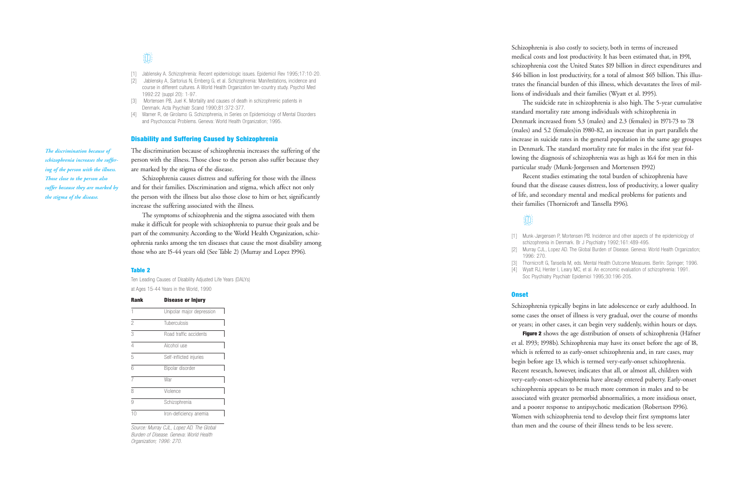[1] Jablensky A. Schizophrenia: Recent epidemiologic issues. Epidemiol Rev 1995;17:10-20.
[2] Jablensky A, Sartorius N, Ernberg G, et al. Schizophrenia: Manifestations, incidence and course in different cultures. A World Health Organization ten-country study. Psychol Med 1992:22 (suppl 20): 1-97.
[3] Mortensen PB, Juel K. Mortality and causes of death in schizophrenic patients in Denmark. Acta Psychiatr Scand 1990;81:372-377.
[4] Warner R, de Girolamo G. Schizophrenia, in Series on Epidemiology of Mental Disorders and Psychosocial Problems. Geneva: World Health Organization; 1995.

## Disability and Suffering Caused by Schizophrenia

*The discrimination because of schizophrenia increases the suffering of the person with the illness. Those close to the person also suffer because they are marked by the stigma of the disease.*

The discrimination because of schizophrenia increases the suffering of the person with the illness. Those close to the person also suffer because they are marked by the stigma of the disease.

Schizophrenia causes distress and suffering for those with the illness and for their families. Discrimination and stigma, which affect not only the person with the illness but also those close to him or her, significantly increase the suffering associated with the illness.

The symptoms of schizophrenia and the stigma associated with them make it difficult for people with schizophrenia to pursue their goals and be part of the community. According to the World Health Organization, schizophrenia ranks among the ten diseases that cause the most disability among those who are 15-44 years old (See Table 2) (Murray and Lopez 1996).

### Table 2

Ten Leading Causes of Disability Adjusted Life Years (DALYs) at Ages 15-44 Years in the World, 1990

| Rank | Disease or Injury |
|---|---|
| 1 | Unipolar major depression |
| 2 | Tuberculosis |
| 3 | Road traffic accidents |
| 4 | Alcohol use |
| 5 | Self-inflicted injuries |
| 6 | Bipolar disorder |
| 7 | War |
| 8 | Violence |
| 9 | Schizophrenia |
| 10 | Iron-deficiency anemia |

*Source: Murray CJL, Lopez AD. The Global Burden of Disease. Geneva: World Health Organization; 1996: 270.*

Schizophrenia is also costly to society, both in terms of increased medical costs and lost productivity. It has been estimated that, in 1991, schizophrenia cost the United States $19 billion in direct expenditures and $46 billion in lost productivity, for a total of almost $65 billion. This illustrates the financial burden of this illness, which devastates the lives of millions of individuals and their families (Wyatt et al. 1995).

The suidcide rate in schizophrenia is also high. The 5-year cumulative standard mortality rate among individuals with schizophrenia in Denmark increased from 5.3 (males) and 2.3 (females) in 1971-73 to 7.8 (males) and 5.2 (females)in 1980-82, an increase that in part parallels the increase in suicide rates in the general population in the same age groupes in Denmark. The standard mortality rate for males in the ifrst year following the diagnosis of schizophrenia was as high as 16.4 for men in this particular study (Munk-Jorgensen and Mortensen 1992)

Recent studies estimating the total burden of schizophrenia have found that the disease causes distress, loss of productivity, a lower quality of life, and secondary mental and medical problems for patients and their families (Thornicroft and Tansella 1996).

[1] Munk-Jørgensen P, Mortensen PB. Incidence and other aspects of the epidemiology of schizophrenia in Denmark. Br J Psychiatry 1992;161:489-495.
[2] Murray CJL, Lopez AD. The Global Burden of Disease. Geneva: World Health Organization; 1996: 270.
[3] Thornicroft G, Tansella M, eds. Mental Health Outcome Measures. Berlin: Springer; 1996.
[4] Wyatt RJ, Henter I, Leary MC, et al. An economic evaluation of schizophrenia: 1991. Soc Psychiatry Psychiatr Epidemiol 1995;30:196-205.

## Onset

Schizophrenia typically begins in late adolescence or early adulthood. In some cases the onset of illness is very gradual, over the course of months or years; in other cases, it can begin very suddenly, within hours or days.

**Figure 2** shows the age distribution of onsets of schizophrenia (Häfner et al. 1993; 1998b). Schizophrenia may have its onset before the age of 18, which is referred to as early-onset schizophrenia and, in rare cases, may begin before age 13, which is termed very-early-onset schizophrenia. Recent research, however, indicates that all, or almost all, children with very-early-onset-schizophrenia have already entered puberty. Early-onset schizophrenia appears to be much more common in males and to be associated with greater premorbid abnormalities, a more insidious onset, and a poorer response to antipsychotic medication (Robertson 1996). Women with schizophrenia tend to develop their first symptoms later than men and the course of their illness tends to be less severe.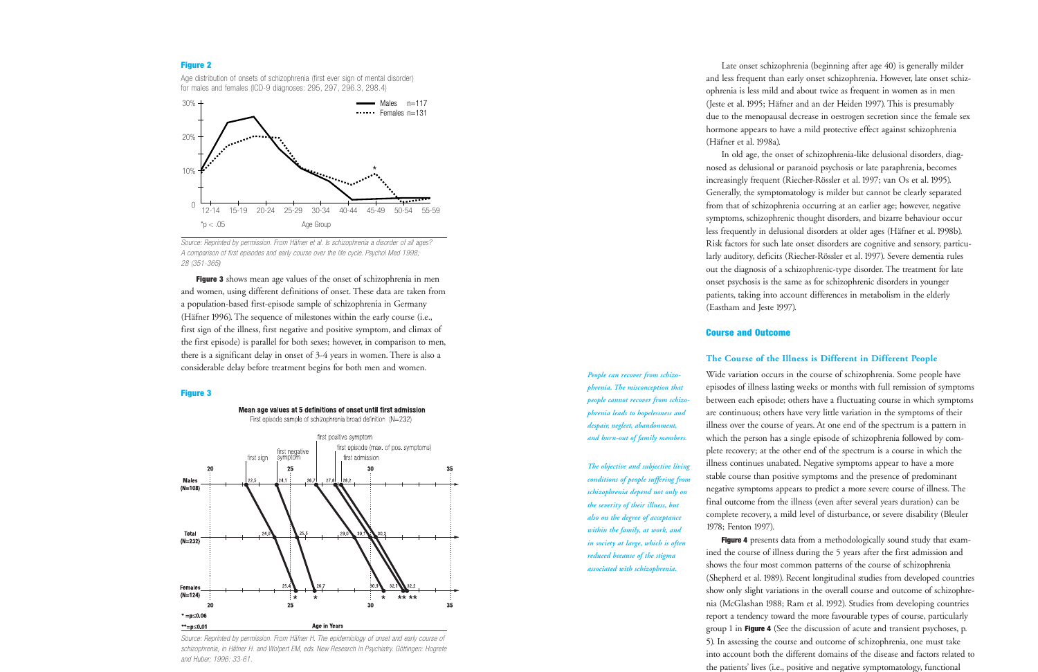**Figure 2**

Age distribution of onsets of schizophrenia (first ever sign of mental disorder) for males and females (ICD-9 diagnoses: 295, 297, 296.3, 298.4)

*p < .05

Source: Reprinted by permission. From Häfner et al. Is schizophrenia a disorder of all ages? A comparison of first episodes and early course over the life cycle. Psychol Med 1998; 28 (351-365)

**Figure 3** shows mean age values of the onset of schizophrenia in men and women, using different definitions of onset. These data are taken from a population-based first-episode sample of schizophrenia in Germany (Häfner 1996). The sequence of milestones within the early course (i.e., first sign of the illness, first negative and positive symptom, and climax of the first episode) is parallel for both sexes; however, in comparison to men, there is a significant delay in onset of 3-4 years in women. There is also a considerable delay before treatment begins for both men and women.

**Figure 3**

Mean age values at 5 definitions of onset until first admission

First episode sample of schizophrenia broad definition (N=232)

* =p≤0.06

** =p≤0.01

Source: Reprinted by permission. From Häfner H. The epidemiology of onset and early course of schizophrenia, in Häfner H. and Wolpert EM, eds. New Research in Psychiatry. Göttingen: Hogrefe and Huber; 1996: 33-61.

Late onset schizophrenia (beginning after age 40) is generally milder and less frequent than early onset schizophrenia. However, late onset schizophrenia is less mild and about twice as frequent in women as in men (Jeste et al. 1995; Häfner and an der Heiden 1997). This is presumably due to the menopausal decrease in oestrogen secretion since the female sex hormone appears to have a mild protective effect against schizophrenia (Häfner et al. 1998a).

In old age, the onset of schizophrenia-like delusional disorders, diagnosed as delusional or paranoid psychosis or late paraphrenia, becomes increasingly frequent (Riecher-Rössler et al. 1997; van Os et al. 1995). Generally, the symptomatology is milder but cannot be clearly separated from that of schizophrenia occurring at an earlier age; however, negative symptoms, schizophrenic thought disorders, and bizarre behaviour occur less frequently in delusional disorders at older ages (Häfner et al. 1998b). Risk factors for such late onset disorders are cognitive and sensory, particularly auditory, deficits (Riecher-Rössler et al. 1997). Severe dementia rules out the diagnosis of a schizophrenic-type disorder. The treatment for late onset psychosis is the same as for schizophrenic disorders in younger patients, taking into account differences in metabolism in the elderly (Eastham and Jeste 1997).

## Course and Outcome

### The Course of the Illness is Different in Different People

*People can recover from schizophrenia. The misconception that people cannot recover from schizophrenia leads to hopelessness and despair, neglect, abandonment, and burn-out of family members.*

*The objective and subjective living conditions of people suffering from schizophrenia depend not only on the severity of their illness, but also on the degree of acceptance within the family, at work, and in society at large, which is often reduced because of the stigma associated with schizophrenia.*

Wide variation occurs in the course of schizophrenia. Some people have episodes of illness lasting weeks or months with full remission of symptoms between each episode; others have a fluctuating course in which symptoms are continuous; others have very little variation in the symptoms of their illness over the course of years. At one end of the spectrum is a pattern in which the person has a single episode of schizophrenia followed by complete recovery; at the other end of the spectrum is a course in which the illness continues unabated. Negative symptoms appear to have a more stable course than positive symptoms and the presence of predominant negative symptoms appears to predict a more severe course of illness. The final outcome from the illness (even after several years duration) can be complete recovery, a mild level of disturbance, or severe disability (Bleuler 1978; Fenton 1997).

**Figure 4** presents data from a methodologically sound study that examined the course of illness during the 5 years after the first admission and shows the four most common patterns of the course of schizophrenia (Shepherd et al. 1989). Recent longitudinal studies from developed countries show only slight variations in the overall course and outcome of schizophrenia (McGlashan 1988; Ram et al. 1992). Studies from developing countries report a tendency toward the more favourable types of course, particularly group 1 in **Figure 4** (See the discussion of acute and transient psychoses, p. 5). In assessing the course and outcome of schizophrenia, one must take into account both the different domains of the disease and factors related to the patients' lives (i.e., positive and negative symptomatology, functional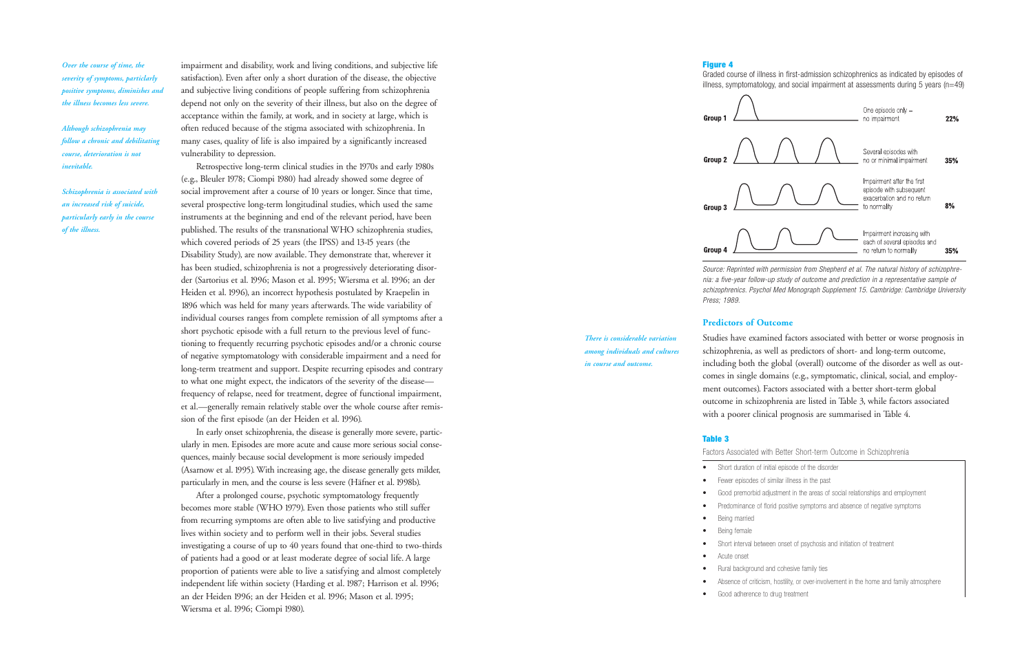*Over the course of time, the severity of symptoms, particularly positive symptoms, diminishes and the illness becomes less severe.*

*Although schizophrenia may follow a chronic and debilitating course, deterioration is not inevitable.*

*Schizophrenia is associated with an increased risk of suicide, particularly early in the course of the illness.*

impairment and disability, work and living conditions, and subjective life satisfaction). Even after only a short duration of the disease, the objective and subjective living conditions of people suffering from schizophrenia depend not only on the severity of their illness, but also on the degree of acceptance within the family, at work, and in society at large, which is often reduced because of the stigma associated with schizophrenia. In many cases, quality of life is also impaired by a significantly increased vulnerability to depression.

Retrospective long-term clinical studies in the 1970s and early 1980s (e.g., Bleuler 1978; Ciompi 1980) had already showed some degree of social improvement after a course of 10 years or longer. Since that time, several prospective long-term longitudinal studies, which used the same instruments at the beginning and end of the relevant period, have been published. The results of the transnational WHO schizophrenia studies, which covered periods of 25 years (the IPSS) and 13-15 years (the Disability Study), are now available. They demonstrate that, wherever it has been studied, schizophrenia is not a progressively deteriorating disorder (Sartorius et al. 1996; Mason et al. 1995; Wiersma et al. 1996; an der Heiden et al. 1996), an incorrect hypothesis postulated by Kraepelin in 1896 which was held for many years afterwards. The wide variability of individual courses ranges from complete remission of all symptoms after a short psychotic episode with a full return to the previous level of functioning to frequently recurring psychotic episodes and/or a chronic course of negative symptomatology with considerable impairment and a need for long-term treatment and support. Despite recurring episodes and contrary to what one might expect, the indicators of the severity of the disease—frequency of relapse, need for treatment, degree of functional impairment, et al.—generally remain relatively stable over the whole course after remission of the first episode (an der Heiden et al. 1996).

In early onset schizophrenia, the disease is generally more severe, particularly in men. Episodes are more acute and cause more serious social consequences, mainly because social development is more seriously impeded (Asarnow et al. 1995). With increasing age, the disease generally gets milder, particularly in men, and the course is less severe (Häfner et al. 1998b).

After a prolonged course, psychotic symptomatology frequently becomes more stable (WHO 1979). Even those patients who still suffer from recurring symptoms are often able to live satisfying and productive lives within society and to perform well in their jobs. Several studies investigating a course of up to 40 years found that one-third to two-thirds of patients had a good or at least moderate degree of social life. A large proportion of patients were able to live a satisfying and almost completely independent life within society (Harding et al. 1987; Harrison et al. 1996; an der Heiden 1996; an der Heiden et al. 1996; Mason et al. 1995; Wiersma et al. 1996; Ciompi 1980).

**Figure 4**

Graded course of illness in first-admission schizophrenics as indicated by episodes of illness, symptomatology, and social impairment at assessments during 5 years (n=49)

| Group | Course | % |
|---|---|---|
| Group 1 | One episode only – no impairment | 22% |
| Group 2 | Several episodes with no or minimal impairment | 35% |
| Group 3 | Impairment after the first episode with subsequent exacerbation and no return to normality | 8% |
| Group 4 | Impairment increasing with each of several episodes and no return to normality | 35% |

*Source: Reprinted with permission from Shepherd et al. The natural history of schizophrenia: a five-year follow-up study of outcome and prediction in a representative sample of schizophrenics. Psychol Med Monograph Supplement 15. Cambridge: Cambridge University Press; 1989.*

## Predictors of Outcome

*There is considerable variation among individuals and cultures in course and outcome.*

Studies have examined factors associated with better or worse prognosis in schizophrenia, as well as predictors of short- and long-term outcome, including both the global (overall) outcome of the disorder as well as outcomes in single domains (e.g., symptomatic, clinical, social, and employment outcomes). Factors associated with a better short-term global outcome in schizophrenia are listed in Table 3, while factors associated with a poorer clinical prognosis are summarised in Table 4.

**Table 3**

Factors Associated with Better Short-term Outcome in Schizophrenia

- Short duration of initial episode of the disorder
- Fewer episodes of similar illness in the past
- Good premorbid adjustment in the areas of social relationships and employment
- Predominance of florid positive symptoms and absence of negative symptoms
- Being married
- Being female
- Short interval between onset of psychosis and initiation of treatment
- Acute onset
- Rural background and cohesive family ties
- Absence of criticism, hostility, or over-involvement in the home and family atmosphere
- Good adherence to drug treatment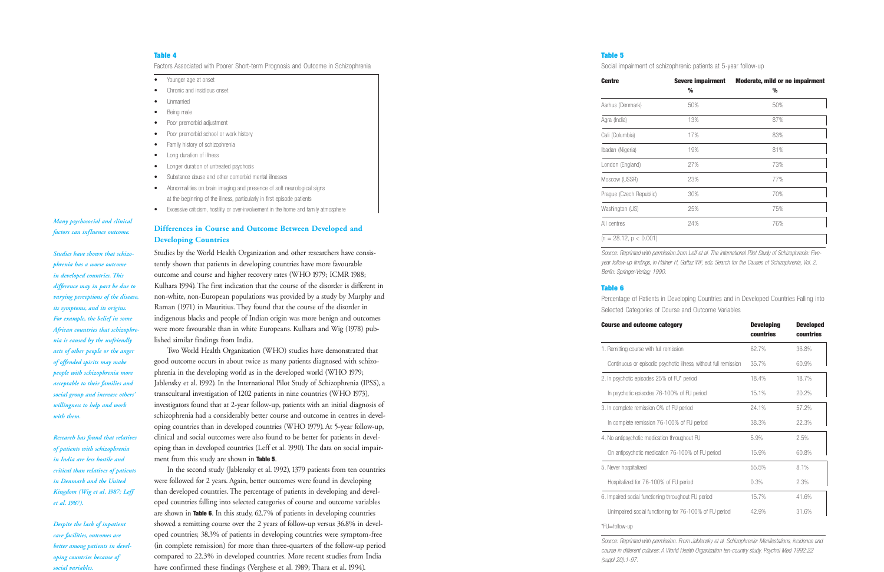**Table 4**

Factors Associated with Poorer Short-term Prognosis and Outcome in Schizophrenia

- Younger age at onset
- Chronic and insidious onset
- Unmarried
- Being male
- Poor premorbid adjustment
- Poor premorbid school or work history
- Family history of schizophrenia
- Long duration of illness
- Longer duration of untreated psychosis
- Substance abuse and other comorbid mental illnesses
- Abnormalities on brain imaging and presence of soft neurological signs at the beginning of the illness, particularly in first episode patients
- Excessive criticism, hostility or over-involvement in the home and family atmosphere

*Many psychosocial and clinical factors can influence outcome.*

## Differences in Course and Outcome Between Developed and Developing Countries

Studies by the World Health Organization and other researchers have consistently shown that patients in developing countries have more favourable outcome and course and higher recovery rates (WHO 1979; ICMR 1988; Kulhara 1994). The first indication that the course of the disorder is different in non-white, non-European populations was provided by a study by Murphy and Raman (1971) in Mauritius. They found that the course of the disorder in indigenous blacks and people of Indian origin was more benign and outcomes were more favourable than in white Europeans. Kulhara and Wig (1978) published similar findings from India.

*Studies have shown that schizophrenia has a worse outcome in developed countries. This difference may in part be due to varying perceptions of the disease, its symptoms, and its origins. For example, the belief in some African countries that schizophrenia is caused by the unfriendly acts of other people or the anger of offended spirits may make people with schizophrenia more acceptable to their families and social group and increase others' willingness to help and work with them.*

Two World Health Organization (WHO) studies have demonstrated that good outcome occurs in about twice as many patients diagnosed with schizophrenia in the developing world as in the developed world (WHO 1979; Jablensky et al. 1992). In the International Pilot Study of Schizophrenia (IPSS), a transcultural investigation of 1202 patients in nine countries (WHO 1973), investigators found that at 2-year follow-up, patients with an initial diagnosis of schizophrenia had a considerably better course and outcome in centres in developing countries than in developed countries (WHO 1979). At 5-year follow-up, clinical and social outcomes were also found to be better for patients in developing than in developed countries (Leff et al. 1990). The data on social impairment from this study are shown in **Table 5**.

*Research has found that relatives of patients with schizophrenia in India are less hostile and critical than relatives of patients in Denmark and the United Kingdom (Wig et al. 1987; Leff et al. 1987).*

In the second study (Jablensky et al. 1992), 1379 patients from ten countries were followed for 2 years. Again, better outcomes were found in developing than developed countries. The percentage of patients in developing and developed countries falling into selected categories of course and outcome variables are shown in **Table 6**. In this study, 62.7% of patients in developing countries showed a remitting course over the 2 years of follow-up versus 36.8% in developed countries; 38.3% of patients in developing countries were symptom-free (in complete remission) for more than three-quarters of the follow-up period compared to 22.3% in developed countries. More recent studies from India have confirmed these findings (Verghese et al. 1989; Thara et al. 1994).

*Despite the lack of inpatient care facilities, outcomes are better among patients in developing countries because of social variables.*

**Table 5**

Social impairment of schizophrenic patients at 5-year follow-up

| Centre | Severe impairment % | Moderate, mild or no impairment % |
|---|---|---|
| Aarhus (Denmark) | 50% | 50% |
| Agra (India) | 13% | 87% |
| Cali (Columbia) | 17% | 83% |
| Ibadan (Nigeria) | 19% | 81% |
| London (England) | 27% | 73% |
| Moscow (USSR) | 23% | 77% |
| Prague (Czech Republic) | 30% | 70% |
| Washington (US) | 25% | 75% |
| All centres | 24% | 76% |
| ($n = 28.12$, $p < 0.001$) | | |

*Source: Reprinted with permission.from Leff et al. The international Pilot Study of Schizophrenia: Five-year follow-up findings, in Häfner H, Gattaz WF, eds. Search for the Causes of Schizophrenia, Vol. 2. Berlin: Springer-Verlag; 1990.*

**Table 6**

Percentage of Patients in Developing Countries and in Developed Countries Falling into Selected Categories of Course and Outcome Variables

| Course and outcome category | Developing countries | Developed countries |
|---|---|---|
| 1. Remitting course with full remission | 62.7% | 36.8% |
| Continuous or episodic psychotic illness, without full remission | 35.7% | 60.9% |
| 2. In psychotic episodes 25% of FU* period | 18.4% | 18.7% |
| In psychotic episodes 76-100% of FU period | 15.1% | 20.2% |
| 3. In complete remission 0% of FU period | 24.1% | 57.2% |
| In complete remission 76-100% of FU period | 38.3% | 22.3% |
| 4. No antipsychotic medication throughout FU | 5.9% | 2.5% |
| On antipsychotic medication 76-100% of FU period | 15.9% | 60.8% |
| 5. Never hospitalized | 55.5% | 8.1% |
| Hospitalized for 76-100% of FU period | 0.3% | 2.3% |
| 6. Impaired social functioning throughout FU period | 15.7% | 41.6% |
| Unimpaired social functioning for 76-100% of FU period | 42.9% | 31.6% |

*FU=follow-up

*Source: Reprinted with permission. From Jablensky et al. Schizophrenia: Manifestations, incidence and course in different cultures: A World Health Organization ten-country study. Psychol Med 1992;22 (suppl 20):1-97.*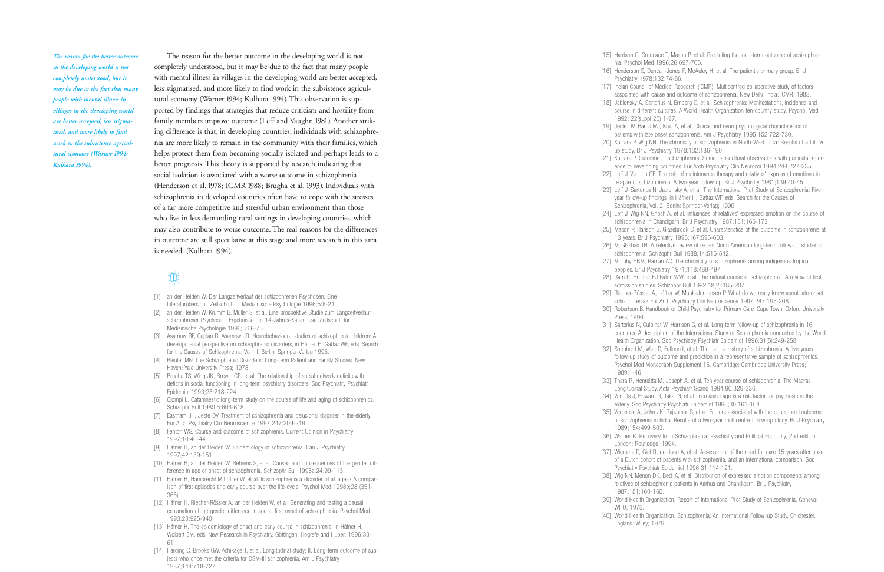*The reason for the better outcome in the developing world is not completely understood, but it may be due to the fact that many people with mental illness in villages in the developing world are better accepted, less stigmatised, and more likely to find work in the subsistence agricultural economy (Warner 1994; Kulhara 1994).*

The reason for the better outcome in the developing world is not completely understood, but it may be due to the fact that many people with mental illness in villages in the developing world are better accepted, less stigmatised, and more likely to find work in the subsistence agricultural economy (Warner 1994; Kulhara 1994). This observation is supported by findings that strategies that reduce criticism and hostility from family members improve outcome (Leff and Vaughn 1981). Another striking difference is that, in developing countries, individuals with schizophrenia are more likely to remain in the community with their families, which helps protect them from becoming socially isolated and perhaps leads to a better prognosis. This theory is supported by research indicating that social isolation is associated with a worse outcome in schizophrenia (Henderson et al. 1978; ICMR 1988; Brugha et al. 1993). Individuals with schizophrenia in developed countries often have to cope with the stresses of a far more competitive and stressful urban environment than those who live in less demanding rural settings in developing countries, which may also contribute to worse outcome. The real reasons for the differences in outcome are still speculative at this stage and more research in this area is needed. (Kulhara 1994).

[1] an der Heiden W. Der Langzeitverlauf der schizophrenen Psychosen: Eine Literaturübersicht. Zeitschrift für Medizinische Psychologie 1996;5:8-21.

[2] an der Heiden W, Krumm B, Müller S, et al. Eine prospektive Studie zum Langzeitverlauf schizophrener Psychosen: Ergebnisse der 14-Jahres-Katamnese. Zeitschrift für Medizinische Psychologie 1996;5:66-75.

[3] Asarnow RF, Caplan R, Asarnow JR. Neurobehavioural studies of schizophrenic children: A developmental perspective on schizophrenic disorders, in Häfner H, Gattaz WF, eds. Search for the Causes of Schizophrenia, Vol. III. Berlin: Springer-Verlag;1995.

[4] Bleuler MN. The Schizophrenic Disorders: Long-term Patient and Family Studies. New Haven: Yale University Press; 1978.

[5] Brugha TS, Wing JK, Brewin CR, et al. The relationship of social network deficits with deficits in social functioning in long-term psychiatry disorders. Soc Psychiatry Psychiatr Epidemiol 1993;28:218-224.

[6] Ciompi L. Catamnestic long-term study on the course of life and aging of schizophrenics. Schizophr Bull 1980;6:606-618.

[7] Eastham JH, Jeste DV. Treatment of schizophrenia and delusional disorder in the elderly. Eur Arch Psychiatry Clin Neuroscience 1997;247:209-219.

[8] Fenton WS. Course and outcome of schizophrenia. Current Opinion in Psychiatry 1997;10:40-44.

[9] Häfner H, an der Heiden W. Epidemiology of schizophrenia. Can J Psychiatry 1997;42:139-151.

[10] Häfner H, an der Heiden W, Behrens S, et al. Causes and consequences of the gender difference in age of onset of schizophrenia. Schizophr Bull 1998a;24:99-113.

[11] Häfner H, Hambrecht M,Löffler W, et al. Is schizophrenia a disorder of all ages? A comparison of first episodes and early course over the life-cycle. Psychol Med 1998b;28 (351-365)

[12] Häfner H, Riecher-Rössler A, an der Heiden W, et al. Generating and testing a causal explanation of the gender difference in age at first onset of schizophrenia. Psychol Med 1993;23:925-940.

[13] Häfner H. The epidemiology of onset and early course in schizophrenia, in Häfner H, Wolpert EM, eds. New Research in Psychiatry. Göttingen: Hogrefe and Huber; 1996:33-61.

[14] Harding C, Brooks GW, Ashikaga T, et al. Longitudinal study: II. Long-term outcome of subjects who once met the criteria for DSM-III schizophrenia. Am J Psychiatry 1987;144:718-727.

[15] Harrison G, Croudace T, Mason P, et al. Predicting the long-term outcome of schizophrenia. Psychol Med 1996;26:697-705.

[16] Henderson S, Duncan-Jones P, McAuley H, et al. The patient's primary group. Br J Psychiatry 1978;132:74-86.

[17] Indian Council of Medical Research (ICMR). Multicentred collaborative study of factors associated with cause and outcome of schizophrenia. New Delhi, India: ICMR; 1988.

[18] Jablensky A, Sartorius N, Ernberg G, et al. Schizophrenia: Manifestations, incidence and course in different cultures: A World Health Organization ten-country study. Psychol Med 1992; 22(suppl 20):1-97.

[19] Jeste DV, Harris MJ, Krull A, et al. Clinical and neuropsychological characteristics of patients with late onset schizophrenia. Am J Psychiatry 1995;152:722-730.

[20] Kulhara P, Wig NN. The chronicity of schizophrenia in North-West India: Results of a follow-up study. Br J Psychiatry 1978;132:186-190.

[21] Kulhara P. Outcome of schizophrenia: Some transcultural observations with particular reference to developing countries. Eur Arch Psychiatry Clin Neurosci 1994;244:227-235.

[22] Leff J, Vaughn CE. The role of maintenance therapy and relatives' expressed emotions in relapse of schizophrenia: A two-year follow-up. Br J Psychiatry 1981;139:40-45.

[23] Leff J, Sartorius N, Jablensky A, et al. The International Pilot Study of Schizophrenia: Five-year follow-up findings, in Häfner H, Gattaz WF, eds. Search for the Causes of Schizophrenia, Vol. 2. Berlin: Springer-Verlag; 1990.

[24] Leff J, Wig NN, Ghosh A, et al. Influences of relatives' expressed emotion on the course of schizophrenia in Chandigarh. Br J Psychiatry 1987;151:166-173.

[25] Mason P, Harison G, Glazebrook C, et al. Characteristics of the outcome in schizophrenia at 13 years. Br J Psychiatry 1995;167:596-603.

[26] McGlashan TH. A selective review of recent North American long-term follow-up studies of schizophrenia. Schizophr Bull 1988;14:515-542.

[27] Murphy HBM, Raman AC. The chronicity of schizophrenia among indigenous tropical peoples. Br J Psychiatry 1971;118:489-497.

[28] Ram R, Bromet EJ Eaton WW, et al. The natural course of schizophrenia: A review of first admission studies. Schizophr Bull 1992;18(2):185-207.

[29] Riecher-Rössler A, Löffler W, Munk-Jorgensen P. What do we really know about late-onset schizophrenia? Eur Arch Psychiatry Clin Neuroscience 1997;247:195-208.

[30] Robertson B. Handbook of Child Psychiatry for Primary Care. Cape Town: Oxford University Press; 1996.

[31] Sartorius N, Gulbinat W, Harrison G, et al. Long-term follow-up of schizophrenia in 16 countries: A description of the International Study of Schizophrenia conducted by the World Health Organization. Soc Psychiatry Psychiatr Epidemiol 1996;31(5):249-258.

[32] Shepherd M, Watt D, Falloon I, et al. The natural history of schizophrenia: A five-years follow-up study of outcome and prediction in a representative sample of schizophrenics. Psychol Med Monograph Supplement 15. Cambridge: Cambridge University Press; 1989:1-46.

[33] Thara R, Henreitta M, Joseph A, et al. Ten year course of schizophrenia: The Madras Longitudinal Study. Acta Psychiatr Scand 1994;90:329-336.

[34] Van Os J, Howard R, Takai N, et al. Increasing age is a risk factor for psychosis in the elderly. Soc Psychiatry Psychiatr Epidemiol 1995;30:161-164.

[35] Verghese A, John JK, Rajkumar S, et al. Factors associated with the course and outcome of schizophrenia in India: Results of a two-year multicentre follow-up study. Br J Psychiatry 1989;154:499-503.

[36] Warner R. Recovery from Schizophrenia: Psychiatry and Political Economy, 2nd edition. London: Routledge; 1994.

[37] Wiersma D, Giel R, de Jong A, et al. Assessment of the need for care 15 years after onset of a Dutch cohort of patients with schizophrenia, and an international comparison. Soc Psychiatry Psychiatr Epidemiol 1996;31:114-121.

[38] Wig NN, Menon DK, Bedi A, et al. Distribution of expressed emotion components among relatives of schizophrenic patients in Aarhus and Chandigarh. Br J Psychiatry 1987;151:160-165.

[39] World Health Organization. Report of International Pilot Study of Schizophrenia. Geneva: WHO; 1973.

[40] World Health Organization. Schizophrenia: An International Follow-up Study, Chichester, England: Wiley; 1979.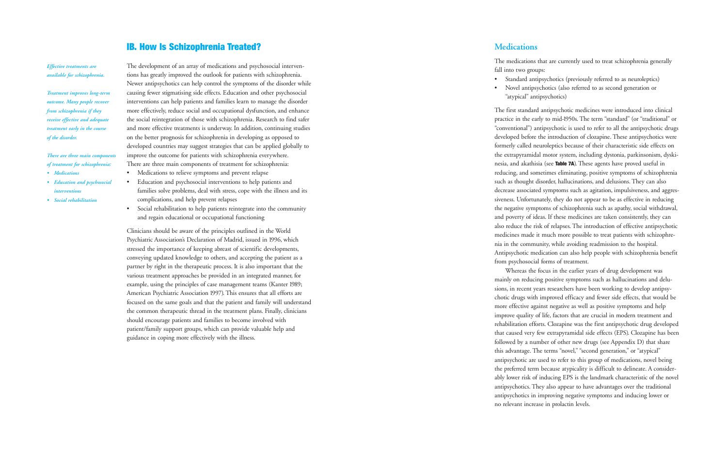## IB. How Is Schizophrenia Treated?

*Effective treatments are available for schizophrenia.*

*Treatment improves long-term outcome. Many people recover from schizophrenia if they receive effective and adequate treatment early in the course of the disorder.*

*There are three main components of treatment for schizophrenia:*

- *Medications*
- *Education and psychosocial interventions*
- *Social rehabilitation*

The development of an array of medications and psychosocial interventions has greatly improved the outlook for patients with schizophrenia. Newer antipsychotics can help control the symptoms of the disorder while causing fewer stigmatising side effects. Education and other psychosocial interventions can help patients and families learn to manage the disorder more effectively, reduce social and occupational dysfunction, and enhance the social reintegration of those with schizophrenia. Research to find safer and more effective treatments is underway. In addition, continuing studies on the better prognosis for schizophrenia in developing as opposed to developed countries may suggest strategies that can be applied globally to improve the outcome for patients with schizophrenia everywhere.

There are three main components of treatment for schizophrenia:

- Medications to relieve symptoms and prevent relapse
- Education and psychosocial interventions to help patients and families solve problems, deal with stress, cope with the illness and its complications, and help prevent relapses
- Social rehabilitation to help patients reintegrate into the community and regain educational or occupational functioning

Clinicians should be aware of the principles outlined in the World Psychiatric Association's Declaration of Madrid, issued in 1996, which stressed the importance of keeping abreast of scientific developments, conveying updated knowledge to others, and accepting the patient as a partner by right in the therapeutic process. It is also important that the various treatment approaches be provided in an integrated manner, for example, using the principles of case management teams (Kanter 1989; American Psychiatric Association 1997). This ensures that all efforts are focused on the same goals and that the patient and family will understand the common therapeutic thread in the treatment plans. Finally, clinicians should encourage patients and families to become involved with patient/family support groups, which can provide valuable help and guidance in coping more effectively with the illness.

### Medications

The medications that are currently used to treat schizophrenia generally fall into two groups:

- Standard antipsychotics (previously referred to as neuroleptics)
- Novel antipsychotics (also referred to as second generation or "atypical" antipsychotics)

The first standard antipsychotic medicines were introduced into clinical practice in the early to mid-1950s. The term "standard" (or "traditional" or "conventional") antipsychotic is used to refer to all the antipsychotic drugs developed before the introduction of clozapine. These antipsychotics were formerly called neuroleptics because of their characteristic side effects on the extrapyramidal motor system, including dystonia, parkinsonism, dyskinesia, and akathisia (see **Table 7A**). These agents have proved useful in reducing, and sometimes eliminating, positive symptoms of schizophrenia such as thought disorder, hallucinations, and delusions. They can also decrease associated symptoms such as agitation, impulsiveness, and aggressiveness. Unfortunately, they do not appear to be as effective in reducing the negative symptoms of schizophrenia such as apathy, social withdrawal, and poverty of ideas. If these medicines are taken consistently, they can also reduce the risk of relapses. The introduction of effective antipsychotic medicines made it much more possible to treat patients with schizophrenia in the community, while avoiding readmission to the hospital. Antipsychotic medication can also help people with schizophrenia benefit from psychosocial forms of treatment.

Whereas the focus in the earlier years of drug development was mainly on reducing positive symptoms such as hallucinations and delusions, in recent years researchers have been working to develop antipsychotic drugs with improved efficacy and fewer side effects, that would be more effective against negative as well as positive symptoms and help improve quality of life, factors that are crucial in modern treatment and rehabilitation efforts. Clozapine was the first antipsychotic drug developed that caused very few extrapyramidal side effects (EPS). Clozapine has been followed by a number of other new drugs (see Appendix D) that share this advantage. The terms "novel," "second generation," or "atypical" antipsychotic are used to refer to this group of medications, novel being the preferred term because atypicality is difficult to delineate. A considerably lower risk of inducing EPS is the landmark characteristic of the novel antipsychotics. They also appear to have advantages over the traditional antipsychotics in improving negative symptoms and inducing lower or no relevant increase in prolactin levels.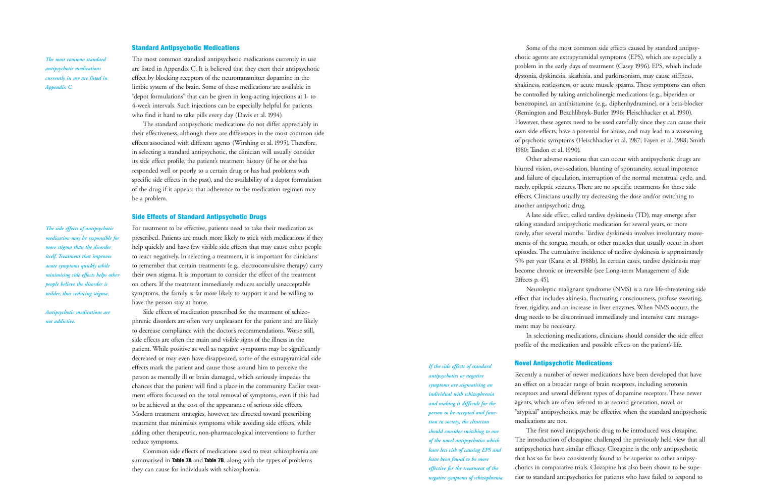## Standard Antipsychotic Medications

*The most common standard antipsychotic medications currently in use are listed in Appendix C.*

The most common standard antipsychotic medications currently in use are listed in Appendix C. It is believed that they exert their antipsychotic effect by blocking receptors of the neurotransmitter dopamine in the limbic system of the brain. Some of these medications are available in "depot formulations" that can be given in long-acting injections at 1- to 4-week intervals. Such injections can be especially helpful for patients who find it hard to take pills every day (Davis et al. 1994).

The standard antipsychotic medications do not differ appreciably in their effectiveness, although there are differences in the most common side effects associated with different agents (Wirshing et al. 1995). Therefore, in selecting a standard antipsychotic, the clinician will usually consider its side effect profile, the patient's treatment history (if he or she has responded well or poorly to a certain drug or has had problems with specific side effects in the past), and the availability of a depot formulation of the drug if it appears that adherence to the medication regimen may be a problem.

## Side Effects of Standard Antipsychotic Drugs

*The side effects of antipsychotic medication may be responsible for more stigma than the disorder itself. Treatment that improves acute symptoms quickly while minimising side effects helps other people believe the disorder is milder, thus reducing stigma.*

*Antipsychotic medications are not addictive.*

For treatment to be effective, patients need to take their medication as prescribed. Patients are much more likely to stick with medications if they help quickly and have few visible side effects that may cause other people to react negatively. In selecting a treatment, it is important for clinicians to remember that certain treatments (e.g., electroconvulsive therapy) carry their own stigma. It is important to consider the effect of the treatment on others. If the treatment immediately reduces socially unacceptable symptoms, the family is far more likely to support it and be willing to have the person stay at home.

Side effects of medication prescribed for the treatment of schizophrenic disorders are often very unpleasant for the patient and are likely to decrease compliance with the doctor's recommendations. Worse still, side effects are often the main and visible signs of the illness in the patient. While positive as well as negative symptoms may be significantly decreased or may even have disappeared, some of the extrapyramidal side effects mark the patient and cause those around him to perceive the person as mentally ill or brain damaged, which seriously impedes the chances that the patient will find a place in the community. Earlier treatment efforts focussed on the total removal of symptoms, even if this had to be achieved at the cost of the appearance of serious side effects. Modern treatment strategies, however, are directed toward prescribing treatment that minimises symptoms while avoiding side effects, while adding other therapeutic, non-pharmacological interventions to further reduce symptoms.

Common side effects of medications used to treat schizophrenia are summarised in **Table 7A** and **Table 7B**, along with the types of problems they can cause for individuals with schizophrenia.

Some of the most common side effects caused by standard antipsychotic agents are extrapyramidal symptoms (EPS), which are especially a problem in the early days of treatment (Casey 1996). EPS, which include dystonia, dyskinesia, akathisia, and parkinsonism, may cause stiffness, shakiness, restlessness, or acute muscle spasms. These symptoms can often be controlled by taking anticholinergic medications (e.g., biperiden or benztropine), an antihistamine (e.g., diphenhydramine), or a beta-blocker (Remington and Bezchlibnyk-Butler 1996; Fleischhacker et al. 1990). However, these agents need to be used carefully since they can cause their own side effects, have a potential for abuse, and may lead to a worsening of psychotic symptoms (Fleischhacker et al. 1987; Fayen et al. 1988; Smith 1980; Tandon et al. 1990).

Other adverse reactions that can occur with antipsychotic drugs are blurred vision, over-sedation, blunting of spontaneity, sexual impotence and failure of ejaculation, interruption of the normal menstrual cycle, and, rarely, epileptic seizures. There are no specific treatments for these side effects. Clinicians usually try decreasing the dose and/or switching to another antipsychotic drug.

A late side effect, called tardive dyskinesia (TD), may emerge after taking standard antipsychotic medication for several years, or more rarely, after several months. Tardive dyskinesia involves involuntary movements of the tongue, mouth, or other muscles that usually occur in short episodes. The cumulative incidence of tardive dyskinesia is approximately 5% per year (Kane et al. 1988b). In certain cases, tardive dyskinesia may become chronic or irreversible (see Long-term Management of Side Effects p. 45).

Neuroleptic malignant syndrome (NMS) is a rare life-threatening side effect that includes akinesia, fluctuating consciousness, profuse sweating, fever, rigidity, and an increase in liver enzymes. When NMS occurs, the drug needs to be discontinued immediately and intensive care management may be necessary.

In selectioning medications, clinicians should consider the side effect profile of the medication and possible effects on the patient's life.

## Novel Antipsychotic Medications

*If the side effects of standard antipsychotics or negative symptoms are stigmatising an individual with schizophrenia and making it difficult for the person to be accepted and function in society, the clinician should consider switching to one of the novel antipsychotics which have less risk of causing EPS and have been found to be more effective for the treatment of the negative symptoms of schizophrenia.*

Recently a number of newer medications have been developed that have an effect on a broader range of brain receptors, including serotonin receptors and several different types of dopamine receptors. These newer agents, which are often referred to as second generation, novel, or "atypical" antipsychotics, may be effective when the standard antipsychotic medications are not.

The first novel antipsychotic drug to be introduced was clozapine. The introduction of clozapine challenged the previously held view that all antipsychotics have similar efficacy. Clozapine is the only antipsychotic that has so far been consistently found to be superior to other antipsychotics in comparative trials. Clozapine has also been shown to be superior to standard antipsychotics for patients who have failed to respond to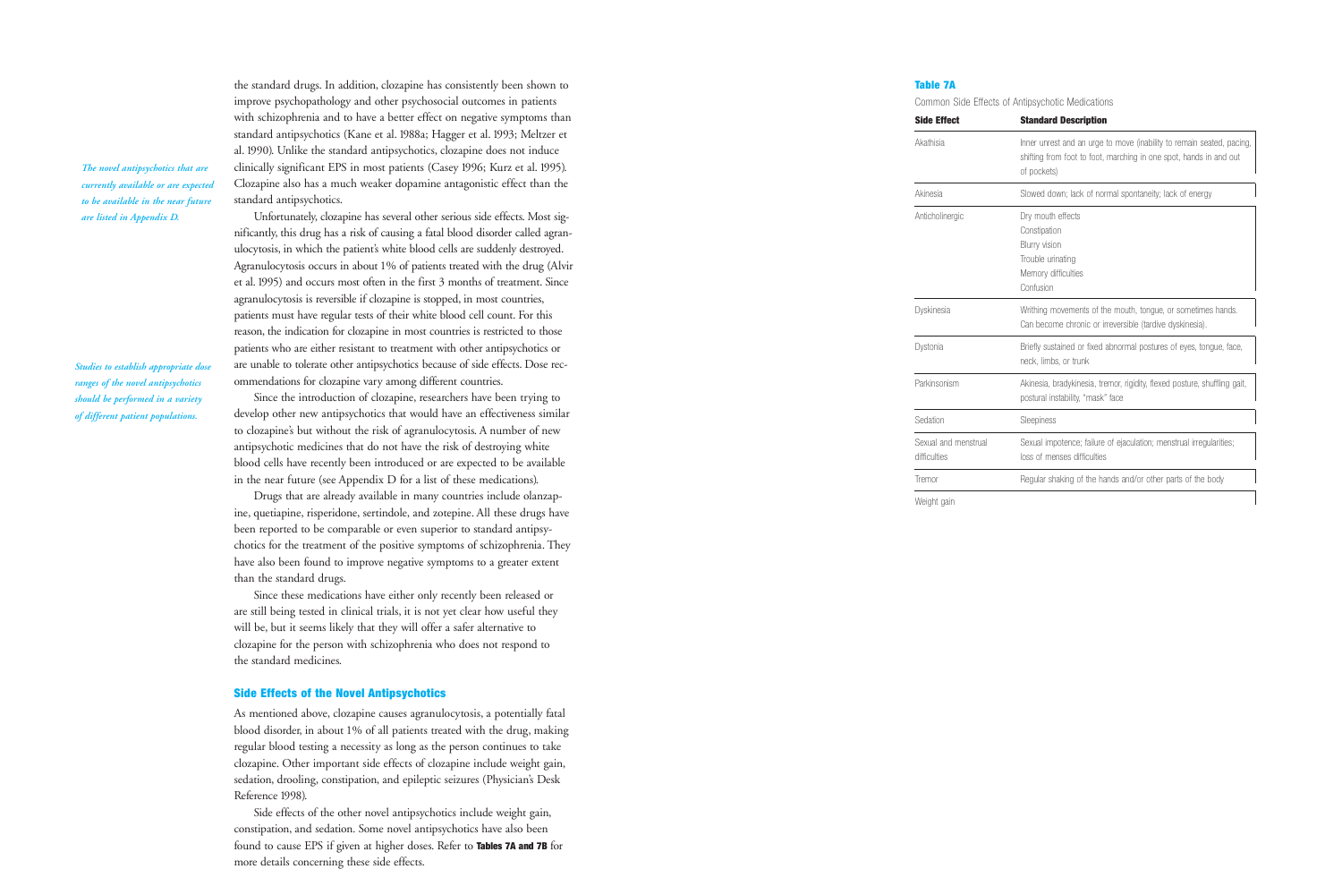the standard drugs. In addition, clozapine has consistently been shown to improve psychopathology and other psychosocial outcomes in patients with schizophrenia and to have a better effect on negative symptoms than standard antipsychotics (Kane et al. 1988a; Hagger et al. 1993; Meltzer et al. 1990). Unlike the standard antipsychotics, clozapine does not induce clinically significant EPS in most patients (Casey 1996; Kurz et al. 1995). Clozapine also has a much weaker dopamine antagonistic effect than the standard antipsychotics.

*The novel antipsychotics that are currently available or are expected to be available in the near future are listed in Appendix D.*

Unfortunately, clozapine has several other serious side effects. Most significantly, this drug has a risk of causing a fatal blood disorder called agranulocytosis, in which the patient's white blood cells are suddenly destroyed. Agranulocytosis occurs in about 1% of patients treated with the drug (Alvir et al. 1995) and occurs most often in the first 3 months of treatment. Since agranulocytosis is reversible if clozapine is stopped, in most countries, patients must have regular tests of their white blood cell count. For this reason, the indication for clozapine in most countries is restricted to those patients who are either resistant to treatment with other antipsychotics or are unable to tolerate other antipsychotics because of side effects. Dose recommendations for clozapine vary among different countries.

*Studies to establish appropriate dose ranges of the novel antipsychotics should be performed in a variety of different patient populations.*

Since the introduction of clozapine, researchers have been trying to develop other new antipsychotics that would have an effectiveness similar to clozapine's but without the risk of agranulocytosis. A number of new antipsychotic medicines that do not have the risk of destroying white blood cells have recently been introduced or are expected to be available in the near future (see Appendix D for a list of these medications).

Drugs that are already available in many countries include olanzapine, quetiapine, risperidone, sertindole, and zotepine. All these drugs have been reported to be comparable or even superior to standard antipsychotics for the treatment of the positive symptoms of schizophrenia. They have also been found to improve negative symptoms to a greater extent than the standard drugs.

Since these medications have either only recently been released or are still being tested in clinical trials, it is not yet clear how useful they will be, but it seems likely that they will offer a safer alternative to clozapine for the person with schizophrenia who does not respond to the standard medicines.

## Side Effects of the Novel Antipsychotics

As mentioned above, clozapine causes agranulocytosis, a potentially fatal blood disorder, in about 1% of all patients treated with the drug, making regular blood testing a necessity as long as the person continues to take clozapine. Other important side effects of clozapine include weight gain, sedation, drooling, constipation, and epileptic seizures (Physician's Desk Reference 1998).

Side effects of the other novel antipsychotics include weight gain, constipation, and sedation. Some novel antipsychotics have also been found to cause EPS if given at higher doses. Refer to **Tables 7A and 7B** for more details concerning these side effects.

**Table 7A**

Common Side Effects of Antipsychotic Medications

| Side Effect | Standard Description |
|---|---|
| Akathisia | Inner unrest and an urge to move (inability to remain seated, pacing, shifting from foot to foot, marching in one spot, hands in and out of pockets) |
| Akinesia | Slowed down; lack of normal spontaneity; lack of energy |
| Anticholinergic | Dry mouth effects<br>Constipation<br>Blurry vision<br>Trouble urinating<br>Memory difficulties<br>Confusion |
| Dyskinesia | Writhing movements of the mouth, tongue, or sometimes hands. Can become chronic or irreversible (tardive dyskinesia). |
| Dystonia | Briefly sustained or fixed abnormal postures of eyes, tongue, face, neck, limbs, or trunk |
| Parkinsonism | Akinesia, bradykinesia, tremor, rigidity, flexed posture, shuffling gait, postural instability, "mask" face |
| Sedation | Sleepiness |
| Sexual and menstrual difficulties | Sexual impotence; failure of ejaculation; menstrual irregularities; loss of menses difficulties |
| Tremor | Regular shaking of the hands and/or other parts of the body |
| Weight gain | |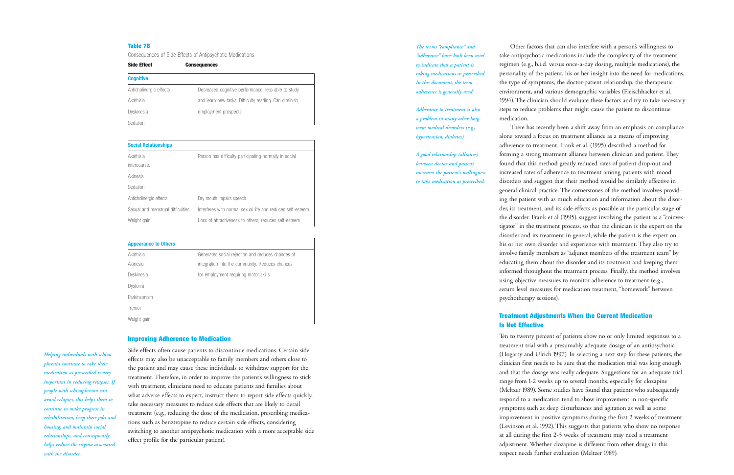**Table 7B**

Consequences of Side Effects of Antipsychotic Medications

| Side Effect | Consequences |
|---|---|
| **Cognitive** | |
| Anticholinergic effects | Decreased cognitive performance: less able to study |
| Akathisia | and learn new tasks. Difficulty reading. Can diminish |
| Dyskinesia | employment prospects. |
| Sedation | |
| **Social Relationships** | |
| Akathisia | Person has difficulty participating normally in social intercourse. |
| Akinesia | |
| Sedation | |
| Anticholinergic effects | Dry mouth impairs speech. |
| Sexual and menstrual difficulties | Interferes with normal sexual life and reduces self-esteem. |
| Weight gain | Loss of attractiveness to others; reduces self-esteem |
| **Appearance to Others** | |
| Akathisia | Generates social rejection and reduces chances of |
| Akinesia | integration into the community. Reduces chances |
| Dyskinesia | for employment requiring motor skills. |
| Dystonia | |
| Parkinsonism | |
| Tremor | |
| Weight gain | |

## Improving Adherence to Medication

*Helping individuals with schizophrenia continue to take their medication as prescribed is very important in reducing relapses. If people with schizophrenia can avoid relapses, this helps them to continue to make progress in rehabilitation, keep their jobs and housing, and maintain social relationships, and consequently helps reduce the stigma associated with the disorder.*

Side effects often cause patients to discontinue medications. Certain side effects may also be unacceptable to family members and others close to the patient and may cause these individuals to withdraw support for the treatment. Therefore, in order to improve the patient's willingness to stick with treatment, clinicians need to educate patients and families about what adverse effects to expect, instruct them to report side effects quickly, take necessary measures to reduce side effects that are likely to derail treatment (e.g., reducing the dose of the medication, prescribing medications such as benztropine to reduce certain side effects, considering switching to another antipsychotic medication with a more acceptable side effect profile for the particular patient).

*The terms "compliance" and "adherence" have both been used to indicate that a patient is taking medications as prescribed. In this document, the term adherence is generally used.*

*Adherence to treatment is also a problem in many other long-term medical disorders (e.g., hypertension, diabetes).*

*A good relationship (alliance) between doctor and patient increases the patient's willingness to take medication as prescribed.*

Other factors that can also interfere with a person's willingness to take antipsychotic medications include the complexity of the treatment regimen (e.g., b.i.d. versus once-a-day dosing, multiple medications), the personality of the patient, his or her insight into the need for medications, the type of symptoms, the doctor-patient relationship, the therapeutic environment, and various demographic variables (Fleischhacker et al. 1994). The clinician should evaluate these factors and try to take necessary steps to reduce problems that might cause the patient to discontinue medication.

There has recently been a shift away from an emphasis on compliance alone toward a focus on treatment alliance as a means of improving adherence to treatment. Frank et al. (1995) described a method for forming a strong treatment alliance between clinician and patient. They found that this method greatly reduced rates of patient drop-out and increased rates of adherence to treatment among patients with mood disorders and suggest that their method would be similarly effective in general clinical practice. The cornerstones of the method involves providing the patient with as much education and information about the disorder, its treatment, and its side effects as possible at the particular stage of the disorder. Frank et al (1995). suggest involving the patient as a "coinvestigator" in the treatment process, so that the clinician is the expert on the disorder and its treatment in general, while the patient is the expert on his or her own disorder and experience with treatment. They also try to involve family members as "adjunct members of the treatment team" by educating them about the disorder and its treatment and keeping them informed throughout the treatment process. Finally, the method involves using objective measures to monitor adherence to treatment (e.g., serum level measures for medication treatment, "homework" between psychotherapy sessions).

## Treatment Adjustments When the Current Medication Is Not Effective

Ten to twenty percent of patients show no or only limited responses to a treatment trial with a presumably adequate dosage of an antipsychotic (Hogarty and Ulrich 1997). In selecting a next step for these patients, the clinician first needs to be sure that the medication trial was long enough and that the dosage was really adequate. Suggestions for an adequate trial range from 1-2 weeks up to several months, especially for clozapine (Meltzer 1989). Some studies have found that patients who subsequently respond to a medication tend to show improvement in non-specific symptoms such as sleep disturbances and agitation as well as some improvement in positive symptoms during the first 2 weeks of treatment (Levinson et al. 1992). This suggests that patients who show no response at all during the first 2-3 weeks of treatment may need a treatment adjustment. Whether clozapine is different from other drugs in this respect needs further evaluation (Meltzer 1989).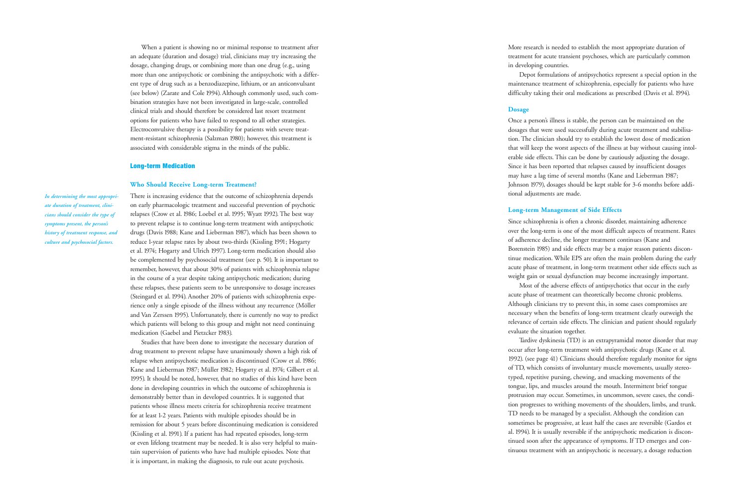When a patient is showing no or minimal response to treatment after an adequate (duration and dosage) trial, clinicians may try increasing the dosage, changing drugs, or combining more than one drug (e.g., using more than one antipsychotic or combining the antipsychotic with a different type of drug such as a benzodiazepine, lithium, or an anticonvulsant (see below) (Zarate and Cole 1994). Although commonly used, such combination strategies have not been investigated in large-scale, controlled clinical trials and should therefore be considered last resort treatment options for patients who have failed to respond to all other strategies. Electroconvulsive therapy is a possibility for patients with severe treatment-resistant schizophrenia (Salzman 1980); however, this treatment is associated with considerable stigma in the minds of the public.

## Long-term Medication

### Who Should Receive Long-term Treatment?

*In determining the most appropriate duration of treatment, clinicians should consider the type of symptoms present, the person's history of treatment response, and culture and psychosocial factors.*

There is increasing evidence that the outcome of schizophrenia depends on early pharmacologic treatment and successful prevention of psychotic relapses (Crow et al. 1986; Loebel et al. 1995; Wyatt 1992). The best way to prevent relapse is to continue long-term treatment with antipsychotic drugs (Davis 1988; Kane and Lieberman 1987), which has been shown to reduce 1-year relapse rates by about two-thirds (Kissling 1991; Hogarty et al. 1974; Hogarty and Ulrich 1997). Long-term medication should also be complemented by psychosocial treatment (see p. 50). It is important to remember, however, that about 30% of patients with schizophrenia relapse in the course of a year despite taking antipsychotic medication; during these relapses, these patients seem to be unresponsive to dosage increases (Steingard et al. 1994). Another 20% of patients with schizophrenia experience only a single episode of the illness without any recurrence (Möller and Van Zerssen 1995). Unfortunately, there is currently no way to predict which patients will belong to this group and might not need continuing medication (Gaebel and Pietzcker 1983).

Studies that have been done to investigate the necessary duration of drug treatment to prevent relapse have unanimously shown a high risk of relapse when antipsychotic medication is discontinued (Crow et al. 1986; Kane and Lieberman 1987; Müller 1982; Hogarty et al. 1974; Gilbert et al. 1995). It should be noted, however, that no studies of this kind have been done in developing countries in which the outcome of schizophrenia is demonstrably better than in developed countries. It is suggested that patients whose illness meets criteria for schizophrenia receive treatment for at least 1-2 years. Patients with multiple episodes should be in remission for about 5 years before discontinuing medication is considered (Kissling et al. 1991). If a patient has had repeated episodes, long-term or even lifelong treatment may be needed. It is also very helpful to maintain supervision of patients who have had multiple episodes. Note that it is important, in making the diagnosis, to rule out acute psychosis.

More research is needed to establish the most appropriate duration of treatment for acute transient psychoses, which are particularly common in developing countries.

Depot formulations of antipsychotics represent a special option in the maintenance treatment of schizophrenia, especially for patients who have difficulty taking their oral medications as prescribed (Davis et al. 1994).

### Dosage

Once a person's illness is stable, the person can be maintained on the dosages that were used successfully during acute treatment and stabilisation. The clinician should try to establish the lowest dose of medication that will keep the worst aspects of the illness at bay without causing intolerable side effects. This can be done by cautiously adjusting the dosage. Since it has been reported that relapses caused by insufficient dosages may have a lag time of several months (Kane and Lieberman 1987; Johnson 1979), dosages should be kept stable for 3-6 months before additional adjustments are made.

### Long-term Management of Side Effects

Since schizophrenia is often a chronic disorder, maintaining adherence over the long-term is one of the most difficult aspects of treatment. Rates of adherence decline, the longer treatment continues (Kane and Borenstein 1985) and side effects may be a major reason patients discontinue medication. While EPS are often the main problem during the early acute phase of treatment, in long-term treatment other side effects such as weight gain or sexual dysfunction may become increasingly important.

Most of the adverse effects of antipsychotics that occur in the early acute phase of treatment can theoretically become chronic problems. Although clinicians try to prevent this, in some cases compromises are necessary when the benefits of long-term treatment clearly outweigh the relevance of certain side effects. The clinician and patient should regularly evaluate the situation together.

Tardive dyskinesia (TD) is an extrapyramidal motor disorder that may occur after long-term treatment with antipsychotic drugs (Kane et al. 1992). (see page 41) Clinicians should therefore regularly monitor for signs of TD, which consists of involuntary muscle movements, usually stereotyped, repetitive pursing, chewing, and smacking movements of the tongue, lips, and muscles around the mouth. Intermittent brief tongue protrusion may occur. Sometimes, in uncommon, severe cases, the condition progresses to writhing movements of the shoulders, limbs, and trunk. TD needs to be managed by a specialist. Although the condition can sometimes be progressive, at least half the cases are reversible (Gardos et al. 1994). It is usually reversible if the antipsychotic medication is discontinued soon after the appearance of symptoms. If TD emerges and continuous treatment with an antipsychotic is necessary, a dosage reduction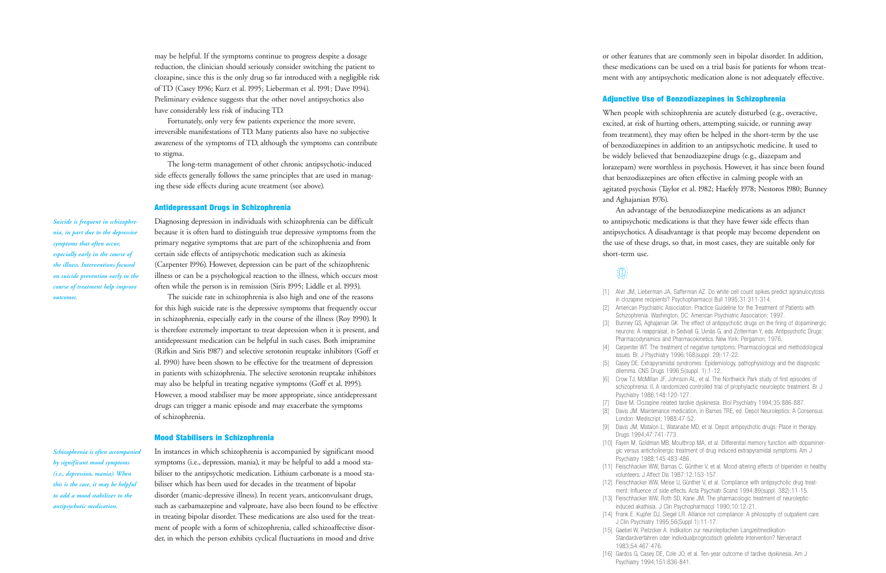may be helpful. If the symptoms continue to progress despite a dosage reduction, the clinician should seriously consider switching the patient to clozapine, since this is the only drug so far introduced with a negligible risk of TD (Casey 1996; Kurz et al. 1995; Lieberman et al. 1991; Dave 1994). Preliminary evidence suggests that the other novel antipsychotics also have considerably less risk of inducing TD.

Fortunately, only very few patients experience the more severe, irreversible manifestations of TD. Many patients also have no subjective awareness of the symptoms of TD, although the symptoms can contribute to stigma.

The long-term management of other chronic antipsychotic-induced side effects generally follows the same principles that are used in managing these side effects during acute treatment (see above).

## Antidepressant Drugs in Schizophrenia

*Suicide is frequent in schizophrenia, in part due to the depressive symptoms that often occur, especially early in the course of the illness. Interventions focused on suicide prevention early in the course of treatment help improve outcomes.*

Diagnosing depression in individuals with schizophrenia can be difficult because it is often hard to distinguish true depressive symptoms from the primary negative symptoms that are part of the schizophrenia and from certain side effects of antipsychotic medication such as akinesia (Carpenter 1996). However, depression can be part of the schizophrenic illness or can be a psychological reaction to the illness, which occurs most often while the person is in remission (Siris 1995; Liddle et al. 1993).

The suicide rate in schizophrenia is also high and one of the reasons for this high suicide rate is the depressive symptoms that frequently occur in schizophrenia, especially early in the course of the illness (Roy 1990). It is therefore extremely important to treat depression when it is present, and antidepressant medication can be helpful in such cases. Both imipramine (Rifkin and Siris 1987) and selective serotonin reuptake inhibitors (Goff et al. 1990) have been shown to be effective for the treatment of depression in patients with schizophrenia. The selective serotonin reuptake inhibitors may also be helpful in treating negative symptoms (Goff et al. 1995). However, a mood stabiliser may be more appropriate, since antidepressant drugs can trigger a manic episode and may exacerbate the symptoms of schizophrenia.

## Mood Stabilisers in Schizophrenia

*Schizophrenia is often accompanied by significant mood symptoms (i.e., depression, mania). When this is the case, it may be helpful to add a mood stabilizer to the antipsychotic medication.*

In instances in which schizophrenia is accompanied by significant mood symptoms (i.e., depression, mania), it may be helpful to add a mood stabiliser to the antipsychotic medication. Lithium carbonate is a mood stabiliser which has been used for decades in the treatment of bipolar disorder (manic-depressive illness). In recent years, anticonvulsant drugs, such as carbamazepine and valproate, have also been found to be effective in treating bipolar disorder. These medications are also used for the treatment of people with a form of schizophrenia, called schizoaffective disorder, in which the person exhibits cyclical fluctuations in mood and drive or other features that are commonly seen in bipolar disorder. In addition, these medications can be used on a trial basis for patients for whom treatment with any antipsychotic medication alone is not adequately effective.

## Adjunctive Use of Benzodiazepines in Schizophrenia

When people with schizophrenia are acutely disturbed (e.g., overactive, excited, at risk of hurting others, attempting suicide, or running away from treatment), they may often be helped in the short-term by the use of benzodiazepines in addition to an antipsychotic medicine. It used to be widely believed that benzodiazepine drugs (e.g., diazepam and lorazepam) were worthless in psychosis. However, it has since been found that benzodiazepines are often effective in calming people with an agitated psychosis (Taylor et al. 1982; Haefely 1978; Nestoros 1980; Bunney and Aghajanian 1976).

An advantage of the benzodiazepine medications as an adjunct to antipsychotic medications is that they have fewer side effects than antipsychotics. A disadvantage is that people may become dependent on the use of these drugs, so that, in most cases, they are suitable only for short-term use.

[1] Alvir JM, Lieberman JA, Safferman AZ. Do white-cell count spikes predict agranulocytosis in clozapine recipients? Psychopharmacol Bull 1995;31:311-314.
[2] American Psychiatric Association. Practice Guideline for the Treatment of Patients with Schizophrenia. Washington, DC: American Psychiatric Association; 1997.
[3] Bunney GS, Aghajanian GK. The effect of antipsychotic drugs on the firing of dopaminergic neurons: A reappraisal, in Sedvall G, Uvnäs G, and Zotterman Y, eds. Antipsychotic Drugs: Pharmacodynamics and Pharmacokinetics. New York: Pergamon; 1976.
[4] Carpenter WT. The treatment of negative symptoms: Pharmacological and methodological issues. Br J Psychiatry 1996;168(suppl. 29):17-22.
[5] Casey DE. Extrapyramidal syndromes: Epidemiology, pathophysiology and the diagnostic dilemma. CNS Drugs 1996;5(suppl. 1):1-12.
[6] Crow TJ, McMillan JF, Johnson AL, et al. The Northwick Park study of first episodes of schizophrenia: II. A randomized controlled trial of prophylactic neuroleptic treatment. Br J Psychiatry 1986;148:120-127.
[7] Dave M. Clozapine-related tardive dyskinesia. Biol Psychiatry 1994;35:886-887.
[8] Davis JM. Maintenance medication, in Barnes TRE, ed. Depot Neuroleptics: A Consensus. London: Mediscript; 1988:47-52.
[9] Davis JM, Matalon L, Watanabe MD, et al. Depot antipsychotic drugs: Place in therapy. Drugs 1994;47:741-773.
[10] Fayen M, Goldman MB, Moulthrop MA, et al. Differential memory function with dopaminergic versus anticholinergic treatment of drug induced extrapyramidal symptoms. Am J Psychiatry 1988;145:483-486.
[11] Fleischhacker WW, Barnas C, Günther V, et al. Mood-altering effects of biperiden in healthy volunteers. J Affect Dis 1987:12:153-157.
[12] Fleischhacker WW, Meise U, Günther V, et al. Compliance with antipsychotic drug treatment: Influence of side effects. Acta Psychiatr Scand 1994;89(suppl. 382):11-15.
[13] Fleischhacker WW, Roth SD, Kane JM. The pharmacologic treatment of neuroleptic-induced akathisia. J Clin Psychopharmacol 1990;10:12-21.
[14] Frank E. Kupfer DJ, Siegel LR. Alliance not compliance: A philosophy of outpatient care. J Clin Psychiatry 1995;56(Suppl 1):11-17.
[15] Gaebel W, Pietzcker A. Indikation zur neuroleptischen Langzeitmedikation-Standardverfahren oder individualprognostisch geleitete Intervention? Nervenarzt 1983;54:467-476.
[16] Gardos G, Casey DE, Cole JO, et al. Ten-year outcome of tardive dyskinesia. Am J Psychiatry 1994;151:836-841.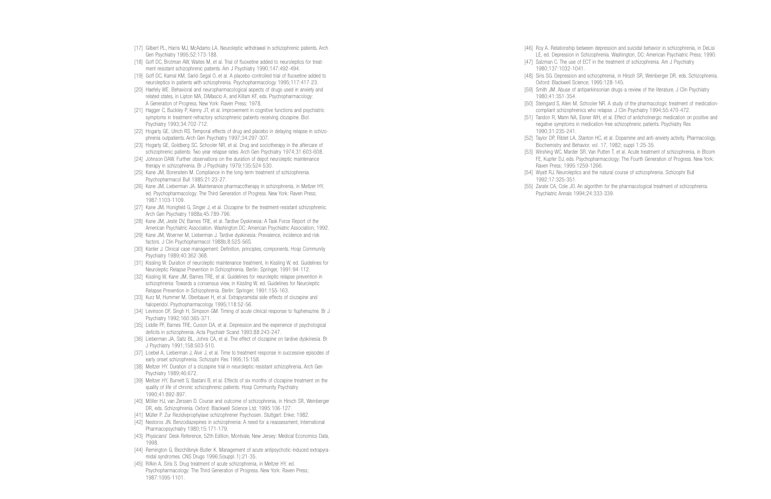[17] Gilbert PL, Harris MJ, McAdams LA. Neuroleptic withdrawal in schizophrenic patients. Arch Gen Psychiatry 1995;52:173-188.

[18] Goff DC, Brotman AW, Waites M, et al. Trial of fluoxetine added to neuroleptics for treatment resistant schizophrenic patients. Am J Psychiatry 1990;147:492-494.

[19] Goff DC, Kamal KM, Sarid-Segal O, et al. A placebo-controlled trial of fluoxetine added to neuroleptics in patients with schizophrenia. Psychopharmacology 1995;117:417-23.

[20] Haefely WE. Behavioral and neuropharmacological aspects of drugs used in anxiety and related states, in Lipton MA, DiMascio A, and Killam KF, eds. Psychopharmacology: A Generation of Progress. New York: Raven Press; 1978.

[21] Hagger C, Buckley P, Kenny JT, et al. Improvement in cognitive functions and psychiatric symptoms in treatment-refractory schizophrenic patients receiving clozapine. Biol Psychiatry 1993;34:702-712.

[22] Hogarty GE, Ulrich RS. Temporal effects of drug and placebo in delaying relapse in schizophrenia outpatients. Arch Gen Psychiatry 1997;34:297-307.

[23] Hogarty GE, Goldberg SC, Schooler NR, et al. Drug and sociotherapy in the aftercare of schizophrenic patients: Two year relapse rates. Arch Gen Psychiatry 1974;31:603-608.

[24] Johnson DAW. Further observations on the duration of depot neuroleptic maintenance therapy in schizophrenia. Br J Psychiatry 1979;135:524-530.

[25] Kane JM, Borenstein M. Compliance in the long-term treatment of schizophrenia. Psychopharmacol Bull 1985:21:23-27.

[26] Kane JM, Lieberman JA. Maintenance pharmacotherapy in schizophrenia, in Meltzer HY, ed. Psychopharmacology: The Third Generation of Progress. New York: Raven Press; 1987:1103-1109.

[27] Kane JM, Honigfeld G, Singer J, et al. Clozapine for the treatment-resistant schizophrenic. Arch Gen Psychiatry 1988a;45:789-796.

[28] Kane JM, Jeste DV, Barnes TRE, et al. Tardive Dyskinesia: A Task Force Report of the American Psychiatric Association. Washington DC: American Psychiatric Association; 1992.

[29] Kane JM, Woerner M, Lieberman J. Tardive dyskinesia: Prevalence, incidence and risk factors. J Clin Psychopharmacol 1988b;8:52S-56S.

[30] Kanter J. Clinical case management: Definition, principles, components. Hosp Community Psychiatry 1989;40:362-368.

[31] Kissling W. Duration of neuroleptic maintenance treatment, in Kissling W, ed. Guidelines for Neuroleptic Relapse Prevention in Schizophrenia. Berlin: Springer, 1991:94-112.

[32] Kissling W, Kane JM, Barnes TRE, et al. Guidelines for neuroleptic relapse prevention in schizophrenia: Towards a consensus view, in Kissling W, ed. Guidelines for Neuroleptic Relapse Prevention in Schizophrenia. Berlin: Springer; 1991:155-163.

[33] Kurz M, Hummer M, Oberbauer H, et al. Extrapyramidal side effects of clozapine and haloperidol. Psychopharmacology 1995;118:52-56.

[34] Levinson DF, Singh H, Simpson GM. Timing of acute clinical response to fluphenazine. Br J Psychiatry 1992;160:365-371.

[35] Liddle PF, Barnes TRE, Curson DA, et al. Depression and the experience of psychological deficits in schizophrenia. Acta Psychiatr Scand 1993;88:243-247.

[36] Lieberman JA, Saltz BL, Johns CA, et al. The effect of clozapine on tardive dyskinesia. Br J Psychiatry 1991;158:503-510.

[37] Loebel A, Lieberman J, Alvir J, et al. Time to treatment response in successive episodes of early onset schizophrenia. Schizophr Res 1995;15:158.

[38] Meltzer HY. Duration of a clozapine trial in neuroleptic-resistant schizophrenia. Arch Gen Psychiatry 1989;46:672.

[39] Meltzer HY, Burnett S, Bastani B, et al. Effects of six months of clozapine treatment on the quality of life of chronic schizophrenic patients. Hosp Community Psychiatry 1990;41:892-897.

[40] Möller HJ, van Zerssen D. Course and outcome of schizophrenia, in Hirsch SR, Weinberger DR, eds. Schizophrenia. Oxford: Blackwell Science Ltd; 1995:106-127.

[41] Müller P. Zur Rezidivprophylaxe schizophrener Psychosen. Stuttgart: Enke; 1982.

[42] Nestoros JN. Benzodiazepines in schizophrenia: A need for a reassessment, International Pharmacopsychiatry 1980;15:171-179.

[43] Physicians' Desk Reference, 52th Edition, Montvale, New Jersey: Medical Economics Data, 1998.

[44] Remington G, Bezchlibnyk-Butler K. Management of acute antipsychotic-induced extrapyramidal syndromes. CNS Drugs 1996;5(suppl.1):21-35.

[45] Rifkin A, Siris S. Drug treatment of acute schizophrenia, in Meltzer HY, ed. Psychopharmacology: The Third Generation of Progress. New York: Raven Press; 1987:1095-1101.

[46] Roy A. Relationship between depression and suicidal behavior in schizophrenia, in DeLisi LE, ed. Depression in Schizophrenia. Washington, DC: American Psychiatric Press; 1990.

[47] Salzman C. The use of ECT in the treatment of schizophrenia. Am J Psychiatry 1980;137:1032-1041.

[48] Siris SG. Depression and schizophrenia, in Hirsch SR, Weinberger DR, eds. Schizophrenia. Oxford: Blackwell Science; 1995:128-145.

[59] Smith JM. Abuse of antiparkinsonian drugs-a review of the literature. J Clin Psychiatry 1980;41:351-354.

[50] Steingard S, Allen M, Schooler NR. A study of the pharmacologic treatment of medication-compliant schizophrenics who relapse. J Clin Psychiatry 1994;55:470-472.

[51] Tandon R, Mann NA, Eisner WH, et al. Effect of anticholinergic medication on positive and negative symptoms in medication-free schizophrenic patients. Psychiatry Res 1990;31:235-241.

[52] Taylor DP, Riblet LA, Stanton HC, et al. Dopamine and anti-anxiety activity. Pharmacology, Biochemistry and Behavior, vol. 17, 1982; suppl 1:25-35.

[53] Wirshing WC, Marder SR, Van Putten T, et al. Acute treatment of schizophrenia, in Bloom FE, Kupfer DJ, eds. Psychopharmacology: The Fourth Generation of Progress. New York: Raven Press; 1995:1259-1266.

[54] Wyatt RJ. Neuroleptics and the natural course of schizophrenia. Schizophr Bull 1992;17:325-351.

[55] Zarate CA, Cole JO. An algorithm for the pharmacological treatment of schizophrenia. Psychiatric Annals 1994;24:333-339.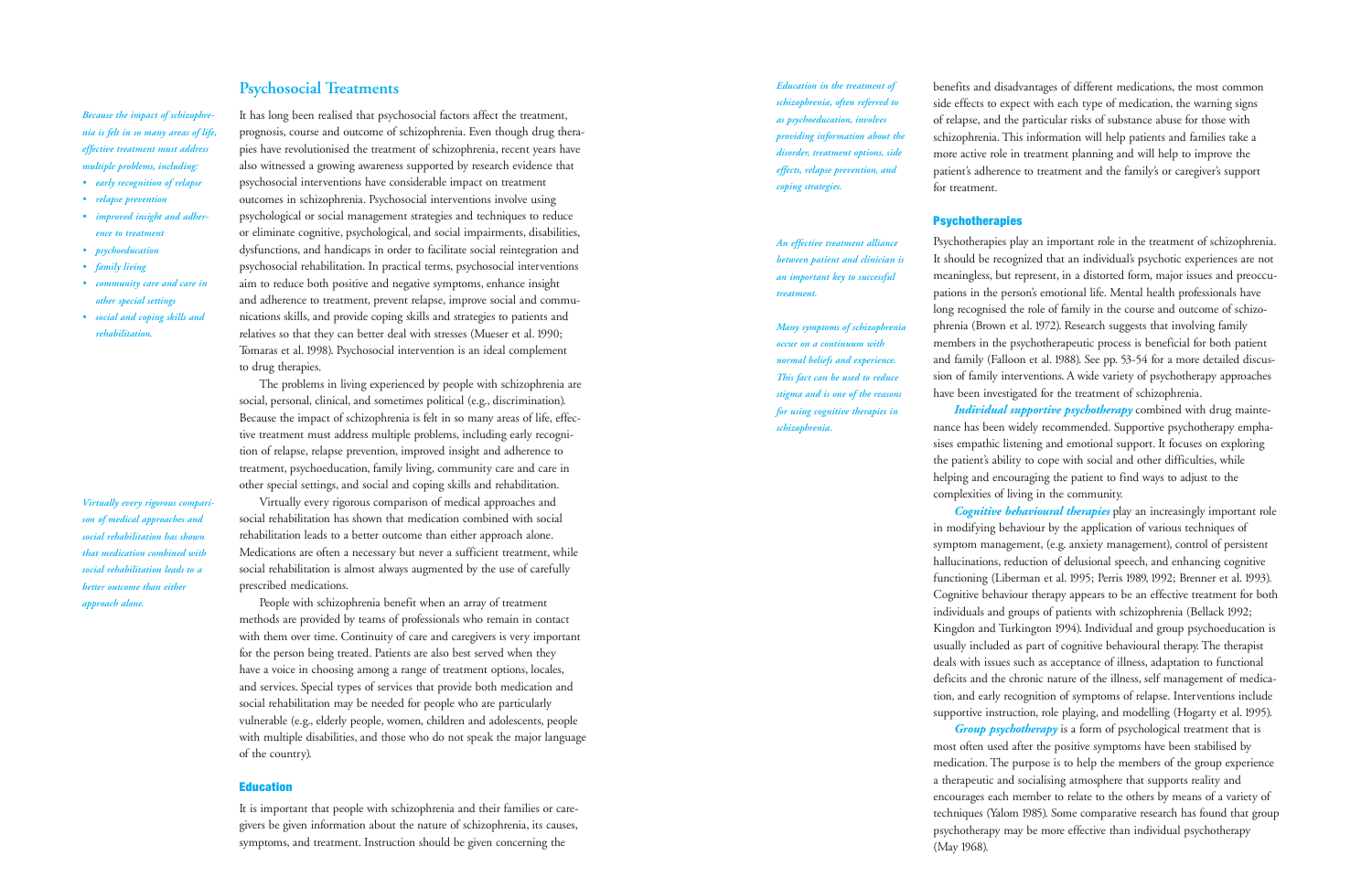## Psychosocial Treatments

*Because the impact of schizophrenia is felt in so many areas of life, effective treatment must address multiple problems, including:*

- *early recognition of relapse*
- *relapse prevention*
- *improved insight and adherence to treatment*
- *psychoeducation*
- *family living*
- *community care and care in other special settings*
- *social and coping skills and rehabilitation.*

It has long been realised that psychosocial factors affect the treatment, prognosis, course and outcome of schizophrenia. Even though drug therapies have revolutionised the treatment of schizophrenia, recent years have also witnessed a growing awareness supported by research evidence that psychosocial interventions have considerable impact on treatment outcomes in schizophrenia. Psychosocial interventions involve using psychological or social management strategies and techniques to reduce or eliminate cognitive, psychological, and social impairments, disabilities, dysfunctions, and handicaps in order to facilitate social reintegration and psychosocial rehabilitation. In practical terms, psychosocial interventions aim to reduce both positive and negative symptoms, enhance insight and adherence to treatment, prevent relapse, improve social and communications skills, and provide coping skills and strategies to patients and relatives so that they can better deal with stresses (Mueser et al. 1990; Tomaras et al. 1998). Psychosocial intervention is an ideal complement to drug therapies.

The problems in living experienced by people with schizophrenia are social, personal, clinical, and sometimes political (e.g., discrimination). Because the impact of schizophrenia is felt in so many areas of life, effective treatment must address multiple problems, including early recognition of relapse, relapse prevention, improved insight and adherence to treatment, psychoeducation, family living, community care and care in other special settings, and social and coping skills and rehabilitation.

*Virtually every rigorous comparison of medical approaches and social rehabilitation has shown that medication combined with social rehabilitation leads to a better outcome than either approach alone.*

Virtually every rigorous comparison of medical approaches and social rehabilitation has shown that medication combined with social rehabilitation leads to a better outcome than either approach alone. Medications are often a necessary but never a sufficient treatment, while social rehabilitation is almost always augmented by the use of carefully prescribed medications.

People with schizophrenia benefit when an array of treatment methods are provided by teams of professionals who remain in contact with them over time. Continuity of care and caregivers is very important for the person being treated. Patients are also best served when they have a voice in choosing among a range of treatment options, locales, and services. Special types of services that provide both medication and social rehabilitation may be needed for people who are particularly vulnerable (e.g., elderly people, women, children and adolescents, people with multiple disabilities, and those who do not speak the major language of the country).

### Education

*Education in the treatment of schizophrenia, often referred to as psychoeducation, involves providing information about the disorder, treatment options, side effects, relapse prevention, and coping strategies.*

It is important that people with schizophrenia and their families or caregivers be given information about the nature of schizophrenia, its causes, symptoms, and treatment. Instruction should be given concerning the benefits and disadvantages of different medications, the most common side effects to expect with each type of medication, the warning signs of relapse, and the particular risks of substance abuse for those with schizophrenia. This information will help patients and families take a more active role in treatment planning and will help to improve the patient's adherence to treatment and the family's or caregiver's support for treatment.

### Psychotherapies

*An effective treatment alliance between patient and clinician is an important key to successful treatment.*

*Many symptoms of schizophrenia occur on a continuum with normal beliefs and experience. This fact can be used to reduce stigma and is one of the reasons for using cognitive therapies in schizophrenia.*

Psychotherapies play an important role in the treatment of schizophrenia. It should be recognized that an individual's psychotic experiences are not meaningless, but represent, in a distorted form, major issues and preoccupations in the person's emotional life. Mental health professionals have long recognised the role of family in the course and outcome of schizophrenia (Brown et al. 1972). Research suggests that involving family members in the psychotherapeutic process is beneficial for both patient and family (Falloon et al. 1988). See pp. 53-54 for a more detailed discussion of family interventions. A wide variety of psychotherapy approaches have been investigated for the treatment of schizophrenia.

***Individual supportive psychotherapy*** combined with drug maintenance has been widely recommended. Supportive psychotherapy emphasises empathic listening and emotional support. It focuses on exploring the patient's ability to cope with social and other difficulties, while helping and encouraging the patient to find ways to adjust to the complexities of living in the community.

***Cognitive behavioural therapies*** play an increasingly important role in modifying behaviour by the application of various techniques of symptom management, (e.g. anxiety management), control of persistent hallucinations, reduction of delusional speech, and enhancing cognitive functioning (Liberman et al. 1995; Perris 1989, 1992; Brenner et al. 1993). Cognitive behaviour therapy appears to be an effective treatment for both individuals and groups of patients with schizophrenia (Bellack 1992; Kingdon and Turkington 1994). Individual and group psychoeducation is usually included as part of cognitive behavioural therapy. The therapist deals with issues such as acceptance of illness, adaptation to functional deficits and the chronic nature of the illness, self management of medication, and early recognition of symptoms of relapse. Interventions include supportive instruction, role playing, and modelling (Hogarty et al. 1995).

***Group psychotherapy*** is a form of psychological treatment that is most often used after the positive symptoms have been stabilised by medication. The purpose is to help the members of the group experience a therapeutic and socialising atmosphere that supports reality and encourages each member to relate to the others by means of a variety of techniques (Yalom 1985). Some comparative research has found that group psychotherapy may be more effective than individual psychotherapy (May 1968).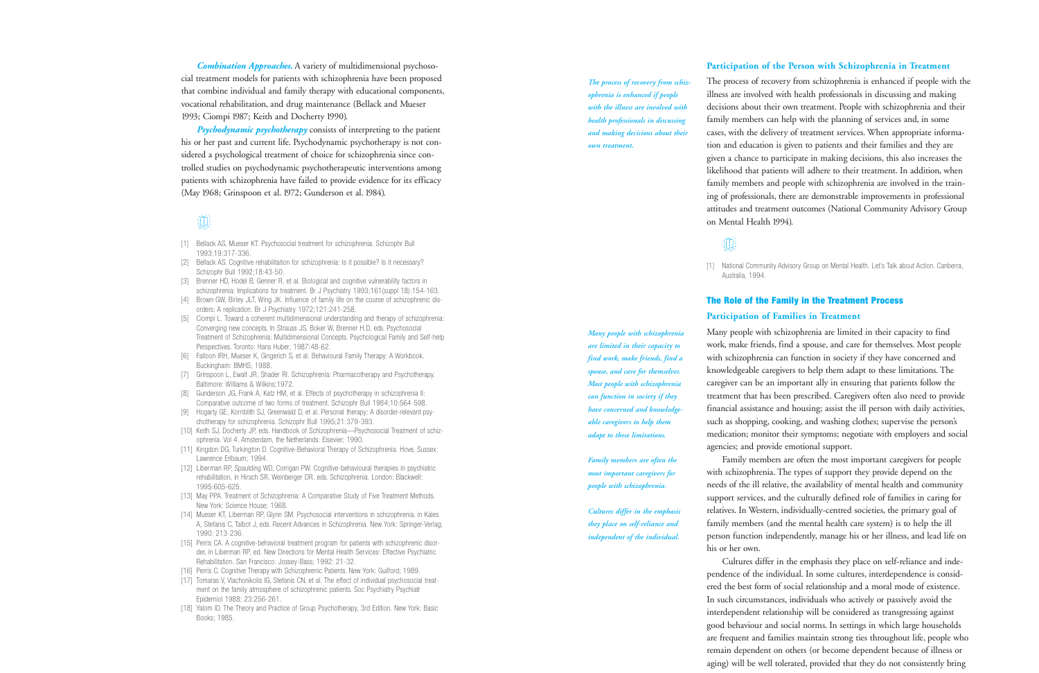***Combination Approaches.*** A variety of multidimensional psychosocial treatment models for patients with schizophrenia have been proposed that combine individual and family therapy with educational components, vocational rehabilitation, and drug maintenance (Bellack and Mueser 1993; Ciompi 1987; Keith and Docherty 1990).

***Psychodynamic psychotherapy*** consists of interpreting to the patient his or her past and current life. Psychodynamic psychotherapy is not considered a psychological treatment of choice for schizophrenia since controlled studies on psychodynamic psychotherapeutic interventions among patients with schizophrenia have failed to provide evidence for its efficacy (May 1968; Grinspoon et al. 1972; Gunderson et al. 1984).

[1] Bellack AS, Mueser KT. Psychosocial treatment for schizophrenia. Schizophr Bull 1993;19:317-336.
[2] Bellack AS. Cognitive rehabilitation for schizophrenia: Is it possible? Is it necessary? Schizophr Bull 1992;18:43-50.
[3] Brenner HD, Hodel B, Genner R, et al. Biological and cognitive vulnerability factors in schizophrenia: Implications for treatment. Br J Psychiatry 1993;161(suppl 18):154-163.
[4] Brown GW, Birley JLT, Wing JK. Influence of family life on the course of schizophrenic disorders: A replication. Br J Psychiatry 1972;121:241-258.
[5] Ciompi L. Toward a coherent multidimensional understanding and therapy of schizophrenia: Converging new concepts, In Strauss JS, Boker W, Brenner H.D, eds. Psychosocial Treatment of Schizophrenia: Multidimensional Concepts. Psychological Family and Self-help Perspectives. Toronto: Hans Huber; 1987:48-62.
[6] Falloon IRH, Mueser K, Gingerich S, et al. Behavioural Family Therapy: A Workbook. Buckingham: BMHS; 1988.
[7] Grinspoon L, Ewalt JR, Shader RI. Schizophrenia: Pharmacotherapy and Psychotherapy. Baltimore: Williams & Wilkins;1972.
[8] Gunderson JG, Frank A, Katz HM, et al. Effects of psychotherapy in schizophrenia II: Comparative outcome of two forms of treatment. Schizophr Bull 1984;10:564-598.
[9] Hogarty GE, Kornblith SJ, Greenwald D, et al. Personal therapy: A disorder-relevant psychotherapy for schizophrenia. Schizophr Bull 1995;21:379-393.
[10] Keith SJ, Docherty JP, eds. Handbook of Schizophrenia—Psychosocial Treatment of schizophrenia. Vol 4. Amsterdam, the Netherlands: Elsevier; 1990.
[11] Kingdon DG, Turkington D. Cognitive-Behavioral Therapy of Schizophrenia. Hove, Sussex: Lawrence Erlbaum; 1994.
[12] Liberman RP, Spaulding WD, Corrigan PW. Cognitive-behavioural therapies in psychiatric rehabilitation, in Hirsch SR, Weinberger DR, eds. Schizophrenia. London: Blackwell; 1995:605-625.
[13] May PPA. Treatment of Schizophrenia: A Comparative Study of Five Treatment Methods. New York: Science House; 1968.
[14] Mueser KT, Liberman RP, Glynn SM. Psychosocial interventions in schizophrenia, in Kales A, Stefanis C, Talbot J, eds. Recent Advances in Schizophrenia. New York: Springer-Verlag; 1990: 213-236.
[15] Perris CA. A cognitive-behavioral treatment program for patients with schizophrenic disorder, in Liberman RP, ed. New Directions for Mental Health Services: Effective Psychiatric Rehabilitation. San Francisco: Jossey-Bass; 1992: 21-32.
[16] Perris C. Cognitive Therapy with Schizophrenic Patients. New York: Guilford; 1989.
[17] Tomaras V, Vlachonikolis IG, Stefanis CN, et al. The effect of individual psychosocial treatment on the family atmosphere of schizophrenic patients. Soc Psychiatry Psychiatr Epidemiol 1988; 23:256-261.
[18] Yalom ID. The Theory and Practice of Group Psychotherapy, 3rd Edition. New York: Basic Books; 1985.

### Participation of the Person with Schizophrenia in Treatment

*The process of recovery from schizophrenia is enhanced if people with the illness are involved with health professionals in discussing and making decisions about their own treatment.*

The process of recovery from schizophrenia is enhanced if people with the illness are involved with health professionals in discussing and making decisions about their own treatment. People with schizophrenia and their family members can help with the planning of services and, in some cases, with the delivery of treatment services. When appropriate information and education is given to patients and their families and they are given a chance to participate in making decisions, this also increases the likelihood that patients will adhere to their treatment. In addition, when family members and people with schizophrenia are involved in the training of professionals, there are demonstrable improvements in professional attitudes and treatment outcomes (National Community Advisory Group on Mental Health 1994).

[1] National Community Advisory Group on Mental Health. Let's Talk about Action. Canberra, Australia, 1994.

## The Role of the Family in the Treatment Process

### Participation of Families in Treatment

*Many people with schizophrenia are limited in their capacity to find work, make friends, find a spouse, and care for themselves. Most people with schizophrenia can function in society if they have concerned and knowledgeable caregivers to help them adapt to these limitations.*

*Family members are often the most important caregivers for people with schizophrenia.*

*Cultures differ in the emphasis they place on self-reliance and independent of the individual.*

Many people with schizophrenia are limited in their capacity to find work, make friends, find a spouse, and care for themselves. Most people with schizophrenia can function in society if they have concerned and knowledgeable caregivers to help them adapt to these limitations. The caregiver can be an important ally in ensuring that patients follow the treatment that has been prescribed. Caregivers often also need to provide financial assistance and housing; assist the ill person with daily activities, such as shopping, cooking, and washing clothes; supervise the person's medication; monitor their symptoms; negotiate with employers and social agencies; and provide emotional support.

Family members are often the most important caregivers for people with schizophrenia. The types of support they provide depend on the needs of the ill relative, the availability of mental health and community support services, and the culturally defined role of families in caring for relatives. In Western, individually-centred societies, the primary goal of family members (and the mental health care system) is to help the ill person function independently, manage his or her illness, and lead life on his or her own.

Cultures differ in the emphasis they place on self-reliance and independence of the individual. In some cultures, interdependence is considered the best form of social relationship and a moral mode of existence. In such circumstances, individuals who actively or passively avoid the interdependent relationship will be considered as transgressing against good behaviour and social norms. In settings in which large households are frequent and families maintain strong ties throughout life, people who remain dependent on others (or become dependent because of illness or aging) will be well tolerated, provided that they do not consistently bring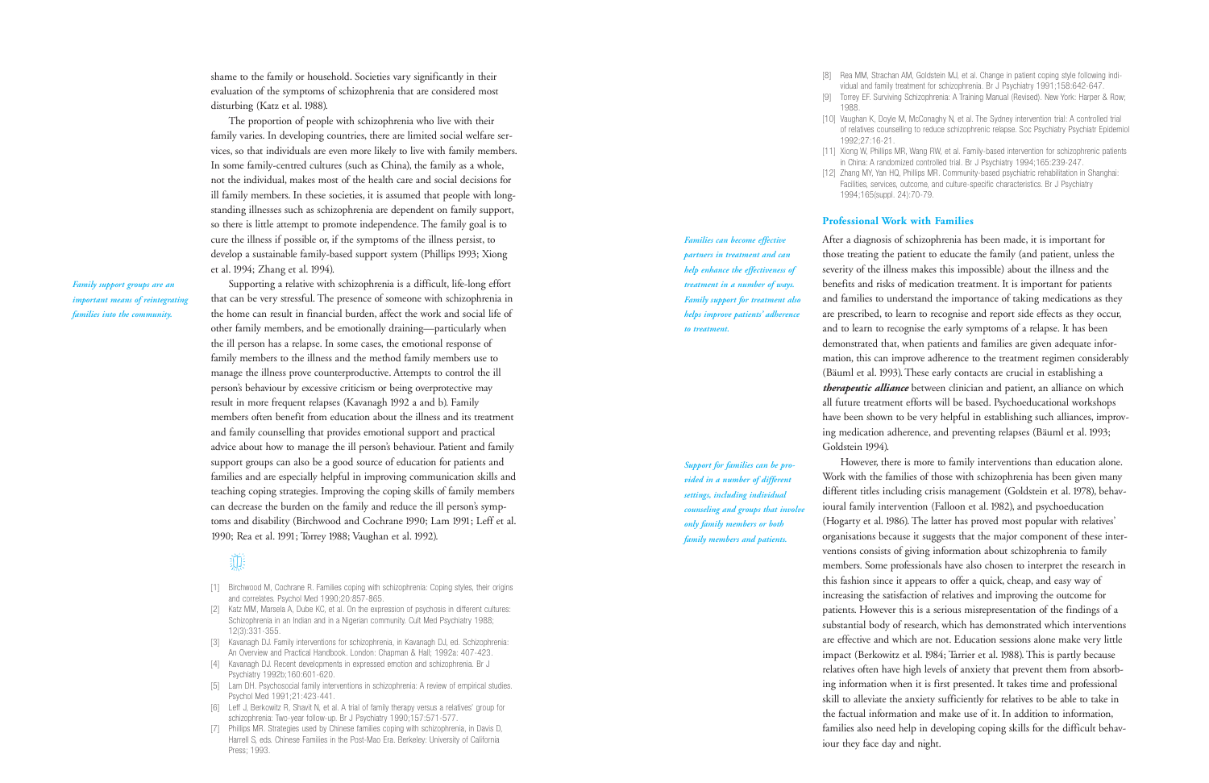shame to the family or household. Societies vary significantly in their evaluation of the symptoms of schizophrenia that are considered most disturbing (Katz et al. 1988).

The proportion of people with schizophrenia who live with their family varies. In developing countries, there are limited social welfare services, so that individuals are even more likely to live with family members. In some family-centred cultures (such as China), the family as a whole, not the individual, makes most of the health care and social decisions for ill family members. In these societies, it is assumed that people with long-standing illnesses such as schizophrenia are dependent on family support, so there is little attempt to promote independence. The family goal is to cure the illness if possible or, if the symptoms of the illness persist, to develop a sustainable family-based support system (Phillips 1993; Xiong et al. 1994; Zhang et al. 1994).

*Family support groups are an important means of reintegrating families into the community.*

Supporting a relative with schizophrenia is a difficult, life-long effort that can be very stressful. The presence of someone with schizophrenia in the home can result in financial burden, affect the work and social life of other family members, and be emotionally draining—particularly when the ill person has a relapse. In some cases, the emotional response of family members to the illness and the method family members use to manage the illness prove counterproductive. Attempts to control the ill person's behaviour by excessive criticism or being overprotective may result in more frequent relapses (Kavanagh 1992 a and b). Family members often benefit from education about the illness and its treatment and family counselling that provides emotional support and practical advice about how to manage the ill person's behaviour. Patient and family support groups can also be a good source of education for patients and families and are especially helpful in improving communication skills and teaching coping strategies. Improving the coping skills of family members can decrease the burden on the family and reduce the ill person's symptoms and disability (Birchwood and Cochrane 1990; Lam 1991; Leff et al. 1990; Rea et al. 1991; Torrey 1988; Vaughan et al. 1992).

- [1] Birchwood M, Cochrane R. Families coping with schizophrenia: Coping styles, their origins and correlates. Psychol Med 1990;20:857-865.
- [2] Katz MM, Marsela A, Dube KC, et al. On the expression of psychosis in different cultures: Schizophrenia in an Indian and in a Nigerian community. Cult Med Psychiatry 1988; 12(3):331-355.
- [3] Kavanagh DJ. Family interventions for schizophrenia, in Kavanagh DJ, ed. Schizophrenia: An Overview and Practical Handbook. London: Chapman & Hall; 1992a: 407-423.
- [4] Kavanagh DJ. Recent developments in expressed emotion and schizophrenia. Br J Psychiatry 1992b;160:601-620.
- [5] Lam DH. Psychosocial family interventions in schizophrenia: A review of empirical studies. Psychol Med 1991;21:423-441.
- [6] Leff J, Berkowitz R, Shavit N, et al. A trial of family therapy versus a relatives' group for schizophrenia: Two-year follow-up. Br J Psychiatry 1990;157:571-577.
- [7] Phillips MR. Strategies used by Chinese families coping with schizophrenia, in Davis D, Harrell S, eds. Chinese Families in the Post-Mao Era. Berkeley: University of California Press; 1993.
- [8] Rea MM, Strachan AM, Goldstein MJ, et al. Change in patient coping style following individual and family treatment for schizophrenia. Br J Psychiatry 1991;158:642-647.
- [9] Torrey EF. Surviving Schizophrenia: A Training Manual (Revised). New York: Harper & Row; 1988.
- [10] Vaughan K, Doyle M, McConaghy N, et al. The Sydney intervention trial: A controlled trial of relatives counselling to reduce schizophrenic relapse. Soc Psychiatry Psychiatr Epidemiol 1992;27:16-21.
- [11] Xiong W, Phillips MR, Wang RW, et al. Family-based intervention for schizophrenic patients in China: A randomized controlled trial. Br J Psychiatry 1994;165:239-247.
- [12] Zhang MY, Yan HQ, Phillips MR. Community-based psychiatric rehabilitation in Shanghai: Facilities, services, outcome, and culture-specific characteristics. Br J Psychiatry 1994;165(suppl. 24):70-79.

## Professional Work with Families

*Families can become effective partners in treatment and can help enhance the effectiveness of treatment in a number of ways. Family support for treatment also helps improve patients' adherence to treatment.*

After a diagnosis of schizophrenia has been made, it is important for those treating the patient to educate the family (and patient, unless the severity of the illness makes this impossible) about the illness and the benefits and risks of medication treatment. It is important for patients and families to understand the importance of taking medications as they are prescribed, to learn to recognise and report side effects as they occur, and to learn to recognise the early symptoms of a relapse. It has been demonstrated that, when patients and families are given adequate information, this can improve adherence to the treatment regimen considerably (Bäuml et al. 1993). These early contacts are crucial in establishing a ***therapeutic alliance*** between clinician and patient, an alliance on which all future treatment efforts will be based. Psychoeducational workshops have been shown to be very helpful in establishing such alliances, improving medication adherence, and preventing relapses (Bäuml et al. 1993; Goldstein 1994).

*Support for families can be provided in a number of different settings, including individual counseling and groups that involve only family members or both family members and patients.*

However, there is more to family interventions than education alone. Work with the families of those with schizophrenia has been given many different titles including crisis management (Goldstein et al. 1978), behavioural family intervention (Falloon et al. 1982), and psychoeducation (Hogarty et al. 1986). The latter has proved most popular with relatives' organisations because it suggests that the major component of these interventions consists of giving information about schizophrenia to family members. Some professionals have also chosen to interpret the research in this fashion since it appears to offer a quick, cheap, and easy way of increasing the satisfaction of relatives and improving the outcome for patients. However this is a serious misrepresentation of the findings of a substantial body of research, which has demonstrated which interventions are effective and which are not. Education sessions alone make very little impact (Berkowitz et al. 1984; Tarrier et al. 1988). This is partly because relatives often have high levels of anxiety that prevent them from absorbing information when it is first presented. It takes time and professional skill to alleviate the anxiety sufficiently for relatives to be able to take in the factual information and make use of it. In addition to information, families also need help in developing coping skills for the difficult behaviour they face day and night.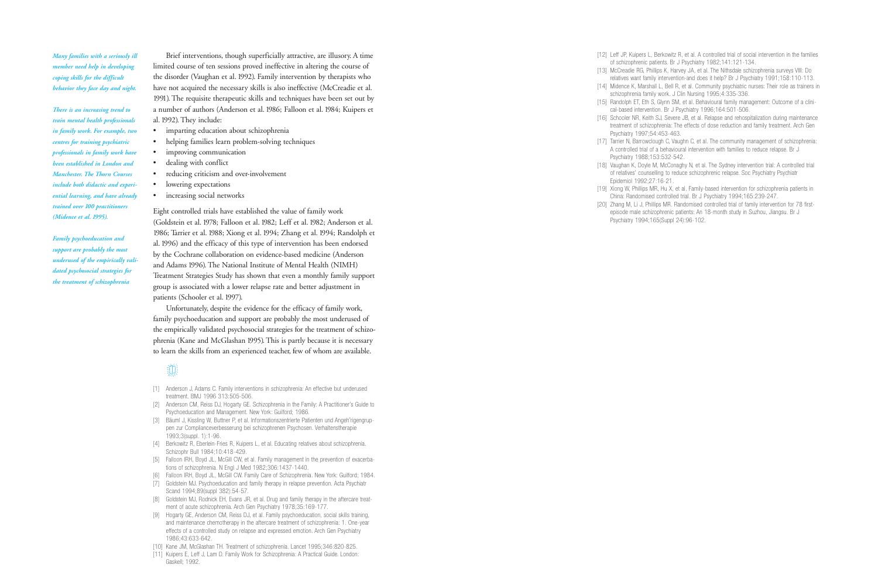*Many families with a seriously ill member need help in developing coping skills for the difficult behavior they face day and night.*

*There is an increasing trend to train mental health professionals in family work. For example, two centres for training psychiatric professionals in family work have been established in London and Manchester. The Thorn Courses include both didactic and experiential learning, and have already trained over 100 practitioners (Midence et al. 1995).*

*Family psychoeducation and support are probably the most underused of the empirically validated psychosocial strategies for the treatment of schizophrenia*

Brief interventions, though superficially attractive, are illusory. A time limited course of ten sessions proved ineffective in altering the course of the disorder (Vaughan et al. 1992). Family intervention by therapists who have not acquired the necessary skills is also ineffective (McCreadie et al. 1991). The requisite therapeutic skills and techniques have been set out by a number of authors (Anderson et al. 1986; Falloon et al. 1984; Kuipers et al. 1992). They include:

- imparting education about schizophrenia
- helping families learn problem-solving techniques
- improving communication
- dealing with conflict
- reducing criticism and over-involvement
- lowering expectations
- increasing social networks

Eight controlled trials have established the value of family work (Goldstein et al. 1978; Falloon et al. 1982; Leff et al. 1982; Anderson et al. 1986; Tarrier et al. 1988; Xiong et al. 1994; Zhang et al. 1994; Randolph et al. 1996) and the efficacy of this type of intervention has been endorsed by the Cochrane collaboration on evidence-based medicine (Anderson and Adams 1996). The National Institute of Mental Health (NIMH) Treatment Strategies Study has shown that even a monthly family support group is associated with a lower relapse rate and better adjustment in patients (Schooler et al. 1997).

Unfortunately, despite the evidence for the efficacy of family work, family psychoeducation and support are probably the most underused of the empirically validated psychosocial strategies for the treatment of schizophrenia (Kane and McGlashan 1995). This is partly because it is necessary to learn the skills from an experienced teacher, few of whom are available.

[1] Anderson J, Adams C. Family interventions in schizophrenia: An effective but underused treatment. BMJ 1996 313:505-506.
[2] Anderson CM, Reiss DJ, Hogarty GE. Schizophrenia in the Family: A Practitioner's Guide to Psychoeducation and Management. New York: Guilford; 1986.
[3] Bäuml J, Kissling W, Buttner P, et al. Informationszentrierte Patienten und Angeh˝rigengruppen zur Complianceverbesserung bei schizophrenen Psychosen. Verhaltenstherapie 1993;3(suppl. 1):1-96.
[4] Berkowitz R, Eberlein-Fries R, Kuipers L, et al. Educating relatives about schizophrenia. Schizophr Bull 1984;10:418-429.
[5] Falloon IRH, Boyd JL, McGill CW, et al. Family management in the prevention of exacerbations of schizophrenia. N Engl J Med 1982;306:1437-1440.
[6] Falloon IRH, Boyd JL, McGill CW. Family Care of Schizophrenia. New York: Guilford; 1984.
[7] Goldstein MJ. Psychoeducation and family therapy in relapse prevention. Acta Psychiatr Scand 1994;89(suppl 382):54-57.
[8] Goldstein MJ, Rodnick EH, Evans JR, et al. Drug and family therapy in the aftercare treatment of acute schizophrenia. Arch Gen Psychiatry 1978;35:169-177.
[9] Hogarty GE, Anderson CM, Reiss DJ, et al. Family psychoeducation, social skills training, and maintenance chemotherapy in the aftercare treatment of schizophrenia: 1. One-year effects of a controlled study on relapse and expressed emotion. Arch Gen Psychiatry 1986;43:633-642.
[10] Kane JM, McGlashan TH. Treatment of schizophrenia. Lancet 1995;346:820-825.
[11] Kuipers E, Leff J, Lam D. Family Work for Schizophrenia: A Practical Guide. London: Gaskell; 1992.
[12] Leff JP, Kuipers L, Berkowitz R, et al. A controlled trial of social intervention in the families of schizophrenic patients. Br J Psychiatry 1982;141:121-134.
[13] McCreadie RG, Phillips K, Harvey JA, et al. The Nithsdale schizophrenia surveys VIII: Do relatives want family intervention-and does it help? Br J Psychiatry 1991;158:110-113.
[14] Midence K, Marshall L, Bell R, et al. Community psychiatric nurses: Their role as trainers in schizophrenia family work. J Clin Nursing 1995;4:335-336.
[15] Randolph ET, Eth S, Glynn SM, et al. Behavioural family management: Outcome of a clinical-based intervention. Br J Psychiatry 1996;164:501-506.
[16] Schooler NR, Keith SJ, Severe JB, et al. Relapse and rehospitalization during maintenance treatment of schizophrenia: The effects of dose reduction and family treatment. Arch Gen Psychiatry 1997;54:453-463.
[17] Tarrier N, Barrowclough C, Vaughn C, et al. The community management of schizophrenia: A controlled trial of a behavioural intervention with families to reduce relapse. Br J Psychiatry 1988;153:532-542.
[18] Vaughan K, Doyle M, McConaghy N, et al. The Sydney intervention trial: A controlled trial of relatives' counselling to reduce schizophrenic relapse. Soc Psychiatry Psychiatr Epidemiol 1992;27:16-21.
[19] Xiong W, Phillips MR, Hu X, et al. Family-based intervention for schizophrenia patients in China: Randomised controlled trial. Br J Psychiatry 1994;165:239-247.
[20] Zhang M, Li J, Phillips MR. Randomised controlled trial of family intervention for 78 first-episode male schizophrenic patients: An 18-month study in Suzhou, Jiangsu. Br J Psychiatry 1994;165(Suppl 24):96-102.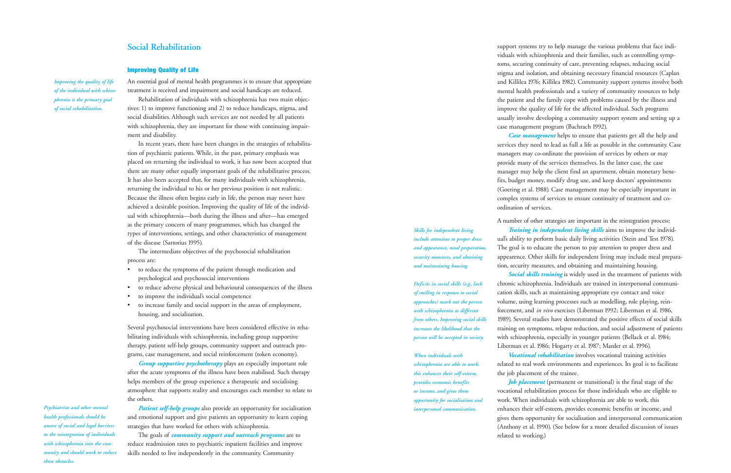## Social Rehabilitation

### Improving Quality of Life

*Improving the quality of life of the individual with schizophrenia is the primary goal of social rehabilitation.*

An essential goal of mental health programmes is to ensure that appropriate treatment is received and impairment and social handicaps are reduced.

Rehabilitation of individuals with schizophrenia has two main objectives: 1) to improve functioning and 2) to reduce handicaps, stigma, and social disabilities. Although such services are not needed by all patients with schizophrenia, they are important for those with continuing impairment and disability.

In recent years, there have been changes in the strategies of rehabilitation of psychiatric patients. While, in the past, primary emphasis was placed on returning the individual to work, it has now been accepted that there are many other equally important goals of the rehabilitative process. It has also been accepted that, for many individuals with schizophrenia, returning the individual to his or her previous position is not realistic. Because the illness often begins early in life, the person may never have achieved a desirable position. Improving the quality of life of the individual with schizophrenia—both during the illness and after—has emerged as the primary concern of many programmes, which has changed the types of interventions, settings, and other characteristics of management of the disease (Sartorius 1995).

The intermediate objectives of the psychosocial rehabilitation process are:

- to reduce the symptoms of the patient through medication and psychological and psychosocial interventions
- to reduce adverse physical and behavioural consequences of the illness
- to improve the individual's social competence
- to increase family and social support in the areas of employment, housing, and socialisation.

Several psychosocial interventions have been considered effective in rehabilitating individuals with schizophrenia, including group supportive therapy, patient self-help groups, community support and outreach programs, case management, and social reinforcement (token economy).

***Group supportive psychotherapy*** plays an especially important role after the acute symptoms of the illness have been stabilised. Such therapy helps members of the group experience a therapeutic and socialising atmosphere that supports reality and encourages each member to relate to the others.

*Psychiatrists and other mental health professionals should be aware of social and legal barriers to the reintegration of individuals with schizophrenia into the community and should work to reduce these obstacles.*

***Patient self-help groups*** also provide an opportunity for socialisation and emotional support and give patients an opportunity to learn coping strategies that have worked for others with schizophrenia.

The goals of ***community support and outreach programs*** are to reduce readmission rates to psychiatric inpatient facilities and improve skills needed to live independently in the community. Community support systems try to help manage the various problems that face individuals with schizophrenia and their families, such as controlling symptoms, securing continuity of care, preventing relapses, reducing social stigma and isolation, and obtaining necessary financial resources (Caplan and Killilea 1976; Killilea 1982). Community support systems involve both mental health professionals and a variety of community resources to help the patient and the family cope with problems caused by the illness and improve the quality of life for the affected individual. Such programs usually involve developing a community support system and setting up a case management program (Bachrach 1992).

***Case management*** helps to ensure that patients get all the help and services they need to lead as full a life as possible in the community. Case managers may co-ordinate the provision of services by others or may provide many of the services themselves. In the latter case, the case manager may help the client find an apartment, obtain monetary benefits, budget money, modify drug use, and keep doctors' appointments (Goering et al. 1988). Case management may be especially important in complex systems of services to ensure continuity of treatment and co-ordination of services.

A number of other strategies are important in the reintegration process:

*Skills for independent living include attention to proper dress and appearance, meal preparation, security measures, and obtaining and maintaining housing.*

***Training in independent living skills*** aims to improve the individual's ability to perform basic daily living activities (Stein and Test 1978). The goal is to educate the person to pay attention to proper dress and appearence. Other skills for independent living may include meal preparation, security measures, and obtaining and maintaining housing.

*Deficits in social skills (e.g., lack of smiling in response to social approaches) mark out the person with schizophrenia as different from others. Improving social skills increases the likelihood that the person will be accepted in society.*

***Social skills training*** is widely used in the treatment of patients with chronic schizophrenia. Individuals are trained in interpersonal communication skills, such as maintaining appropriate eye contact and voice volume, using learning processes such as modelling, role playing, reinforcement, and *in vivo* exercises (Liberman 1992; Liberman et al. 1986, 1989). Several studies have demonstrated the positive effects of social skills training on symptoms, relapse reduction, and social adjustment of patients with schizophrenia, especially in younger patients (Bellack et al. 1984; Liberman et al. 1986; Hogarty et al. 1987; Marder et al. 1996).

***Vocational rehabilitation*** involves vocational training activities related to real work environments and experiences. Its goal is to facilitate the job placement of the trainee.

*When individuals with schizophrenia are able to work, this enhances their self-esteem, provides economic benefits or income, and gives them opportunity for socialisation and interpersonal communication.*

***Job placement*** (permanent or transitional) is the final stage of the vocational rehabilitation process for those individuals who are eligible to work. When individuals with schizophrenia are able to work, this enhances their self-esteem, provides economic benefits or income, and gives them opportunity for socialisation and interpersonal communication (Anthony et al. 1990). (See below for a more detailed discussion of issues related to working.)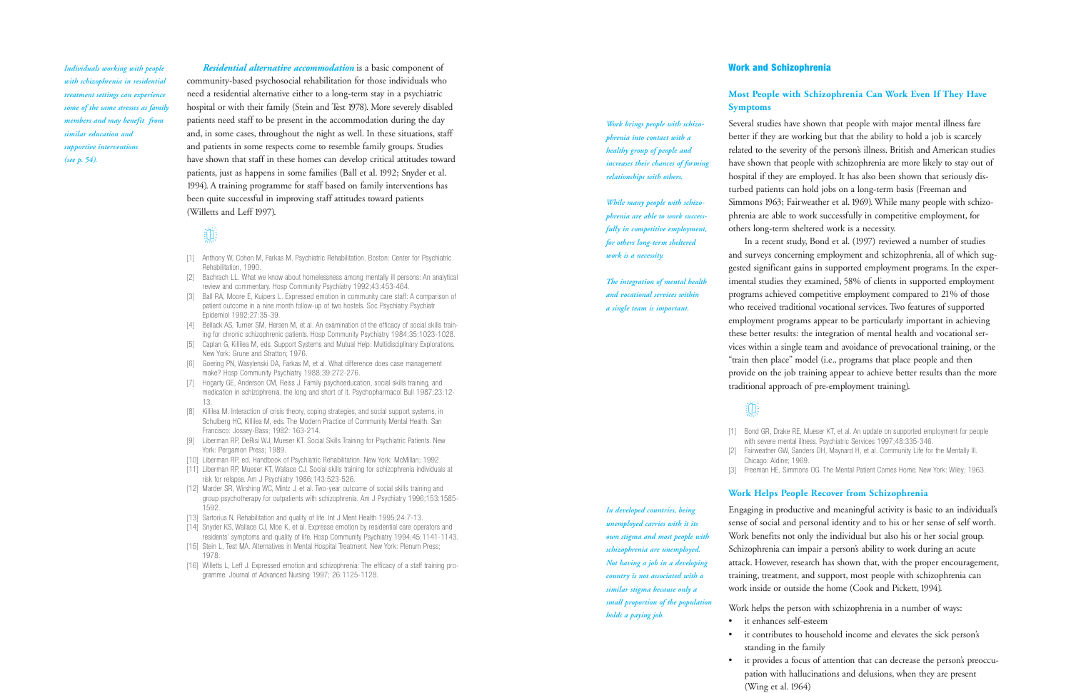*Individuals working with people with schizophrenia in residential treatment settings can experience some of the same stresses as family members and may benefit from similar education and supportive interventions (see p. 54).*

***Residential alternative accommodation*** is a basic component of community-based psychosocial rehabilitation for those individuals who need a residential alternative either to a long-term stay in a psychiatric hospital or with their family (Stein and Test 1978). More severely disabled patients need staff to be present in the accommodation during the day and, in some cases, throughout the night as well. In these situations, staff and patients in some respects come to resemble family groups. Studies have shown that staff in these homes can develop critical attitudes toward patients, just as happens in some families (Ball et al. 1992; Snyder et al. 1994). A training programme for staff based on family interventions has been quite successful in improving staff attitudes toward patients (Willetts and Leff 1997).

[1] Anthony W, Cohen M, Farkas M. Psychiatric Rehabilitation. Boston: Center for Psychiatric Rehabilitation, 1990.
[2] Bachrach LL. What we know about homelessness among mentally ill persons: An analytical review and commentary. Hosp Community Psychiatry 1992;43:453-464.
[3] Ball RA, Moore E, Kuipers L. Expressed emotion in community care staff: A comparison of patient outcome in a nine month follow-up of two hostels. Soc Psychiatry Psychiatr Epidemiol 1992;27:35-39.
[4] Bellack AS, Turner SM, Hersen M, et al. An examination of the efficacy of social skills training for chronic schizophrenic patients. Hosp Community Psychiatry 1984;35:1023-1028.
[5] Caplan G, Killilea M, eds. Support Systems and Mutual Help: Multidisciplinary Explorations. New York: Grune and Stratton; 1976.
[6] Goering PN, Wasylenski DA, Farkas M, et al. What difference does case management make? Hosp Community Psychiatry 1988;39:272-276.
[7] Hogarty GE, Anderson CM, Reiss J. Family psychoeducation, social skills training, and medication in schizophrenia, the long and short of it. Psychopharmacol Bull 1987;23:12-13.
[8] Killilea M. Interaction of crisis theory, coping strategies, and social support systems, in Schulberg HC, Killilea M, eds. The Modern Practice of Community Mental Health. San Francisco: Jossey-Bass; 1982: 163-214.
[9] Liberman RP, DeRisi WJ, Mueser KT. Social Skills Training for Psychiatric Patients. New York: Pergamon Press; 1989.
[10] Liberman RP, ed. Handbook of Psychiatric Rehabilitation. New York: McMillan; 1992.
[11] Liberman RP, Mueser KT, Wallace CJ. Social skills training for schizophrenia individuals at risk for relapse. Am J Psychiatry 1986;143:523-526.
[12] Marder SR, Wirshing WC, Mintz J, et al. Two-year outcome of social skills training and group psychotherapy for outpatients with schizophrenia. Am J Psychiatry 1996;153:1585-1592.
[13] Sartorius N. Rehabilitation and quality of life. Int J Ment Health 1995;24:7-13.
[14] Snyder KS, Wallace CJ, Moe K, et al. Expresse emotion by residential care operators and residents' symptoms and quality of life. Hosp Community Psychiatry 1994;45:1141-1143.
[15] Stein L, Test MA. Alternatives in Mental Hospital Treatment. New York: Plenum Press; 1978.
[16] Willetts L, Leff J. Expressed emotion and schizophrenia: The efficacy of a staff training programme. Journal of Advanced Nursing 1997; 26:1125-1128.

## Work and Schizophrenia

### Most People with Schizophrenia Can Work Even If They Have Symptoms

*Work brings people with schizophrenia into contact with a healthy group of people and increases their chances of forming relationships with others.*

*While many people with schizophrenia are able to work successfully in competitive employment, for others long-term sheltered work is a necessity.*

*The integration of mental health and vocational services within a single team is important.*

Several studies have shown that people with major mental illness fare better if they are working but that the ability to hold a job is scarcely related to the severity of the person's illness. British and American studies have shown that people with schizophrenia are more likely to stay out of hospital if they are employed. It has also been shown that seriously disturbed patients can hold jobs on a long-term basis (Freeman and Simmons 1963; Fairweather et al. 1969). While many people with schizophrenia are able to work successfully in competitive employment, for others long-term sheltered work is a necessity.

In a recent study, Bond et al. (1997) reviewed a number of studies and surveys concerning employment and schizophrenia, all of which suggested significant gains in supported employment programs. In the experimental studies they examined, 58% of clients in supported employment programs achieved competitive employment compared to 21% of those who received traditional vocational services. Two features of supported employment programs appear to be particularly important in achieving these better results: the integration of mental health and vocational services within a single team and avoidance of prevocational training, or the "train then place" model (i.e., programs that place people and then provide on the job training appear to achieve better results than the more traditional approach of pre-employment training).

[1] Bond GR, Drake RE, Mueser KT, et al. An update on supported employment for people with severe mental illness. Psychiatric Services 1997;48:335-346.
[2] Fairweather GW, Sanders DH, Maynard H, et al. Community Life for the Mentally Ill. Chicago: Aldine; 1969.
[3] Freeman HE, Simmons OG. The Mental Patient Comes Home. New York: Wiley; 1963.

### Work Helps People Recover from Schizophrenia

*In developed countries, being unemployed carries with it its own stigma and most people with schizophrenia are unemployed. Not having a job in a developing country is not associated with a similar stigma because only a small proportion of the population holds a paying job.*

Engaging in productive and meaningful activity is basic to an individual's sense of social and personal identity and to his or her sense of self worth. Work benefits not only the individual but also his or her social group. Schizophrenia can impair a person's ability to work during an acute attack. However, research has shown that, with the proper encouragement, training, treatment, and support, most people with schizophrenia can work inside or outside the home (Cook and Pickett, 1994).

Work helps the person with schizophrenia in a number of ways:

- it enhances self-esteem
- it contributes to household income and elevates the sick person's standing in the family
- it provides a focus of attention that can decrease the person's preoccupation with hallucinations and delusions, when they are present (Wing et al. 1964)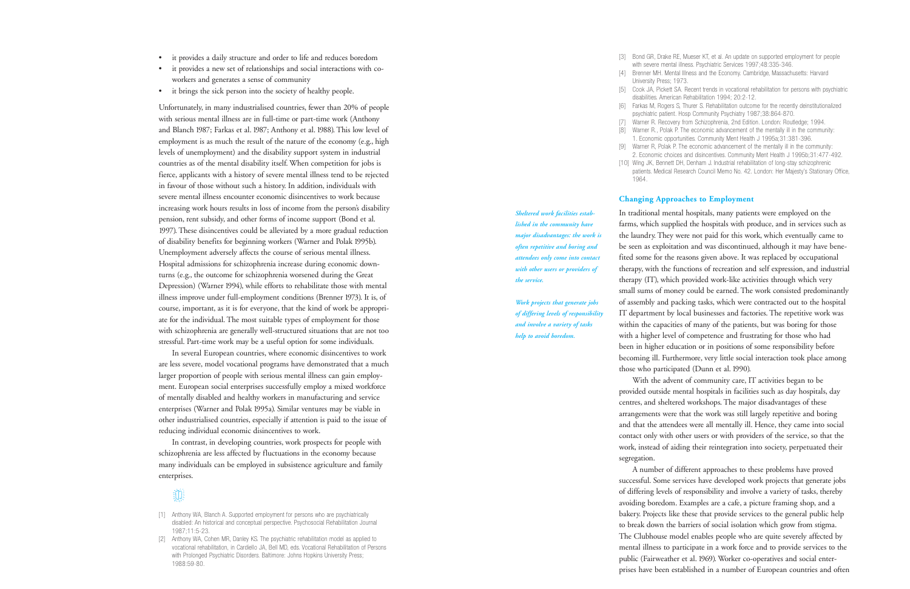- it provides a daily structure and order to life and reduces boredom
- it provides a new set of relationships and social interactions with co-workers and generates a sense of community
- it brings the sick person into the society of healthy people.

Unfortunately, in many industrialised countries, fewer than 20% of people with serious mental illness are in full-time or part-time work (Anthony and Blanch 1987; Farkas et al. 1987; Anthony et al. 1988). This low level of employment is as much the result of the nature of the economy (e.g., high levels of unemployment) and the disability support system in industrial countries as of the mental disability itself. When competition for jobs is fierce, applicants with a history of severe mental illness tend to be rejected in favour of those without such a history. In addition, individuals with severe mental illness encounter economic disincentives to work because increasing work hours results in loss of income from the person's disability pension, rent subsidy, and other forms of income support (Bond et al. 1997). These disincentives could be alleviated by a more gradual reduction of disability benefits for beginning workers (Warner and Polak 1995b). Unemployment adversely affects the course of serious mental illness. Hospital admissions for schizophrenia increase during economic downturns (e.g., the outcome for schizophrenia worsened during the Great Depression) (Warner 1994), while efforts to rehabilitate those with mental illness improve under full-employment conditions (Brenner 1973). It is, of course, important, as it is for everyone, that the kind of work be appropriate for the individual. The most suitable types of employment for those with schizophrenia are generally well-structured situations that are not too stressful. Part-time work may be a useful option for some individuals.

In several European countries, where economic disincentives to work are less severe, model vocational programs have demonstrated that a much larger proportion of people with serious mental illness can gain employment. European social enterprises successfully employ a mixed workforce of mentally disabled and healthy workers in manufacturing and service enterprises (Warner and Polak 1995a). Similar ventures may be viable in other industrialised countries, especially if attention is paid to the issue of reducing individual economic disincentives to work.

In contrast, in developing countries, work prospects for people with schizophrenia are less affected by fluctuations in the economy because many individuals can be employed in subsistence agriculture and family enterprises.

[1] Anthony WA, Blanch A. Supported employment for persons who are psychiatrically disabled: An historical and conceptual perspective. Psychosocial Rehabilitation Journal 1987;11:5-23.

[2] Anthony WA, Cohen MR, Danley KS. The psychiatric rehabilitation model as applied to vocational rehabilitation, in Cardiello JA, Bell MD, eds. Vocational Rehabilitation of Persons with Prolonged Psychiatric Disorders. Baltimore: Johns Hopkins University Press; 1988:59-80.

[3] Bond GR, Drake RE, Mueser KT, et al. An update on supported employment for people with severe mental illness. Psychiatric Services 1997;48:335-346.

[4] Brenner MH. Mental Illness and the Economy. Cambridge, Massachusetts: Harvard University Press; 1973.

[5] Cook JA, Pickett SA. Recent trends in vocational rehabilitation for persons with psychiatric disabilities. American Rehabilitation 1994; 20:2-12.

[6] Farkas M, Rogers S, Thurer S. Rehabilitation outcome for the recently deinstitutionalized psychiatric patient. Hosp Community Psychiatry 1987;38:864-870.

[7] Warner R. Recovery from Schizophrenia, 2nd Edition. London: Routledge; 1994.

[8] Warner R., Polak P. The economic advancement of the mentally ill in the community: 1. Economic opportunities. Community Ment Health J 1995a;31:381-396.

[9] Warner R, Polak P. The economic advancement of the mentally ill in the community: 2. Economic choices and disincentives. Community Ment Health J 1995b;31:477-492.

[10] Wing JK, Bennett DH, Denham J. Industrial rehabilitation of long-stay schizophrenic patients. Medical Research Council Memo No. 42. London: Her Majesty's Stationary Office, 1964.

## Changing Approaches to Employment

*Sheltered work facilities established in the community have major disadvantages: the work is often repetitive and boring and attendees only come into contact with other users or providers of the service.*

*Work projects that generate jobs of differing levels of responsibility and involve a variety of tasks help to avoid boredom.*

In traditional mental hospitals, many patients were employed on the farms, which supplied the hospitals with produce, and in services such as the laundry. They were not paid for this work, which eventually came to be seen as exploitation and was discontinued, although it may have benefited some for the reasons given above. It was replaced by occupational therapy, with the functions of recreation and self expression, and industrial therapy (IT), which provided work-like activities through which very small sums of money could be earned. The work consisted predominantly of assembly and packing tasks, which were contracted out to the hospital IT department by local businesses and factories. The repetitive work was within the capacities of many of the patients, but was boring for those with a higher level of competence and frustrating for those who had been in higher education or in positions of some responsibility before becoming ill. Furthermore, very little social interaction took place among those who participated (Dunn et al. 1990).

With the advent of community care, IT activities began to be provided outside mental hospitals in facilities such as day hospitals, day centres, and sheltered workshops. The major disadvantages of these arrangements were that the work was still largely repetitive and boring and that the attendees were all mentally ill. Hence, they came into social contact only with other users or with providers of the service, so that the work, instead of aiding their reintegration into society, perpetuated their segregation.

A number of different approaches to these problems have proved successful. Some services have developed work projects that generate jobs of differing levels of responsibility and involve a variety of tasks, thereby avoiding boredom. Examples are a cafe, a picture framing shop, and a bakery. Projects like these that provide services to the general public help to break down the barriers of social isolation which grow from stigma. The Clubhouse model enables people who are quite severely affected by mental illness to participate in a work force and to provide services to the public (Fairweather et al. 1969). Worker co-operatives and social enterprises have been established in a number of European countries and often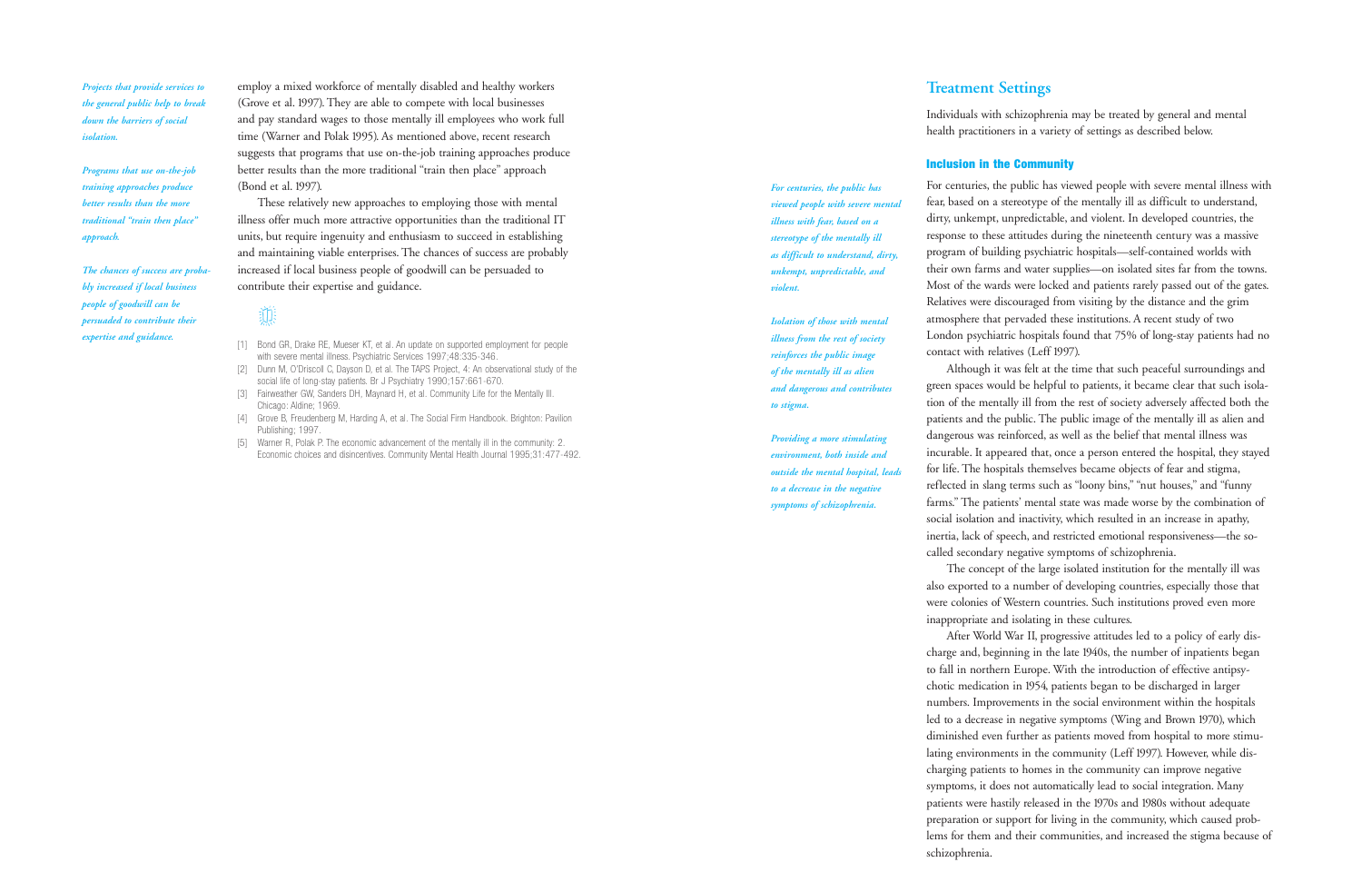*Projects that provide services to the general public help to break down the barriers of social isolation.*

*Programs that use on-the-job training approaches produce better results than the more traditional "train then place" approach.*

*The chances of success are probably increased if local business people of goodwill can be persuaded to contribute their expertise and guidance.*

employ a mixed workforce of mentally disabled and healthy workers (Grove et al. 1997). They are able to compete with local businesses and pay standard wages to those mentally ill employees who work full time (Warner and Polak 1995). As mentioned above, recent research suggests that programs that use on-the-job training approaches produce better results than the more traditional "train then place" approach (Bond et al. 1997).

These relatively new approaches to employing those with mental illness offer much more attractive opportunities than the traditional IT units, but require ingenuity and enthusiasm to succeed in establishing and maintaining viable enterprises. The chances of success are probably increased if local business people of goodwill can be persuaded to contribute their expertise and guidance.

[1] Bond GR, Drake RE, Mueser KT, et al. An update on supported employment for people with severe mental illness. Psychiatric Services 1997;48:335-346.
[2] Dunn M, O'Driscoll C, Dayson D, et al. The TAPS Project, 4: An observational study of the social life of long-stay patients. Br J Psychiatry 1990;157:661-670.
[3] Fairweather GW, Sanders DH, Maynard H, et al. Community Life for the Mentally Ill. Chicago: Aldine; 1969.
[4] Grove B, Freudenberg M, Harding A, et al. The Social Firm Handbook. Brighton: Pavilion Publishing; 1997.
[5] Warner R, Polak P. The economic advancement of the mentally ill in the community: 2. Economic choices and disincentives. Community Mental Health Journal 1995;31:477-492.

## Treatment Settings

Individuals with schizophrenia may be treated by general and mental health practitioners in a variety of settings as described below.

### Inclusion in the Community

*For centuries, the public has viewed people with severe mental illness with fear, based on a stereotype of the mentally ill as difficult to understand, dirty, unkempt, unpredictable, and violent.*

*Isolation of those with mental illness from the rest of society reinforces the public image of the mentally ill as alien and dangerous and contributes to stigma.*

*Providing a more stimulating environment, both inside and outside the mental hospital, leads to a decrease in the negative symptoms of schizophrenia.*

For centuries, the public has viewed people with severe mental illness with fear, based on a stereotype of the mentally ill as difficult to understand, dirty, unkempt, unpredictable, and violent. In developed countries, the response to these attitudes during the nineteenth century was a massive program of building psychiatric hospitals—self-contained worlds with their own farms and water supplies—on isolated sites far from the towns. Most of the wards were locked and patients rarely passed out of the gates. Relatives were discouraged from visiting by the distance and the grim atmosphere that pervaded these institutions. A recent study of two London psychiatric hospitals found that 75% of long-stay patients had no contact with relatives (Leff 1997).

Although it was felt at the time that such peaceful surroundings and green spaces would be helpful to patients, it became clear that such isolation of the mentally ill from the rest of society adversely affected both the patients and the public. The public image of the mentally ill as alien and dangerous was reinforced, as well as the belief that mental illness was incurable. It appeared that, once a person entered the hospital, they stayed for life. The hospitals themselves became objects of fear and stigma, reflected in slang terms such as "loony bins," "nut houses," and "funny farms." The patients' mental state was made worse by the combination of social isolation and inactivity, which resulted in an increase in apathy, inertia, lack of speech, and restricted emotional responsiveness—the so-called secondary negative symptoms of schizophrenia.

The concept of the large isolated institution for the mentally ill was also exported to a number of developing countries, especially those that were colonies of Western countries. Such institutions proved even more inappropriate and isolating in these cultures.

After World War II, progressive attitudes led to a policy of early discharge and, beginning in the late 1940s, the number of inpatients began to fall in northern Europe. With the introduction of effective antipsychotic medication in 1954, patients began to be discharged in larger numbers. Improvements in the social environment within the hospitals led to a decrease in negative symptoms (Wing and Brown 1970), which diminished even further as patients moved from hospital to more stimulating environments in the community (Leff 1997). However, while discharging patients to homes in the community can improve negative symptoms, it does not automatically lead to social integration. Many patients were hastily released in the 1970s and 1980s without adequate preparation or support for living in the community, which caused problems for them and their communities, and increased the stigma because of schizophrenia.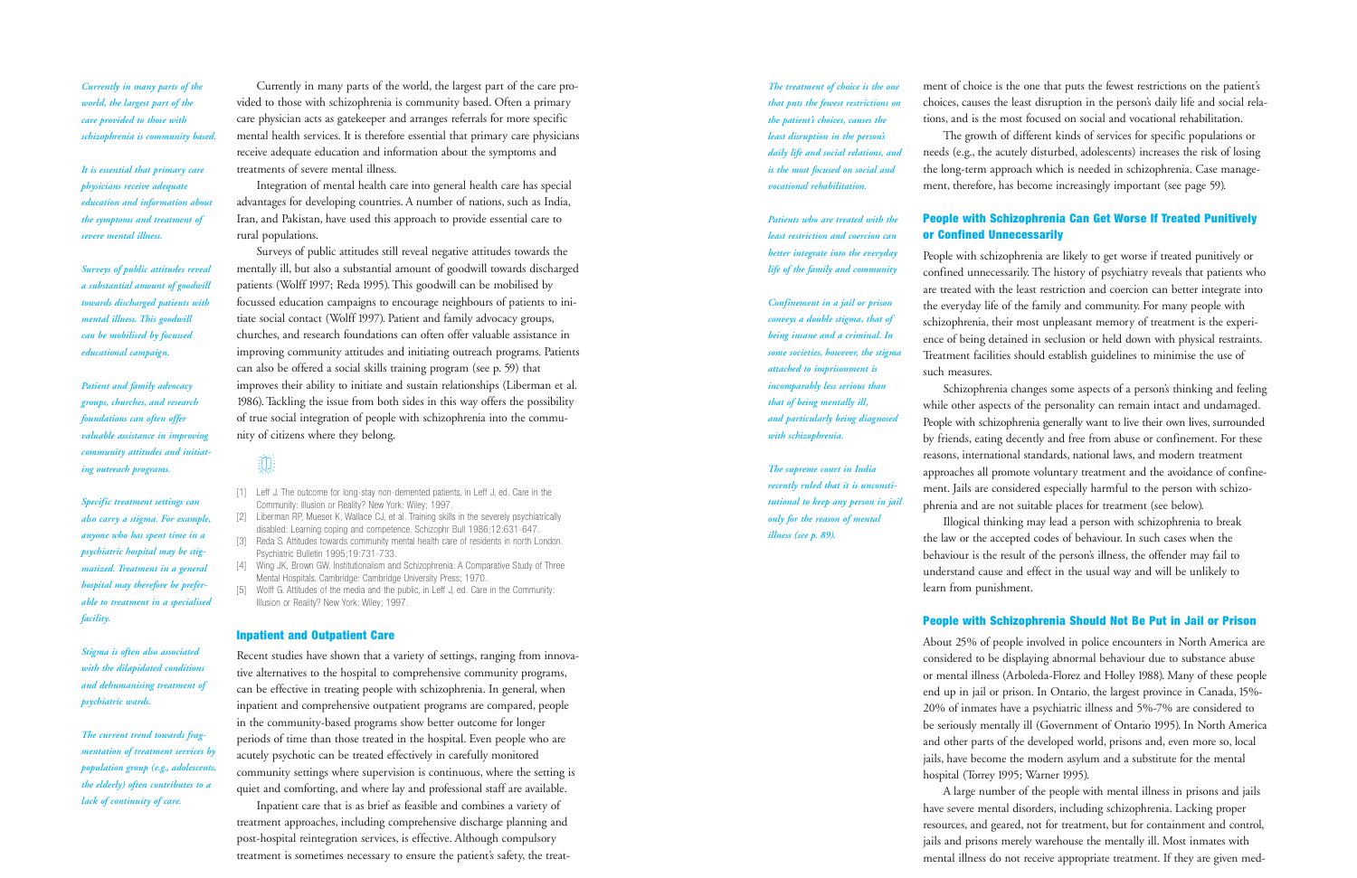*Currently in many parts of the world, the largest part of the care provided to those with schizophrenia is community based.*

*It is essential that primary care physicians receive adequate education and information about the symptoms and treatment of severe mental illness.*

*Surveys of public attitudes reveal a substantial amount of goodwill towards discharged patients with mental illness. This goodwill can be mobilised by focused educational campaign.*

*Patient and family advocacy groups, churches, and research foundations can often offer valuable assistance in improving community attitudes and initiating outreach programs.*

*Specific treatment settings can also carry a stigma. For example, anyone who has spent time in a psychiatric hospital may be stigmatized. Treatment in a general hospital may therefore be preferable to treatment in a specialised facility.*

*Stigma is often also associated with the dilapidated conditions and dehumanising treatment of psychiatric wards.*

*The current trend towards fragmentation of treatment services by population group (e.g., adolescents, the elderly) often contributes to a lack of continuity of care.*

Currently in many parts of the world, the largest part of the care provided to those with schizophrenia is community based. Often a primary care physician acts as gatekeeper and arranges referrals for more specific mental health services. It is therefore essential that primary care physicians receive adequate education and information about the symptoms and treatments of severe mental illness.

Integration of mental health care into general health care has special advantages for developing countries. A number of nations, such as India, Iran, and Pakistan, have used this approach to provide essential care to rural populations.

Surveys of public attitudes still reveal negative attitudes towards the mentally ill, but also a substantial amount of goodwill towards discharged patients (Wolff 1997; Reda 1995). This goodwill can be mobilised by focussed education campaigns to encourage neighbours of patients to initiate social contact (Wolff 1997). Patient and family advocacy groups, churches, and research foundations can often offer valuable assistance in improving community attitudes and initiating outreach programs. Patients can also be offered a social skills training program (see p. 59) that improves their ability to initiate and sustain relationships (Liberman et al. 1986). Tackling the issue from both sides in this way offers the possibility of true social integration of people with schizophrenia into the community of citizens where they belong.

[1] Leff J. The outcome for long-stay non-demented patients, in Leff J, ed. Care in the Community: Illusion or Reality? New York: Wiley; 1997.
[2] Liberman RP, Mueser K, Wallace CJ, et al. Training skills in the severely psychiatrically disabled: Learning coping and competence. Schizophr Bull 1986;12:631-647.
[3] Reda S. Attitudes towards community mental health care of residents in north London. Psychiatric Bulletin 1995;19:731-733.
[4] Wing JK, Brown GW. Institutionalism and Schizophrenia: A Comparative Study of Three Mental Hospitals. Cambridge: Cambridge University Press; 1970.
[5] Wolff G. Attitudes of the media and the public, in Leff J, ed. Care in the Community: Illusion or Reality? New York: Wiley; 1997.

## Inpatient and Outpatient Care

Recent studies have shown that a variety of settings, ranging from innovative alternatives to the hospital to comprehensive community programs, can be effective in treating people with schizophrenia. In general, when inpatient and comprehensive outpatient programs are compared, people in the community-based programs show better outcome for longer periods of time than those treated in the hospital. Even people who are acutely psychotic can be treated effectively in carefully monitored community settings where supervision is continuous, where the setting is quiet and comforting, and where lay and professional staff are available.

Inpatient care that is as brief as feasible and combines a variety of treatment approaches, including comprehensive discharge planning and post-hospital reintegration services, is effective. Although compulsory treatment is sometimes necessary to ensure the patient's safety, the treatment of choice is the one that puts the fewest restrictions on the patient's choices, causes the least disruption in the person's daily life and social relations, and is the most focused on social and vocational rehabilitation.

*The treatment of choice is the one that puts the fewest restrictions on the patient's choices, causes the least disruption in the person's daily life and social relations, and is the most focused on social and vocational rehabilitation.*

*Patients who are treated with the least restriction and coercion can better integrate into the everyday life of the family and community*

*Confinement in a jail or prison conveys a double stigma, that of being insane and a criminal. In some societies, however, the stigma attached to imprisonment is incomparably less serious than that of being mentally ill, and particularly being diagnosed with schizophrenia.*

*The supreme court in India recently ruled that it is unconstitutional to keep any person in jail only for the reason of mental illness (see p. 89).*

The growth of different kinds of services for specific populations or needs (e.g., the acutely disturbed, adolescents) increases the risk of losing the long-term approach which is needed in schizophrenia. Case management, therefore, has become increasingly important (see page 59).

## People with Schizophrenia Can Get Worse If Treated Punitively or Confined Unnecessarily

People with schizophrenia are likely to get worse if treated punitively or confined unnecessarily. The history of psychiatry reveals that patients who are treated with the least restriction and coercion can better integrate into the everyday life of the family and community. For many people with schizophrenia, their most unpleasant memory of treatment is the experience of being detained in seclusion or held down with physical restraints. Treatment facilities should establish guidelines to minimise the use of such measures.

Schizophrenia changes some aspects of a person's thinking and feeling while other aspects of the personality can remain intact and undamaged. People with schizophrenia generally want to live their own lives, surrounded by friends, eating decently and free from abuse or confinement. For these reasons, international standards, national laws, and modern treatment approaches all promote voluntary treatment and the avoidance of confinement. Jails are considered especially harmful to the person with schizophrenia and are not suitable places for treatment (see below).

Illogical thinking may lead a person with schizophrenia to break the law or the accepted codes of behaviour. In such cases when the behaviour is the result of the person's illness, the offender may fail to understand cause and effect in the usual way and will be unlikely to learn from punishment.

## People with Schizophrenia Should Not Be Put in Jail or Prison

About 25% of people involved in police encounters in North America are considered to be displaying abnormal behaviour due to substance abuse or mental illness (Arboleda-Florez and Holley 1988). Many of these people end up in jail or prison. In Ontario, the largest province in Canada, 15%-20% of inmates have a psychiatric illness and 5%-7% are considered to be seriously mentally ill (Government of Ontario 1995). In North America and other parts of the developed world, prisons and, even more so, local jails, have become the modern asylum and a substitute for the mental hospital (Torrey 1995; Warner 1995).

A large number of the people with mental illness in prisons and jails have severe mental disorders, including schizophrenia. Lacking proper resources, and geared, not for treatment, but for containment and control, jails and prisons merely warehouse the mentally ill. Most inmates with mental illness do not receive appropriate treatment. If they are given med-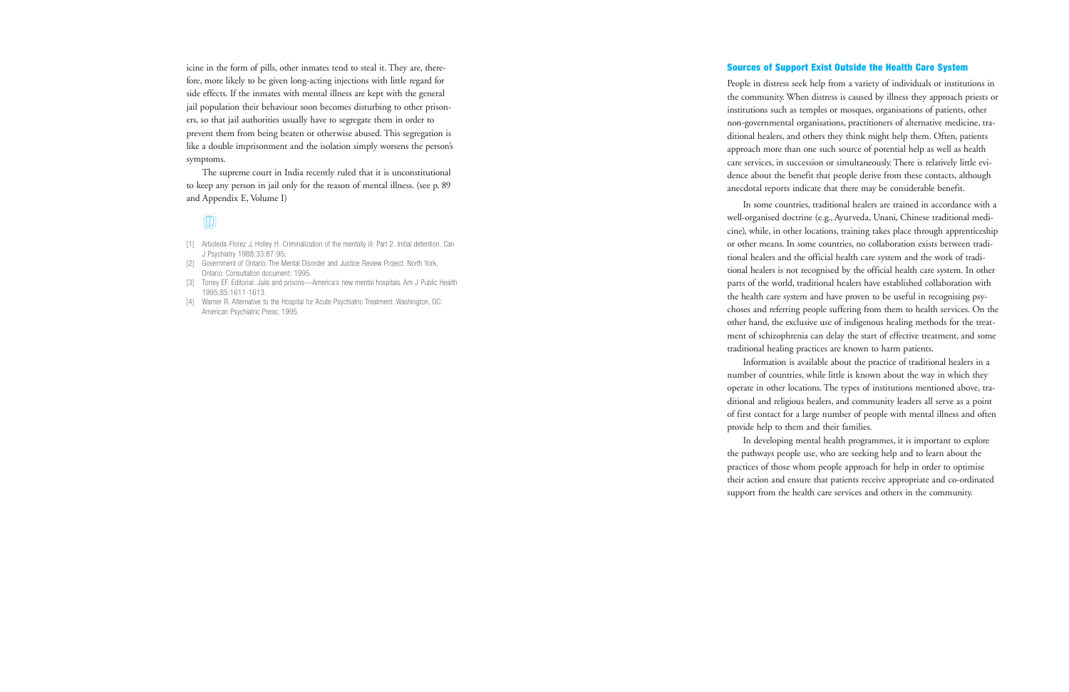icine in the form of pills, other inmates tend to steal it. They are, therefore, more likely to be given long-acting injections with little regard for side effects. If the inmates with mental illness are kept with the general jail population their behaviour soon becomes disturbing to other prisoners, so that jail authorities usually have to segregate them in order to prevent them from being beaten or otherwise abused. This segregation is like a double imprisonment and the isolation simply worsens the person's symptoms.

The supreme court in India recently ruled that it is unconstitutional to keep any person in jail only for the reason of mental illness. (see p. 89 and Appendix E, Volume I)

[1] Arboleda-Florez J, Holley H. Criminalization of the mentally ill: Part 2. Initial detention. Can J Psychiatry 1988;33:87-95.

[2] Government of Ontario. The Mental Disorder and Justice Review Project. North York, Ontario: Consultation document; 1995.

[3] Torrey EF. Editorial: Jails and prisons—America's new mental hospitals. Am J Public Health 1995;85:1611-1613.

[4] Warner R. Alternative to the Hospital for Acute Psychiatric Treatment. Washington, DC: American Psychiatric Press; 1995.

## Sources of Support Exist Outside the Health Care System

People in distress seek help from a variety of individuals or institutions in the community. When distress is caused by illness they approach priests or institutions such as temples or mosques, organisations of patients, other non-governmental organisations, practitioners of alternative medicine, traditional healers, and others they think might help them. Often, patients approach more than one such source of potential help as well as health care services, in succession or simultaneously. There is relatively little evidence about the benefit that people derive from these contacts, although anecdotal reports indicate that there may be considerable benefit.

In some countries, traditional healers are trained in accordance with a well-organised doctrine (e.g., Ayurveda, Unani, Chinese traditional medicine), while, in other locations, training takes place through apprenticeship or other means. In some countries, no collaboration exists between traditional healers and the official health care system and the work of traditional healers is not recognised by the official health care system. In other parts of the world, traditional healers have established collaboration with the health care system and have proven to be useful in recognising psychoses and referring people suffering from them to health services. On the other hand, the exclusive use of indigenous healing methods for the treatment of schizophrenia can delay the start of effective treatment, and some traditional healing practices are known to harm patients.

Information is available about the practice of traditional healers in a number of countries, while little is known about the way in which they operate in other locations. The types of institutions mentioned above, traditional and religious healers, and community leaders all serve as a point of first contact for a large number of people with mental illness and often provide help to them and their families.

In developing mental health programmes, it is important to explore the pathways people use, who are seeking help and to learn about the practices of those whom people approach for help in order to optimise their action and ensure that patients receive appropriate and co-ordinated support from the health care services and others in the community.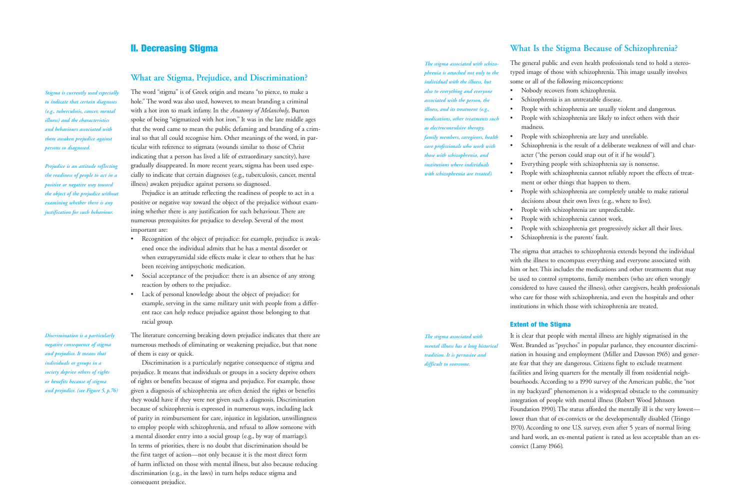## II. Decreasing Stigma

### What are Stigma, Prejudice, and Discrimination?

*Stigma is currently used especially to indicate that certain diagnoses (e.g., tuberculosis, cancer, mental illness) and the characteristics and behaviours associated with them awaken prejudice against persons so diagnosed.*

The word "stigma" is of Greek origin and means "to pierce, to make a hole." The word was also used, however, to mean branding a criminal with a hot iron to mark infamy. In the *Anatomy of Melancholy*, Burton spoke of being "stigmatized with hot iron." It was in the late middle ages that the word came to mean the public defaming and branding of a criminal so that all could recognise him. Other meanings of the word, in particular with reference to stigmata (wounds similar to those of Christ indicating that a person has lived a life of extraordinary sanctity), have gradually disappeared. In more recent years, stigma has been used especially to indicate that certain diagnoses (e.g., tuberculosis, cancer, mental illness) awaken prejudice against persons so diagnosed.

*Prejudice is an attitude reflecting the readiness of people to act in a positive or negative way toward the object of the prejudice without examining whether there is any justification for such behaviour.*

Prejudice is an attitude reflecting the readiness of people to act in a positive or negative way toward the object of the prejudice without examining whether there is any justification for such behaviour. There are numerous prerequisites for prejudice to develop. Several of the most important are:

- Recognition of the object of prejudice: for example, prejudice is awakened once the individual admits that he has a mental disorder or when extrapyramidal side effects make it clear to others that he has been receiving antipsychotic medication.
- Social acceptance of the prejudice: there is an absence of any strong reaction by others to the prejudice.
- Lack of personal knowledge about the object of prejudice: for example, serving in the same military unit with people from a different race can help reduce prejudice against those belonging to that racial group.

The literature concerning breaking down prejudice indicates that there are numerous methods of eliminating or weakening prejudice, but that none of them is easy or quick.

*Discrimination is a particularly negative consequence of stigma and prejudice. It means that individuals or groups in a society deprive others of rights or benefits because of stigma and prejudice. (see Figure 5, p.76)*

Discrimination is a particularly negative consequence of stigma and prejudice. It means that individuals or groups in a society deprive others of rights or benefits because of stigma and prejudice. For example, those given a diagnosis of schizophrenia are often denied the rights or benefits they would have if they were not given such a diagnosis. Discrimination because of schizophrenia is expressed in numerous ways, including lack of parity in reimbursement for care, injustice in legislation, unwillingness to employ people with schizophrenia, and refusal to allow someone with a mental disorder entry into a social group (e.g., by way of marriage). In terms of priorities, there is no doubt that discrimination should be the first target of action—not only because it is the most direct form of harm inflicted on those with mental illness, but also because reducing discrimination (e.g., in the laws) in turn helps reduce stigma and consequent prejudice.

### What Is the Stigma Because of Schizophrenia?

*The stigma associated with schizophrenia is attached not only to the individual with the illness, but also to everything and everyone associated with the person, the illness, and its treatment (e.g., medications, other treatments such as electroconvulsive therapy, family members, caregivers, health care professionals who work with those with schizophrenia, and institutions where individuals with schizophrenia are treated).*

The general public and even health professionals tend to hold a stereotyped image of those with schizophrenia. This image usually involves some or all of the following misconceptions:

- Nobody recovers from schizophrenia.
- Schizophrenia is an untreatable disease.
- People with schizophrenia are usually violent and dangerous.
- People with schizophrenia are likely to infect others with their madness.
- People with schizophrenia are lazy and unreliable.
- Schizophrenia is the result of a deliberate weakness of will and character ("the person could snap out of it if he would").
- Everything people with schizophrenia say is nonsense.
- People with schizophrenia cannot reliably report the effects of treatment or other things that happen to them.
- People with schizophrenia are completely unable to make rational decisions about their own lives (e.g., where to live).
- People with schizophrenia are unpredictable.
- People with schizophrenia cannot work.
- People with schizophrenia get progressively sicker all their lives.
- Schizophrenia is the parents' fault.

The stigma that attaches to schizophrenia extends beyond the individual with the illness to encompass everything and everyone associated with him or her. This includes the medications and other treatments that may be used to control symptoms, family members (who are often wrongly considered to have caused the illness), other caregivers, health professionals who care for those with schizophrenia, and even the hospitals and other institutions in which those with schizophrenia are treated.

#### Extent of the Stigma

*The stigma associated with mental illness has a long historical tradition. It is pervasive and difficult to overcome.*

It is clear that people with mental illness are highly stigmatised in the West. Branded as "psychos" in popular parlance, they encounter discrimination in housing and employment (Miller and Dawson 1965) and generate fear that they are dangerous. Citizens fight to exclude treatment facilities and living quarters for the mentally ill from residential neighbourhoods. According to a 1990 survey of the American public, the "not in my backyard" phenomenon is a widespread obstacle to the community integration of people with mental illness (Robert Wood Johnson Foundation 1990). The status afforded the mentally ill is the very lowest—lower than that of ex-convicts or the developmentally disabled (Tringo 1970). According to one U.S. survey, even after 5 years of normal living and hard work, an ex-mental patient is rated as less acceptable than an ex-convict (Lamy 1966).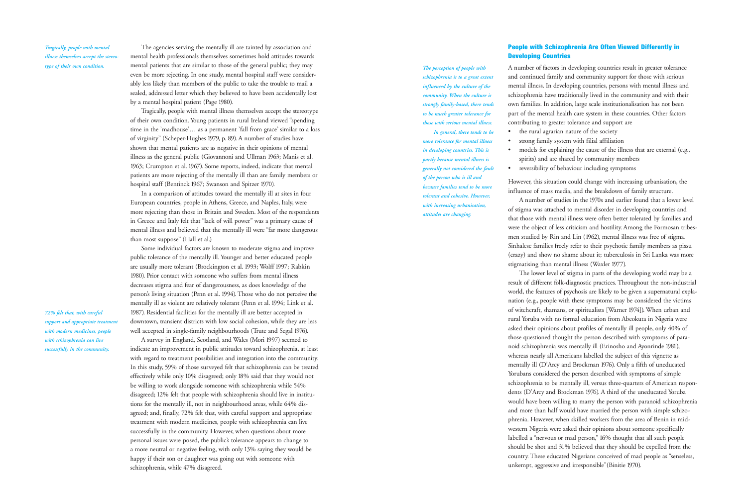*Tragically, people with mental illness themselves accept the stereotype of their own condition.*

The agencies serving the mentally ill are tainted by association and mental health professionals themselves sometimes hold attitudes towards mental patients that are similar to those of the general public; they may even be more rejecting. In one study, mental hospital staff were considerably less likely than members of the public to take the trouble to mail a sealed, addressed letter which they believed to have been accidentally lost by a mental hospital patient (Page 1980).

Tragically, people with mental illness themselves accept the stereotype of their own condition. Young patients in rural Ireland viewed "spending time in the 'madhouse'… as a permanent 'fall from grace' similar to a loss of virginity" (Scheper-Hughes 1979, p. 89). A number of studies have shown that mental patients are as negative in their opinions of mental illness as the general public (Giovannoni and Ullman 1963; Manis et al. 1963; Crumpton et al. 1967). Some reports, indeed, indicate that mental patients are more rejecting of the mentally ill than are family members or hospital staff (Bentinck 1967; Swanson and Spitzer 1970).

In a comparison of attitudes toward the mentally ill at sites in four European countries, people in Athens, Greece, and Naples, Italy, were more rejecting than those in Britain and Sweden. Most of the respondents in Greece and Italy felt that "lack of will power" was a primary cause of mental illness and believed that the mentally ill were "far more dangerous than most suppose" (Hall et al.).

Some individual factors are known to moderate stigma and improve public tolerance of the mentally ill. Younger and better educated people are usually more tolerant (Brockington et al. 1993; Wolff 1997; Rabkin 1980). Prior contact with someone who suffers from mental illness decreases stigma and fear of dangerousness, as does knowledge of the person's living situation (Penn et al. 1994). Those who do not perceive the mentally ill as violent are relatively tolerant (Penn et al. 1994; Link et al. 1987). Residential facilities for the mentally ill are better accepted in downtown, transient districts with low social cohesion, while they are less well accepted in single-family neighbourhoods (Trute and Segal 1976).

*72% felt that, with careful support and appropriate treatment with modern medicines, people with schizophrenia can live successfully in the community.*

A survey in England, Scotland, and Wales (Mori 1997) seemed to indicate an improvement in public attitudes toward schizophrenia, at least with regard to treatment possibilities and integration into the community. In this study, 59% of those surveyed felt that schizophrenia can be treated effectively while only 10% disagreed; only 18% said that they would not be willing to work alongside someone with schizophrenia while 54% disagreed; 12% felt that people with schizophrenia should live in institutions for the mentally ill, not in neighbourhood areas, while 64% disagreed; and, finally, 72% felt that, with careful support and appropriate treatment with modern medicines, people with schizophrenia can live successfully in the community. However, when questions about more personal issues were posed, the public's tolerance appears to change to a more neutral or negative feeling, with only 13% saying they would be happy if their son or daughter was going out with someone with schizophrenia, while 47% disagreed.

## People with Schizophrenia Are Often Viewed Differently in Developing Countries

*The perception of people with schizophrenia is to a great extent influenced by the culture of the community. When the culture is strongly family-based, there tends to be much greater tolerance for those with serious mental illness.*

*In general, there tends to be more tolerance for mental illness in developing countries. This is partly because mental illness is generally not considered the fault of the person who is ill and because families tend to be more tolerant and cohesive. However, with increasing urbanisation, attitudes are changing.*

A number of factors in developing countries result in greater tolerance and continued family and community support for those with serious mental illness. In developing countries, persons with mental illness and schizophrenia have traditionally lived in the community and with their own families. In addition, large scale institutionalisation has not been part of the mental health care system in these countries. Other factors contributing to greater tolerance and support are

- the rural agrarian nature of the society
- strong family system with filial affiliation
- models for explaining the cause of the illness that are external (e.g., spirits) and are shared by community members
- reversibility of behaviour including symptoms

However, this situation could change with increasing urbanisation, the influence of mass media, and the breakdown of family structure.

A number of studies in the 1970s and earlier found that a lower level of stigma was attached to mental disorder in developing countries and that those with mental illness were often better tolerated by families and were the object of less criticism and hostility. Among the Formosan tribesmen studied by Rin and Lin (1962), mental illness was free of stigma. Sinhalese families freely refer to their psychotic family members as pissu (crazy) and show no shame about it; tuberculosis in Sri Lanka was more stigmatising than mental illness (Waxler 1977).

The lower level of stigma in parts of the developing world may be a result of different folk-diagnostic practices. Throughout the non-industrial world, the features of psychosis are likely to be given a supernatural explanation (e.g., people with these symptoms may be considered the victims of witchcraft, shamans, or spiritualists [Warner 1974]). When urban and rural Yoruba with no formal education from Abeokuta in Nigeria were asked their opinions about profiles of mentally ill people, only 40% of those questioned thought the person described with symptoms of paranoid schizophrenia was mentally ill (Erinosho and Ayonrinde 1981), whereas nearly all Americans labelled the subject of this vignette as mentally ill (D'Arcy and Brockman 1976). Only a fifth of uneducated Yorubans considered the person described with symptoms of simple schizophrenia to be mentally ill, versus three-quarters of American respondents (D'Arcy and Brockman 1976). A third of the uneducated Yoruba would have been willing to marry the person with paranoid schizophrenia and more than half would have married the person with simple schizophrenia. However, when skilled workers from the area of Benin in midwestern Nigeria were asked their opinions about someone specifically labelled a "nervous or mad person," 16% thought that all such people should be shot and 31% believed that they should be expelled from the country. These educated Nigerians conceived of mad people as "senseless, unkempt, aggressive and irresponsible"(Binitie 1970).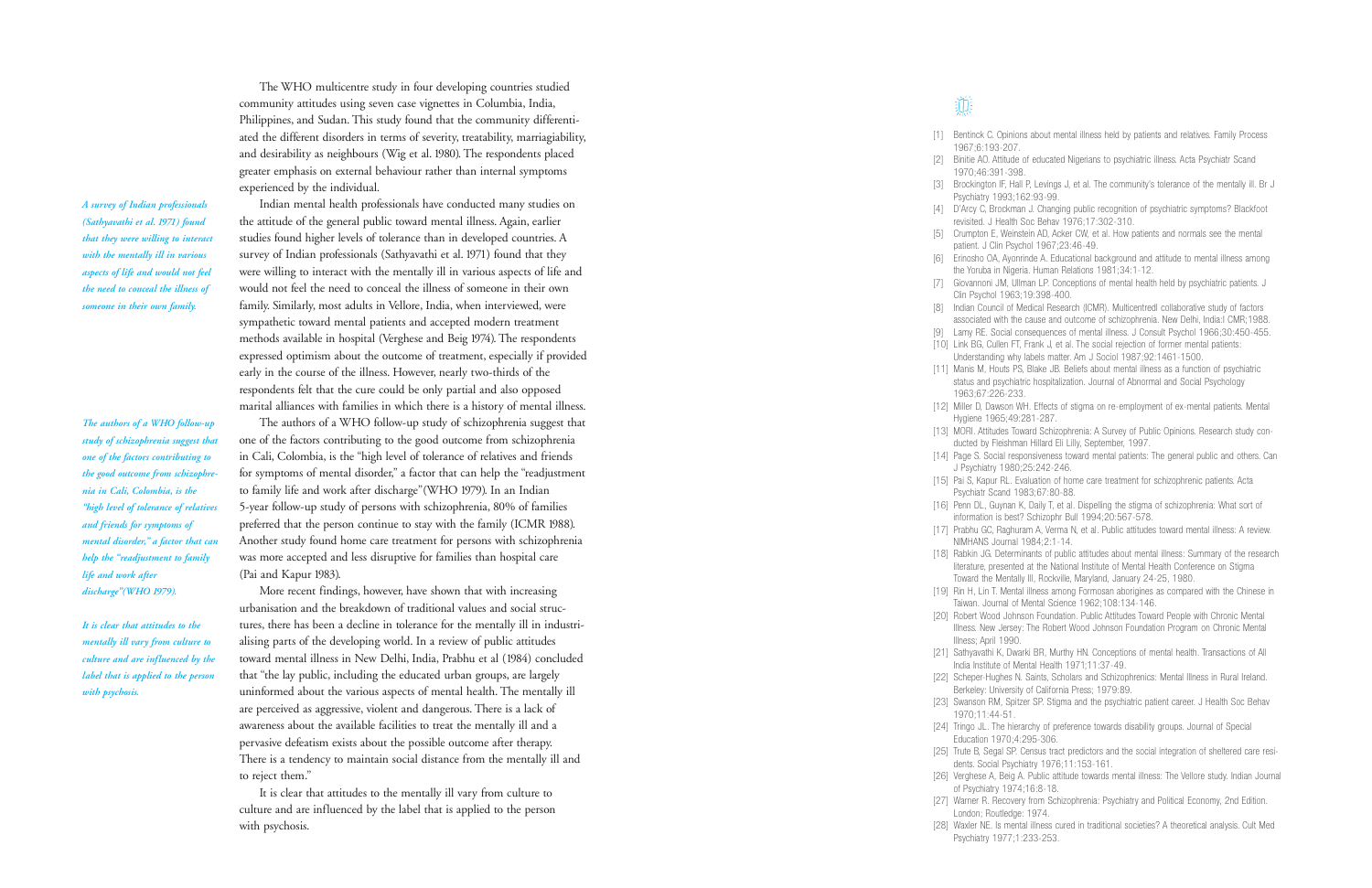The WHO multicentre study in four developing countries studied community attitudes using seven case vignettes in Columbia, India, Philippines, and Sudan. This study found that the community differentiated the different disorders in terms of severity, treatability, marriagiability, and desirability as neighbours (Wig et al. 1980). The respondents placed greater emphasis on external behaviour rather than internal symptoms experienced by the individual.

*A survey of Indian professionals (Sathyavathi et al. 1971) found that they were willing to interact with the mentally ill in various aspects of life and would not feel the need to conceal the illness of someone in their own family.*

Indian mental health professionals have conducted many studies on the attitude of the general public toward mental illness. Again, earlier studies found higher levels of tolerance than in developed countries. A survey of Indian professionals (Sathyavathi et al. 1971) found that they were willing to interact with the mentally ill in various aspects of life and would not feel the need to conceal the illness of someone in their own family. Similarly, most adults in Vellore, India, when interviewed, were sympathetic toward mental patients and accepted modern treatment methods available in hospital (Verghese and Beig 1974). The respondents expressed optimism about the outcome of treatment, especially if provided early in the course of the illness. However, nearly two-thirds of the respondents felt that the cure could be only partial and also opposed marital alliances with families in which there is a history of mental illness.

*The authors of a WHO follow-up study of schizophrenia suggest that one of the factors contributing to the good outcome from schizophrenia in Cali, Colombia, is the "high level of tolerance of relatives and friends for symptoms of mental disorder," a factor that can help the "readjustment to family life and work after discharge"(WHO 1979).*

The authors of a WHO follow-up study of schizophrenia suggest that one of the factors contributing to the good outcome from schizophrenia in Cali, Colombia, is the "high level of tolerance of relatives and friends for symptoms of mental disorder," a factor that can help the "readjustment to family life and work after discharge"(WHO 1979). In an Indian 5-year follow-up study of persons with schizophrenia, 80% of families preferred that the person continue to stay with the family (ICMR 1988). Another study found home care treatment for persons with schizophrenia was more accepted and less disruptive for families than hospital care (Pai and Kapur 1983).

More recent findings, however, have shown that with increasing urbanisation and the breakdown of traditional values and social structures, there has been a decline in tolerance for the mentally ill in industrialising parts of the developing world. In a review of public attitudes toward mental illness in New Delhi, India, Prabhu et al (1984) concluded that "the lay public, including the educated urban groups, are largely uninformed about the various aspects of mental health. The mentally ill are perceived as aggressive, violent and dangerous. There is a lack of awareness about the available facilities to treat the mentally ill and a pervasive defeatism exists about the possible outcome after therapy. There is a tendency to maintain social distance from the mentally ill and to reject them."

*It is clear that attitudes to the mentally ill vary from culture to culture and are influenced by the label that is applied to the person with psychosis.*

It is clear that attitudes to the mentally ill vary from culture to culture and are influenced by the label that is applied to the person with psychosis.

[1] Bentinck C. Opinions about mental illness held by patients and relatives. Family Process 1967;6:193-207.
[2] Binitie AO. Attitude of educated Nigerians to psychiatric illness. Acta Psychiatr Scand 1970;46:391-398.
[3] Brockington IF, Hall P, Levings J, et al. The community's tolerance of the mentally ill. Br J Psychiatry 1993;162:93-99.
[4] D'Arcy C, Brockman J. Changing public recognition of psychiatric symptoms? Blackfoot revisited. J Health Soc Behav 1976;17:302-310.
[5] Crumpton E, Weinstein AD, Acker CW, et al. How patients and normals see the mental patient. J Clin Psychol 1967;23:46-49.
[6] Erinosho OA, Ayonrinde A. Educational background and attitude to mental illness among the Yoruba in Nigeria. Human Relations 1981;34:1-12.
[7] Giovannoni JM, Ullman LP. Conceptions of mental health held by psychiatric patients. J Clin Psychol 1963;19:398-400.
[8] Indian Council of Medical Research (ICMR). Multicentredl collaborative study of factors associated with the cause and outcome of schizophrenia. New Delhi, India:I CMR;1988.
[9] Lamy RE. Social consequences of mental illness. J Consult Psychol 1966;30:450-455.
[10] Link BG, Cullen FT, Frank J, et al. The social rejection of former mental patients: Understanding why labels matter. Am J Sociol 1987;92:1461-1500.
[11] Manis M, Houts PS, Blake JB. Beliefs about mental illness as a function of psychiatric status and psychiatric hospitalization. Journal of Abnormal and Social Psychology 1963;67:226-233.
[12] Miller D, Dawson WH. Effects of stigma on re-employment of ex-mental patients. Mental Hygiene 1965;49:281-287.
[13] MORI. Attitudes Toward Schizophrenia: A Survey of Public Opinions. Research study conducted by Fleishman Hillard Eli Lilly, September, 1997.
[14] Page S. Social responsiveness toward mental patients: The general public and others. Can J Psychiatry 1980;25:242-246.
[15] Pai S, Kapur RL. Evaluation of home care treatment for schizophrenic patients. Acta Psychiatr Scand 1983;67:80-88.
[16] Penn DL, Guynan K, Daily T, et al. Dispelling the stigma of schizophrenia: What sort of information is best? Schizophr Bull 1994;20:567-578.
[17] Prabhu GC, Raghuram A, Verma N, et al. Public attitudes toward mental illness: A review. NIMHANS Journal 1984;2:1-14.
[18] Rabkin JG. Determinants of public attitudes about mental illness: Summary of the research literature, presented at the National Institute of Mental Health Conference on Stigma Toward the Mentally Ill, Rockville, Maryland, January 24-25, 1980.
[19] Rin H, Lin T. Mental illness among Formosan aborigines as compared with the Chinese in Taiwan. Journal of Mental Science 1962;108:134-146.
[20] Robert Wood Johnson Foundation. Public Attitudes Toward People with Chronic Mental Illness. New Jersey: The Robert Wood Johnson Foundation Program on Chronic Mental Illness; April 1990.
[21] Sathyavathi K, Dwarki BR, Murthy HN. Conceptions of mental health. Transactions of All India Institute of Mental Health 1971;11:37-49.
[22] Scheper-Hughes N. Saints, Scholars and Schizophrenics: Mental Illness in Rural Ireland. Berkeley: University of California Press; 1979:89.
[23] Swanson RM, Spitzer SP. Stigma and the psychiatric patient career. J Health Soc Behav 1970;11:44-51.
[24] Tringo JL. The hierarchy of preference towards disability groups. Journal of Special Education 1970;4:295-306.
[25] Trute B, Segal SP. Census tract predictors and the social integration of sheltered care residents. Social Psychiatry 1976;11:153-161.
[26] Verghese A, Beig A. Public attitude towards mental illness: The Vellore study. Indian Journal of Psychiatry 1974;16:8-18.
[27] Warner R. Recovery from Schizophrenia: Psychiatry and Political Economy, 2nd Edition. London; Routledge: 1974.
[28] Waxler NE. Is mental illness cured in traditional societies? A theoretical analysis. Cult Med Psychiatry 1977;1:233-253.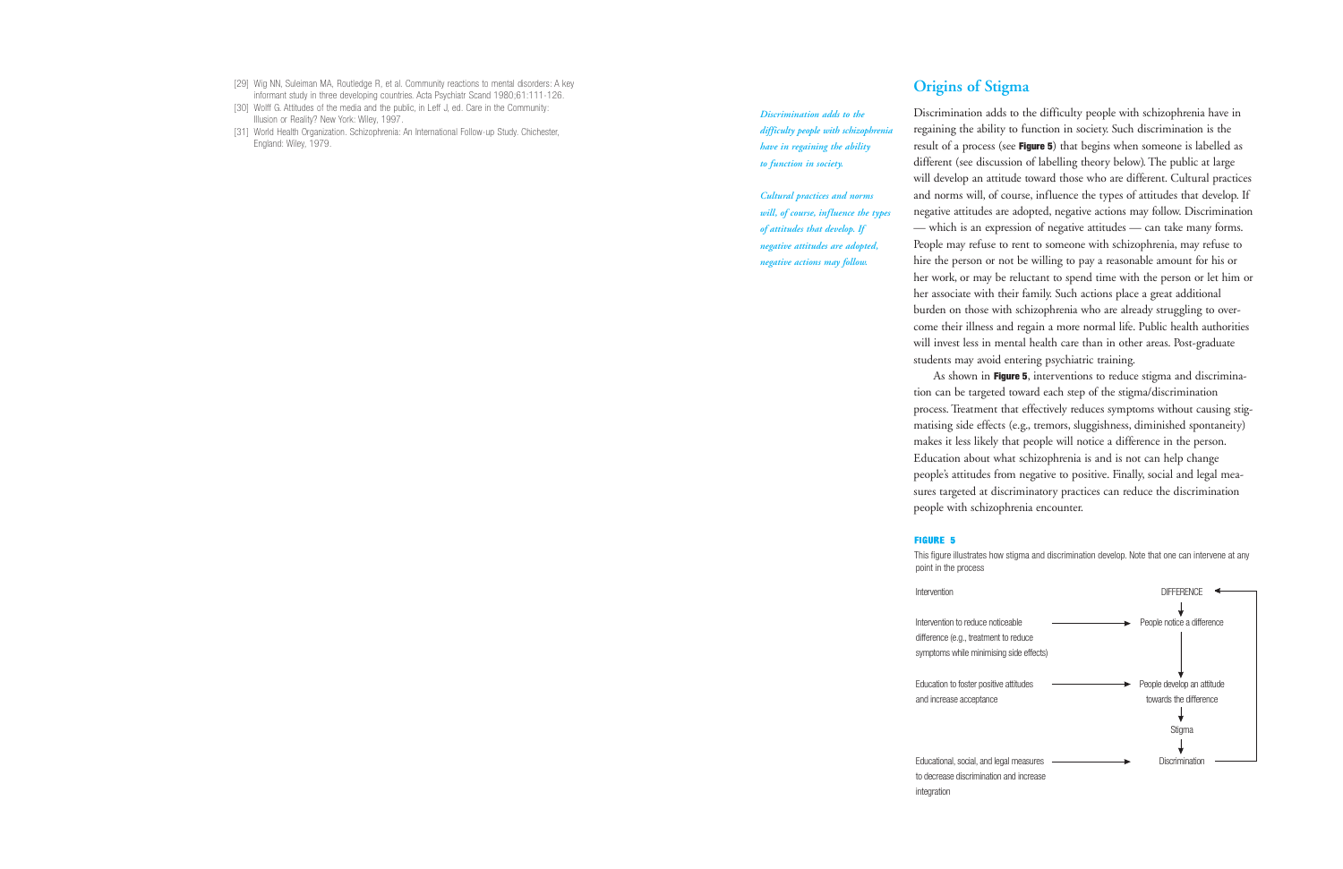[29] Wig NN, Suleiman MA, Routledge R, et al. Community reactions to mental disorders: A key informant study in three developing countries. Acta Psychiatr Scand 1980;61:111-126.

[30] Wolff G. Attitudes of the media and the public, in Leff J, ed. Care in the Community: Illusion or Reality? New York: Wiley, 1997.

[31] World Health Organization. Schizophrenia: An International Follow-up Study. Chichester, England: Wiley, 1979.

## Origins of Stigma

*Discrimination adds to the difficulty people with schizophrenia have in regaining the ability to function in society.*

*Cultural practices and norms will, of course, influence the types of attitudes that develop. If negative attitudes are adopted, negative actions may follow.*

Discrimination adds to the difficulty people with schizophrenia have in regaining the ability to function in society. Such discrimination is the result of a process (see **Figure 5**) that begins when someone is labelled as different (see discussion of labelling theory below). The public at large will develop an attitude toward those who are different. Cultural practices and norms will, of course, influence the types of attitudes that develop. If negative attitudes are adopted, negative actions may follow. Discrimination — which is an expression of negative attitudes — can take many forms. People may refuse to rent to someone with schizophrenia, may refuse to hire the person or not be willing to pay a reasonable amount for his or her work, or may be reluctant to spend time with the person or let him or her associate with their family. Such actions place a great additional burden on those with schizophrenia who are already struggling to overcome their illness and regain a more normal life. Public health authorities will invest less in mental health care than in other areas. Post-graduate students may avoid entering psychiatric training.

As shown in **Figure 5**, interventions to reduce stigma and discrimination can be targeted toward each step of the stigma/discrimination process. Treatment that effectively reduces symptoms without causing stigmatising side effects (e.g., tremors, sluggishness, diminished spontaneity) makes it less likely that people will notice a difference in the person. Education about what schizophrenia is and is not can help change people's attitudes from negative to positive. Finally, social and legal measures targeted at discriminatory practices can reduce the discrimination people with schizophrenia encounter.

**FIGURE 5**

This figure illustrates how stigma and discrimination develop. Note that one can intervene at any point in the process

| Intervention | | Process |
|---|---|---|
| | | DIFFERENCE |
| | | ↓ |
| Intervention to reduce noticeable difference (e.g., treatment to reduce symptoms while minimising side effects) | → | People notice a difference |
| | | ↓ |
| Education to foster positive attitudes and increase acceptance | → | People develop an attitude towards the difference |
| | | ↓ |
| | | Stigma |
| | | ↓ |
| Educational, social, and legal measures to decrease discrimination and increase integration | → | Discrimination (→ back to DIFFERENCE) |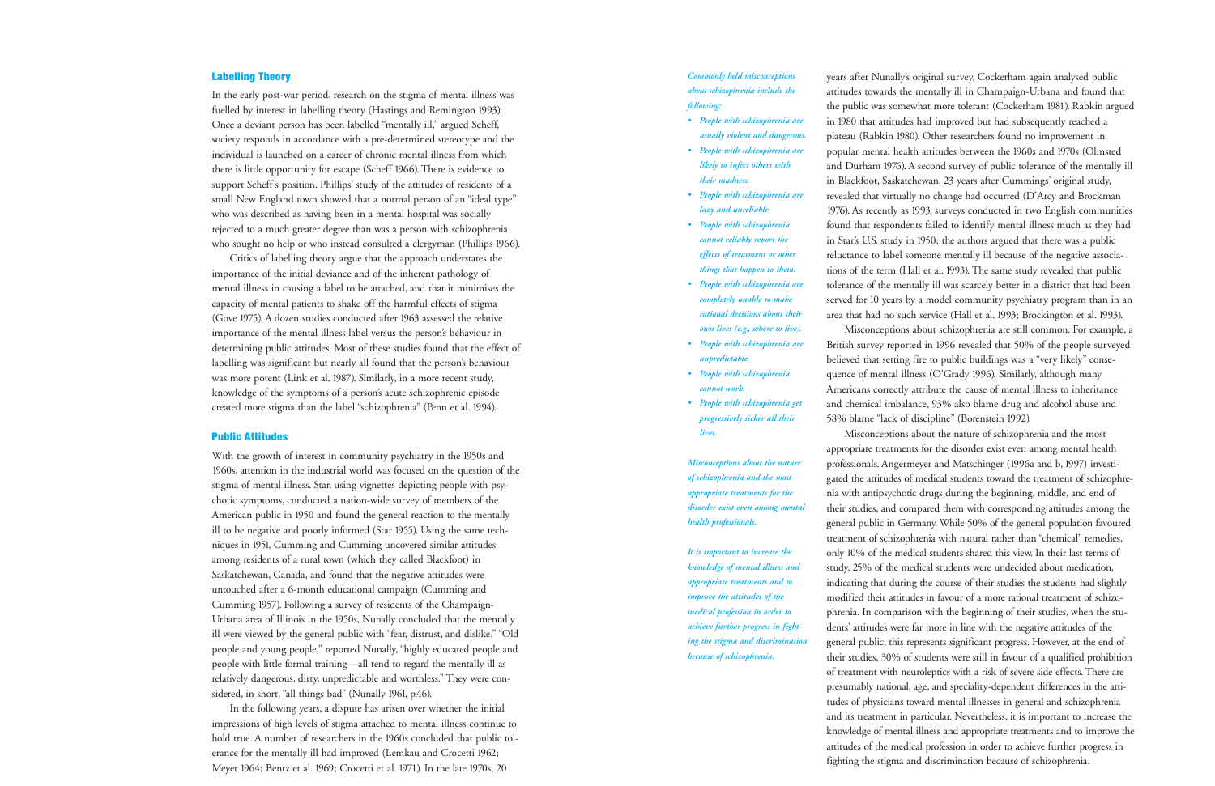## Labelling Theory

In the early post-war period, research on the stigma of mental illness was fuelled by interest in labelling theory (Hastings and Remington 1993). Once a deviant person has been labelled "mentally ill," argued Scheff, society responds in accordance with a pre-determined stereotype and the individual is launched on a career of chronic mental illness from which there is little opportunity for escape (Scheff 1966). There is evidence to support Scheff's position. Phillips' study of the attitudes of residents of a small New England town showed that a normal person of an "ideal type" who was described as having been in a mental hospital was socially rejected to a much greater degree than was a person with schizophrenia who sought no help or who instead consulted a clergyman (Phillips 1966).

Critics of labelling theory argue that the approach understates the importance of the initial deviance and of the inherent pathology of mental illness in causing a label to be attached, and that it minimises the capacity of mental patients to shake off the harmful effects of stigma (Gove 1975). A dozen studies conducted after 1963 assessed the relative importance of the mental illness label versus the person's behaviour in determining public attitudes. Most of these studies found that the effect of labelling was significant but nearly all found that the person's behaviour was more potent (Link et al. 1987). Similarly, in a more recent study, knowledge of the symptoms of a person's acute schizophrenic episode created more stigma than the label "schizophrenia" (Penn et al. 1994).

## Public Attitudes

With the growth of interest in community psychiatry in the 1950s and 1960s, attention in the industrial world was focused on the question of the stigma of mental illness. Star, using vignettes depicting people with psychotic symptoms, conducted a nation-wide survey of members of the American public in 1950 and found the general reaction to the mentally ill to be negative and poorly informed (Star 1955). Using the same techniques in 1951, Cumming and Cumming uncovered similar attitudes among residents of a rural town (which they called Blackfoot) in Saskatchewan, Canada, and found that the negative attitudes were untouched after a 6-month educational campaign (Cumming and Cumming 1957). Following a survey of residents of the Champaign-Urbana area of Illinois in the 1950s, Nunally concluded that the mentally ill were viewed by the general public with "fear, distrust, and dislike." "Old people and young people," reported Nunally, "highly educated people and people with little formal training—all tend to regard the mentally ill as relatively dangerous, dirty, unpredictable and worthless." They were considered, in short, "all things bad" (Nunally 1961, p.46).

In the following years, a dispute has arisen over whether the initial impressions of high levels of stigma attached to mental illness continue to hold true. A number of researchers in the 1960s concluded that public tolerance for the mentally ill had improved (Lemkau and Crocetti 1962; Meyer 1964; Bentz et al. 1969; Crocetti et al. 1971). In the late 1970s, 20 years after Nunally's original survey, Cockerham again analysed public attitudes towards the mentally ill in Champaign-Urbana and found that the public was somewhat more tolerant (Cockerham 1981). Rabkin argued in 1980 that attitudes had improved but had subsequently reached a plateau (Rabkin 1980). Other researchers found no improvement in popular mental health attitudes between the 1960s and 1970s (Olmsted and Durham 1976). A second survey of public tolerance of the mentally ill in Blackfoot, Saskatchewan, 23 years after Cummings' original study, revealed that virtually no change had occurred (D'Arcy and Brockman 1976). As recently as 1993, surveys conducted in two English communities found that respondents failed to identify mental illness much as they had in Star's U.S. study in 1950; the authors argued that there was a public reluctance to label someone mentally ill because of the negative associations of the term (Hall et al. 1993). The same study revealed that public tolerance of the mentally ill was scarcely better in a district that had been served for 10 years by a model community psychiatry program than in an area that had no such service (Hall et al. 1993; Brockington et al. 1993).

Misconceptions about schizophrenia are still common. For example, a British survey reported in 1996 revealed that 50% of the people surveyed believed that setting fire to public buildings was a "very likely" consequence of mental illness (O'Grady 1996). Similarly, although many Americans correctly attribute the cause of mental illness to inheritance and chemical imbalance, 93% also blame drug and alcohol abuse and 58% blame "lack of discipline" (Borenstein 1992).

Misconceptions about the nature of schizophrenia and the most appropriate treatments for the disorder exist even among mental health professionals. Angermeyer and Matschinger (1996a and b, 1997) investigated the attitudes of medical students toward the treatment of schizophrenia with antipsychotic drugs during the beginning, middle, and end of their studies, and compared them with corresponding attitudes among the general public in Germany. While 50% of the general population favoured treatment of schizophrenia with natural rather than "chemical" remedies, only 10% of the medical students shared this view. In their last terms of study, 25% of the medical students were undecided about medication, indicating that during the course of their studies the students had slightly modified their attitudes in favour of a more rational treatment of schizophrenia. In comparison with the beginning of their studies, when the students' attitudes were far more in line with the negative attitudes of the general public, this represents significant progress. However, at the end of their studies, 30% of students were still in favour of a qualified prohibition of treatment with neuroleptics with a risk of severe side effects. There are presumably national, age, and speciality-dependent differences in the attitudes of physicians toward mental illnesses in general and schizophrenia and its treatment in particular. Nevertheless, it is important to increase the knowledge of mental illness and appropriate treatments and to improve the attitudes of the medical profession in order to achieve further progress in fighting the stigma and discrimination because of schizophrenia.

*Commonly held misconceptions about schizophrenia include the following:*

- *People with schizophrenia are usually violent and dangerous.*
- *People with schizophrenia are likely to infect others with their madness.*
- *People with schizophrenia are lazy and unreliable.*
- *People with schizophrenia cannot reliably report the effects of treatment or other things that happen to them.*
- *People with schizophrenia are completely unable to make rational decisions about their own lives (e.g., where to live).*
- *People with schizophrenia are unpredictable.*
- *People with schizophrenia cannot work.*
- *People with schizophrenia get progressively sicker all their lives.*

*Misconceptions about the nature of schizophrenia and the most appropriate treatments for the disorder exist even among mental health professionals.*

*It is important to increase the knowledge of mental illness and appropriate treatments and to improve the attitudes of the medical profession in order to achieve further progress in fighting the stigma and discrimination because of schizophrenia.*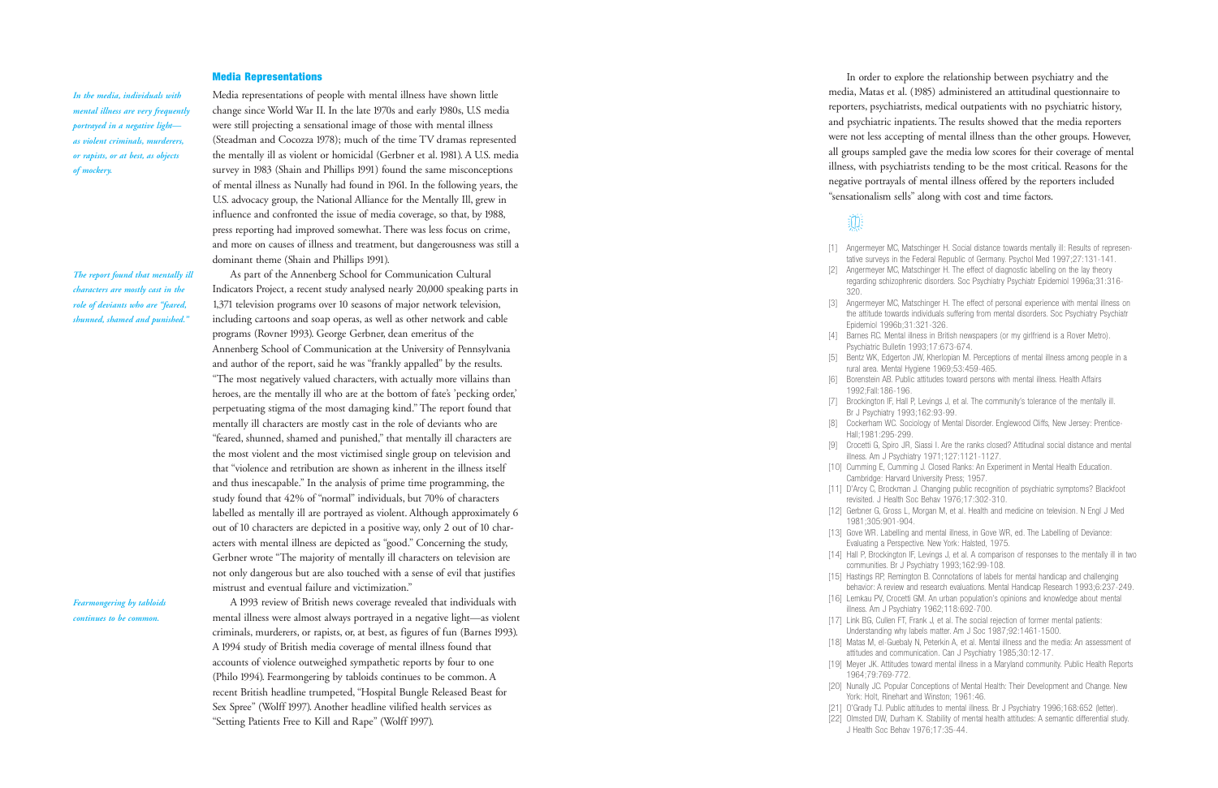## Media Representations

*In the media, individuals with mental illness are very frequently portrayed in a negative light—as violent criminals, murderers, or rapists, or at best, as objects of mockery.*

Media representations of people with mental illness have shown little change since World War II. In the late 1970s and early 1980s, U.S media were still projecting a sensational image of those with mental illness (Steadman and Cocozza 1978); much of the time TV dramas represented the mentally ill as violent or homicidal (Gerbner et al. 1981). A U.S. media survey in 1983 (Shain and Phillips 1991) found the same misconceptions of mental illness as Nunally had found in 1961. In the following years, the U.S. advocacy group, the National Alliance for the Mentally Ill, grew in influence and confronted the issue of media coverage, so that, by 1988, press reporting had improved somewhat. There was less focus on crime, and more on causes of illness and treatment, but dangerousness was still a dominant theme (Shain and Phillips 1991).

*The report found that mentally ill characters are mostly cast in the role of deviants who are "feared, shunned, shamed and punished."*

As part of the Annenberg School for Communication Cultural Indicators Project, a recent study analysed nearly 20,000 speaking parts in 1,371 television programs over 10 seasons of major network television, including cartoons and soap operas, as well as other network and cable programs (Rovner 1993). George Gerbner, dean emeritus of the Annenberg School of Communication at the University of Pennsylvania and author of the report, said he was "frankly appalled" by the results. "The most negatively valued characters, with actually more villains than heroes, are the mentally ill who are at the bottom of fate's 'pecking order,' perpetuating stigma of the most damaging kind." The report found that mentally ill characters are mostly cast in the role of deviants who are "feared, shunned, shamed and punished," that mentally ill characters are the most violent and the most victimised single group on television and that "violence and retribution are shown as inherent in the illness itself and thus inescapable." In the analysis of prime time programming, the study found that 42% of "normal" individuals, but 70% of characters labelled as mentally ill are portrayed as violent. Although approximately 6 out of 10 characters are depicted in a positive way, only 2 out of 10 characters with mental illness are depicted as "good." Concerning the study, Gerbner wrote "The majority of mentally ill characters on television are not only dangerous but are also touched with a sense of evil that justifies mistrust and eventual failure and victimization."

*Fearmongering by tabloids continues to be common.*

A 1993 review of British news coverage revealed that individuals with mental illness were almost always portrayed in a negative light—as violent criminals, murderers, or rapists, or, at best, as figures of fun (Barnes 1993). A 1994 study of British media coverage of mental illness found that accounts of violence outweighed sympathetic reports by four to one (Philo 1994). Fearmongering by tabloids continues to be common. A recent British headline trumpeted, "Hospital Bungle Released Beast for Sex Spree" (Wolff 1997). Another headline vilified health services as "Setting Patients Free to Kill and Rape" (Wolff 1997).

In order to explore the relationship between psychiatry and the media, Matas et al. (1985) administered an attitudinal questionnaire to reporters, psychiatrists, medical outpatients with no psychiatric history, and psychiatric inpatients. The results showed that the media reporters were not less accepting of mental illness than the other groups. However, all groups sampled gave the media low scores for their coverage of mental illness, with psychiatrists tending to be the most critical. Reasons for the negative portrayals of mental illness offered by the reporters included "sensationalism sells" along with cost and time factors.

- [1] Angermeyer MC, Matschinger H. Social distance towards mentally ill: Results of representative surveys in the Federal Republic of Germany. Psychol Med 1997;27:131-141.
- [2] Angermeyer MC, Matschinger H. The effect of diagnostic labelling on the lay theory regarding schizophrenic disorders. Soc Psychiatry Psychiatr Epidemiol 1996a;31:316-320.
- [3] Angermeyer MC, Matschinger H. The effect of personal experience with mental illness on the attitude towards individuals suffering from mental disorders. Soc Psychiatry Psychiatr Epidemiol 1996b;31:321-326.
- [4] Barnes RC. Mental illness in British newspapers (or my girlfriend is a Rover Metro). Psychiatric Bulletin 1993;17:673-674.
- [5] Bentz WK, Edgerton JW, Kherlopian M. Perceptions of mental illness among people in a rural area. Mental Hygiene 1969;53:459-465.
- [6] Borenstein AB. Public attitudes toward persons with mental illness. Health Affairs 1992;Fall:186-196.
- [7] Brockington IF, Hall P, Levings J, et al. The community's tolerance of the mentally ill. Br J Psychiatry 1993;162:93-99.
- [8] Cockerham WC. Sociology of Mental Disorder. Englewood Cliffs, New Jersey: Prentice-Hall;1981:295-299.
- [9] Crocetti G, Spiro JR, Siassi I. Are the ranks closed? Attitudinal social distance and mental illness. Am J Psychiatry 1971;127:1121-1127.
- [10] Cumming E, Cumming J. Closed Ranks: An Experiment in Mental Health Education. Cambridge: Harvard University Press; 1957.
- [11] D'Arcy C, Brockman J. Changing public recognition of psychiatric symptoms? Blackfoot revisited. J Health Soc Behav 1976;17:302-310.
- [12] Gerbner G, Gross L, Morgan M, et al. Health and medicine on television. N Engl J Med 1981;305:901-904.
- [13] Gove WR. Labelling and mental illness, in Gove WR, ed. The Labelling of Deviance: Evaluating a Perspective. New York: Halsted, 1975.
- [14] Hall P, Brockington IF, Levings J. et al. A comparison of responses to the mentally ill in two communities. Br J Psychiatry 1993;162:99-108.
- [15] Hastings RP, Remington B. Connotations of labels for mental handicap and challenging behavior: A review and research evaluations. Mental Handicap Research 1993;6:237-249.
- [16] Lemkau PV, Crocetti GM. An urban population's opinions and knowledge about mental illness. Am J Psychiatry 1962;118:692-700.
- [17] Link BG, Cullen FT, Frank J, et al. The social rejection of former mental patients: Understanding why labels matter. Am J Soc 1987;92:1461-1500.
- [18] Matas M, el-Guebaly N, Peterkin A, et al. Mental illness and the media: An assessment of attitudes and communication. Can J Psychiatry 1985;30:12-17.
- [19] Meyer JK. Attitudes toward mental illness in a Maryland community. Public Health Reports 1964;79:769-772.
- [20] Nunally JC. Popular Conceptions of Mental Health: Their Development and Change. New York: Holt, Rinehart and Winston; 1961:46.
- [21] O'Grady TJ. Public attitudes to mental illness. Br J Psychiatry 1996;168:652 (letter).
- [22] Olmsted DW, Durham K. Stability of mental health attitudes: A semantic differential study. J Health Soc Behav 1976;17:35-44.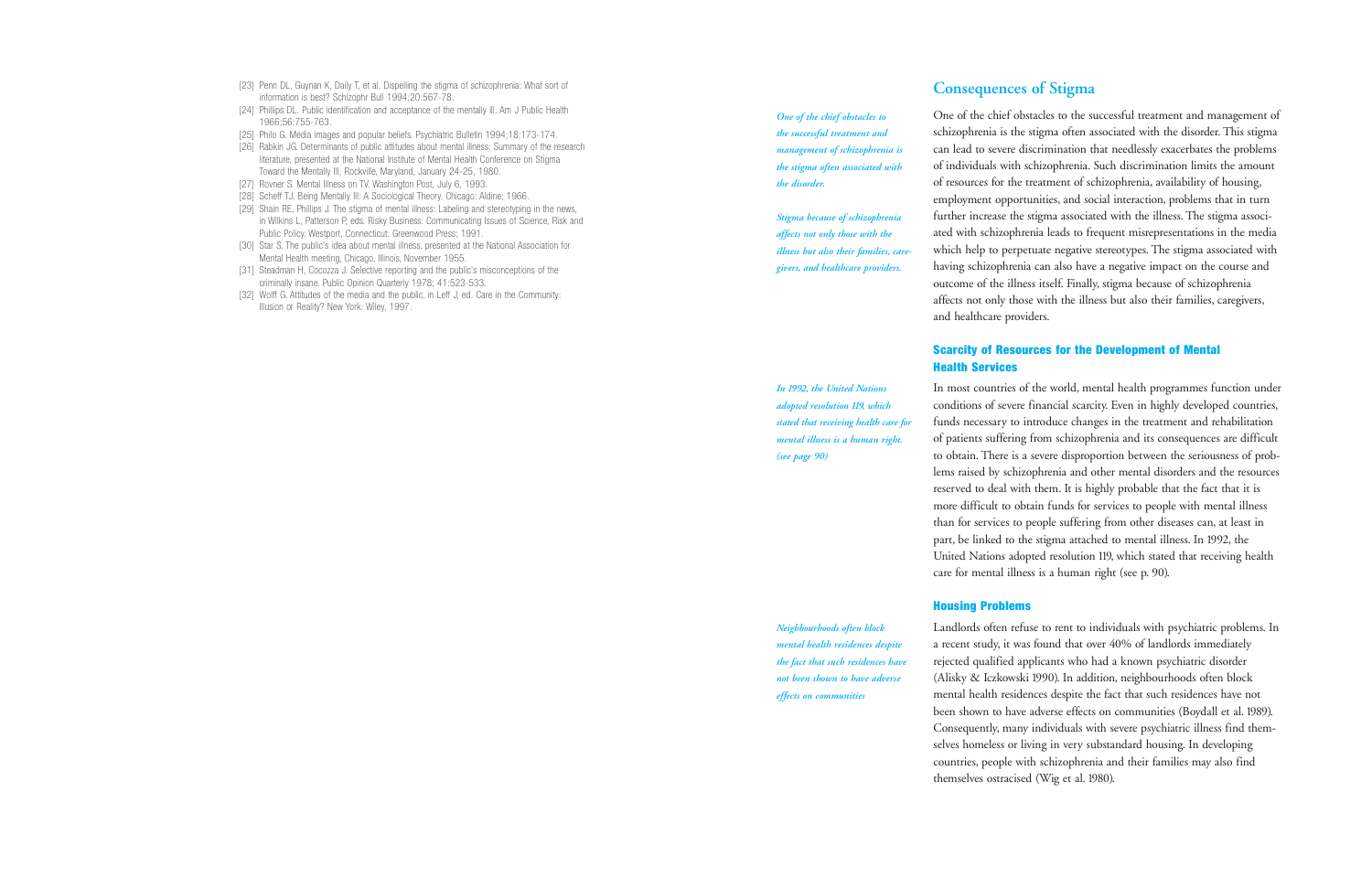[23] Penn DL, Guynan K, Daily T, et al. Dispelling the stigma of schizophrenia: What sort of information is best? Schizophr Bull 1994;20:567-78.

[24] Phillips DL. Public identification and acceptance of the mentally ill. Am J Public Health 1966;56:755-763.

[25] Philo G. Media images and popular beliefs. Psychiatric Bulletin 1994;18:173-174.

[26] Rabkin JG. Determinants of public attitudes about mental illness: Summary of the research literature, presented at the National Institute of Mental Health Conference on Stigma Toward the Mentally Ill, Rockville, Maryland, January 24-25, 1980.

[27] Rovner S. Mental Illness on TV. Washington Post, July 6, 1993.

[28] Scheff TJ. Being Mentally Ill: A Sociological Theory. Chicago: Aldine; 1966.

[29] Shain RE, Phillips J. The stigma of mental illness: Labeling and stereotyping in the news, in Wilkins L, Patterson P, eds. Risky Business: Communicating Issues of Science, Risk and Public Policy. Westport, Connecticut: Greenwood Press; 1991.

[30] Star S. The public's idea about mental illness, presented at the National Association for Mental Health meeting, Chicago, Illinois, November 1955.

[31] Steadman H, Cocozza J. Selective reporting and the public's misconceptions of the criminally insane. Public Opinion Quarterly 1978; 41:523-533.

[32] Wolff G. Attitudes of the media and the public, in Leff J, ed. Care in the Community: Illusion or Reality? New York: Wiley, 1997.

## Consequences of Stigma

*One of the chief obstacles to the successful treatment and management of schizophrenia is the stigma often associated with the disorder.*

*Stigma because of schizophrenia affects not only those with the illness but also their families, caregivers, and healthcare providers.*

One of the chief obstacles to the successful treatment and management of schizophrenia is the stigma often associated with the disorder. This stigma can lead to severe discrimination that needlessly exacerbates the problems of individuals with schizophrenia. Such discrimination limits the amount of resources for the treatment of schizophrenia, availability of housing, employment opportunities, and social interaction, problems that in turn further increase the stigma associated with the illness. The stigma associated with schizophrenia leads to frequent misrepresentations in the media which help to perpetuate negative stereotypes. The stigma associated with having schizophrenia can also have a negative impact on the course and outcome of the illness itself. Finally, stigma because of schizophrenia affects not only those with the illness but also their families, caregivers, and healthcare providers.

### Scarcity of Resources for the Development of Mental Health Services

*In 1992, the United Nations adopted resolution 119, which stated that receiving health care for mental illness is a human right. (see page 90)*

In most countries of the world, mental health programmes function under conditions of severe financial scarcity. Even in highly developed countries, funds necessary to introduce changes in the treatment and rehabilitation of patients suffering from schizophrenia and its consequences are difficult to obtain. There is a severe disproportion between the seriousness of problems raised by schizophrenia and other mental disorders and the resources reserved to deal with them. It is highly probable that the fact that it is more difficult to obtain funds for services to people with mental illness than for services to people suffering from other diseases can, at least in part, be linked to the stigma attached to mental illness. In 1992, the United Nations adopted resolution 119, which stated that receiving health care for mental illness is a human right (see p. 90).

### Housing Problems

*Neighbourhoods often block mental health residences despite the fact that such residences have not been shown to have adverse effects on communities*

Landlords often refuse to rent to individuals with psychiatric problems. In a recent study, it was found that over 40% of landlords immediately rejected qualified applicants who had a known psychiatric disorder (Alisky & Iczkowski 1990). In addition, neighbourhoods often block mental health residences despite the fact that such residences have not been shown to have adverse effects on communities (Boydall et al. 1989). Consequently, many individuals with severe psychiatric illness find themselves homeless or living in very substandard housing. In developing countries, people with schizophrenia and their families may also find themselves ostracised (Wig et al. 1980).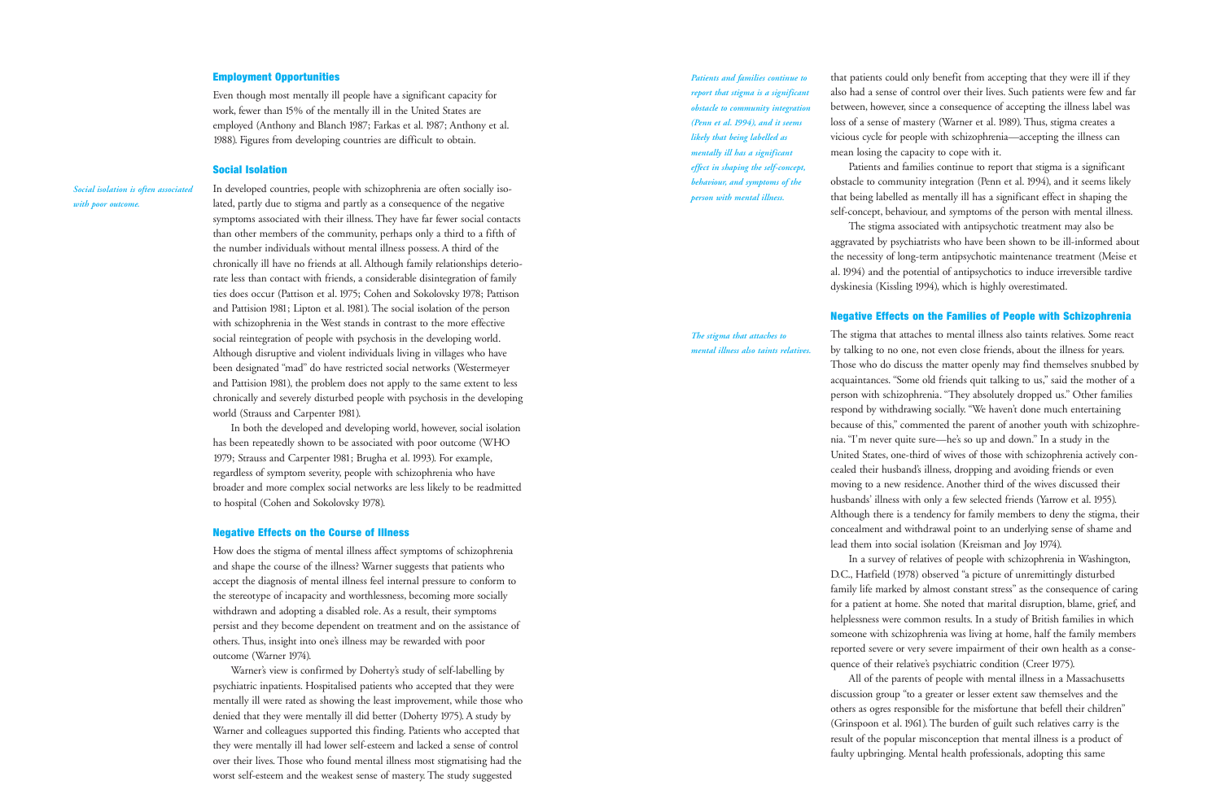## Employment Opportunities

Even though most mentally ill people have a significant capacity for work, fewer than 15% of the mentally ill in the United States are employed (Anthony and Blanch 1987; Farkas et al. 1987; Anthony et al. 1988). Figures from developing countries are difficult to obtain.

## Social Isolation

*Social isolation is often associated with poor outcome.*

In developed countries, people with schizophrenia are often socially isolated, partly due to stigma and partly as a consequence of the negative symptoms associated with their illness. They have far fewer social contacts than other members of the community, perhaps only a third to a fifth of the number individuals without mental illness possess. A third of the chronically ill have no friends at all. Although family relationships deteriorate less than contact with friends, a considerable disintegration of family ties does occur (Pattison et al. 1975; Cohen and Sokolovsky 1978; Pattison and Pattision 1981; Lipton et al. 1981). The social isolation of the person with schizophrenia in the West stands in contrast to the more effective social reintegration of people with psychosis in the developing world. Although disruptive and violent individuals living in villages who have been designated "mad" do have restricted social networks (Westermeyer and Pattision 1981), the problem does not apply to the same extent to less chronically and severely disturbed people with psychosis in the developing world (Strauss and Carpenter 1981).

In both the developed and developing world, however, social isolation has been repeatedly shown to be associated with poor outcome (WHO 1979; Strauss and Carpenter 1981; Brugha et al. 1993). For example, regardless of symptom severity, people with schizophrenia who have broader and more complex social networks are less likely to be readmitted to hospital (Cohen and Sokolovsky 1978).

## Negative Effects on the Course of Illness

How does the stigma of mental illness affect symptoms of schizophrenia and shape the course of the illness? Warner suggests that patients who accept the diagnosis of mental illness feel internal pressure to conform to the stereotype of incapacity and worthlessness, becoming more socially withdrawn and adopting a disabled role. As a result, their symptoms persist and they become dependent on treatment and on the assistance of others. Thus, insight into one's illness may be rewarded with poor outcome (Warner 1974).

Warner's view is confirmed by Doherty's study of self-labelling by psychiatric inpatients. Hospitalised patients who accepted that they were mentally ill were rated as showing the least improvement, while those who denied that they were mentally ill did better (Doherty 1975). A study by Warner and colleagues supported this finding. Patients who accepted that they were mentally ill had lower self-esteem and lacked a sense of control over their lives. Those who found mental illness most stigmatising had the worst self-esteem and the weakest sense of mastery. The study suggested that patients could only benefit from accepting that they were ill if they also had a sense of control over their lives. Such patients were few and far between, however, since a consequence of accepting the illness label was loss of a sense of mastery (Warner et al. 1989). Thus, stigma creates a vicious cycle for people with schizophrenia—accepting the illness can mean losing the capacity to cope with it.

*Patients and families continue to report that stigma is a significant obstacle to community integration (Penn et al. 1994), and it seems likely that being labelled as mentally ill has a significant effect in shaping the self-concept, behaviour, and symptoms of the person with mental illness.*

Patients and families continue to report that stigma is a significant obstacle to community integration (Penn et al. 1994), and it seems likely that being labelled as mentally ill has a significant effect in shaping the self-concept, behaviour, and symptoms of the person with mental illness.

The stigma associated with antipsychotic treatment may also be aggravated by psychiatrists who have been shown to be ill-informed about the necessity of long-term antipsychotic maintenance treatment (Meise et al. 1994) and the potential of antipsychotics to induce irreversible tardive dyskinesia (Kissling 1994), which is highly overestimated.

## Negative Effects on the Families of People with Schizophrenia

*The stigma that attaches to mental illness also taints relatives.*

The stigma that attaches to mental illness also taints relatives. Some react by talking to no one, not even close friends, about the illness for years. Those who do discuss the matter openly may find themselves snubbed by acquaintances. "Some old friends quit talking to us," said the mother of a person with schizophrenia. "They absolutely dropped us." Other families respond by withdrawing socially. "We haven't done much entertaining because of this," commented the parent of another youth with schizophrenia. "I'm never quite sure—he's so up and down." In a study in the United States, one-third of wives of those with schizophrenia actively concealed their husband's illness, dropping and avoiding friends or even moving to a new residence. Another third of the wives discussed their husbands' illness with only a few selected friends (Yarrow et al. 1955). Although there is a tendency for family members to deny the stigma, their concealment and withdrawal point to an underlying sense of shame and lead them into social isolation (Kreisman and Joy 1974).

In a survey of relatives of people with schizophrenia in Washington, D.C., Hatfield (1978) observed "a picture of unremittingly disturbed family life marked by almost constant stress" as the consequence of caring for a patient at home. She noted that marital disruption, blame, grief, and helplessness were common results. In a study of British families in which someone with schizophrenia was living at home, half the family members reported severe or very severe impairment of their own health as a consequence of their relative's psychiatric condition (Creer 1975).

All of the parents of people with mental illness in a Massachusetts discussion group "to a greater or lesser extent saw themselves and the others as ogres responsible for the misfortune that befell their children" (Grinspoon et al. 1961). The burden of guilt such relatives carry is the result of the popular misconception that mental illness is a product of faulty upbringing. Mental health professionals, adopting this same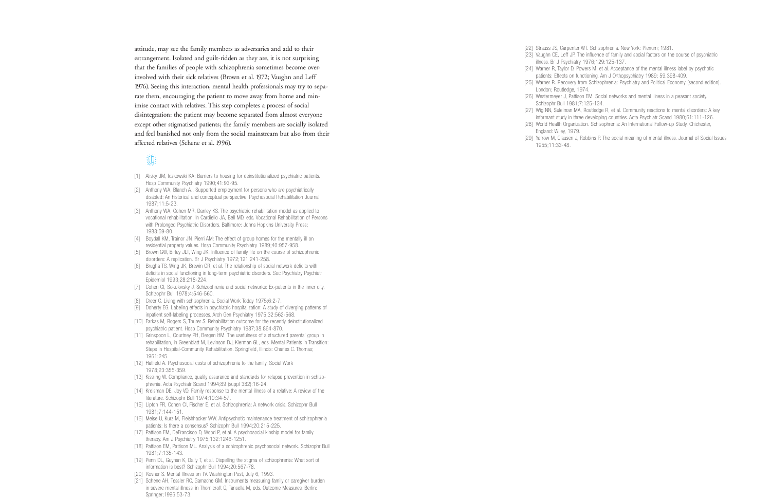attitude, may see the family members as adversaries and add to their estrangement. Isolated and guilt-ridden as they are, it is not surprising that the families of people with schizophrenia sometimes become over-involved with their sick relatives (Brown et al. 1972; Vaughn and Leff 1976). Seeing this interaction, mental health professionals may try to separate them, encouraging the patient to move away from home and minimise contact with relatives. This step completes a process of social disintegration: the patient may become separated from almost everyone except other stigmatised patients; the family members are socially isolated and feel banished not only from the social mainstream but also from their affected relatives (Schene et al. 1996).

[1] Alisky JM, Iczkowski KA: Barriers to housing for deinstitutionalized psychiatric patients. Hosp Community Psychiatry 1990;41:93-95.

[2] Anthony WA, Blanch A., Supported employment for persons who are psychiatrically disabled: An historical and conceptual perspective. Psychosocial Rehabilitation Journal 1987;11:5-23.

[3] Anthony WA, Cohen MR, Danley KS. The psychiatric rehabilitation model as applied to vocational rehabilitation. In Cardiello JA, Bell MD, eds. Vocational Rehabilitation of Persons with Prolonged Psychiatric Disorders. Baltimore: Johns Hopkins University Press; 1988:59-80.

[4] Boydall KM, Trainor JN, Pierri AM: The effect of group homes for the mentally ill on residential property values. Hosp Community Psychiatry 1989;40:957-958.

[5] Brown GW, Birley JLT, Wing JK. Influence of family life on the course of schizophrenic disorders: A replication. Br J Psychiatry 1972;121:241-258.

[6] Brugha TS, Wing JK, Brewin CR, et al. The relationship of social network deficits with deficits in social functioning in long-term psychiatric disorders. Soc Psychiatry Psychiatr Epidemiol 1993;28:218-224.

[7] Cohen CI, Sokolovsky J. Schizophrenia and social networks: Ex-patients in the inner city. Schizophr Bull 1978;4:546-560.

[8] Creer C. Living with schizophrenia. Social Work Today 1975;6:2-7.

[9] Doherty EG. Labeling effects in psychiatric hospitalization: A study of diverging patterns of inpatient self-labeling processes. Arch Gen Psychiatry 1975;32:562-568.

[10] Farkas M, Rogers S, Thurer S. Rehabilitation outcome for the recently deinstitutionalized psychiatric patient. Hosp Community Psychiatry 1987;38:864-870.

[11] Grinspoon L, Courtney PH, Bergen HM. The usefulness of a structured parents' group in rehabilitation, in Greenblatt M, Levinson DJ, Klerman GL, eds. Mental Patients in Transition: Steps in Hospital-Community Rehabilitation. Springfield, Illinois: Charles C. Thomas; 1961:245.

[12] Hatfield A. Psychosocial costs of schizophrenia to the family. Social Work 1978;23:355-359.

[13] Kissling W. Compliance, quality assurance and standards for relapse prevention in schizophrenia. Acta Psychiatr Scand 1994;89 (suppl 382):16-24.

[14] Kreisman DE, Joy VD. Family response to the mental illness of a relative: A review of the literature. Schizophr Bull 1974;10:34-57.

[15] Lipton FR, Cohen CI, Fischer E, et al. Schizophrenia: A network crisis. Schizophr Bull 1981;7:144-151.

[16] Meise U, Kurz M, Fleishhacker WW. Antipsychotic maintenance treatment of schizophrenia patients: Is there a consensus? Schizophr Bull 1994;20:215-225.

[17] Pattison EM, DeFrancisco D, Wood P, et al. A psychosocial kinship model for family therapy. Am J Psychiatry 1975;132:1246-1251.

[18] Pattison EM, Pattison ML. Analysis of a schizophrenic psychosocial network. Schizophr Bull 1981;7:135-143.

[19] Penn DL, Guynan K, Dally T, et al. Dispelling the stigma of schizophrenia: What sort of information is best? Schizophr Bull 1994;20:567-78.

[20] Rovner S. Mental Illness on TV. Washington Post, July 6, 1993.

[21] Schene AH, Tessler RC, Gamache GM. Instruments measuring family or caregiver burden in severe mental illness, in Thornicroft G, Tansella M, eds. Outcome Measures. Berlin: Springer;1996:53-73.

[22] Strauss JS, Carpenter WT. Schizophrenia. New York: Plenum; 1981.

[23] Vaughn CE, Leff JP. The influence of family and social factors on the course of psychiatric illness. Br J Psychiatry 1976;129:125-137.

[24] Warner R, Taylor D, Powers M, et al. Acceptance of the mental illness label by psychotic patients: Effects on functioning. Am J Orthopsychiatry 1989; 59:398-409.

[25] Warner R. Recovery from Schizophrenia: Psychiatry and Political Economy (second edition). London; Routledge, 1974.

[26] Westermeyer J, Pattison EM. Social networks and mental illness in a peasant society. Schizophr Bull 1981;7:125-134.

[27] Wig NN, Suleiman MA, Routledge R, et al. Community reactions to mental disorders: A key informant study in three developing countries. Acta Psychiatr Scand 1980;61:111-126.

[28] World Health Organization. Schizophrenia: An International Follow-up Study. Chichester, England: Wiley, 1979.

[29] Yarrow M, Clausen J, Robbins P. The social meaning of mental illness. Journal of Social Issues 1955;11:33-48.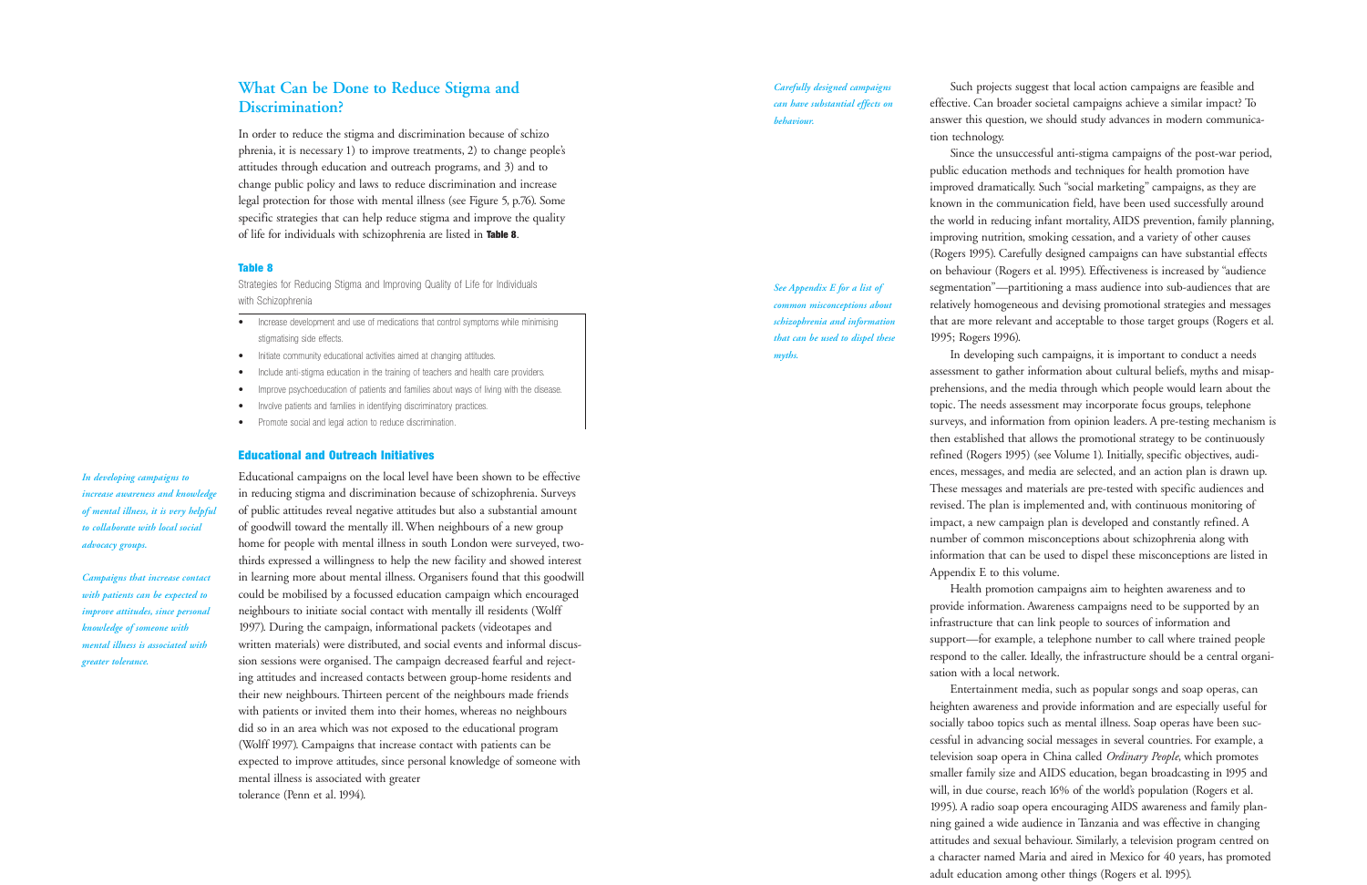## What Can be Done to Reduce Stigma and Discrimination?

In order to reduce the stigma and discrimination because of schizo phrenia, it is necessary 1) to improve treatments, 2) to change people's attitudes through education and outreach programs, and 3) and to change public policy and laws to reduce discrimination and increase legal protection for those with mental illness (see Figure 5, p.76). Some specific strategies that can help reduce stigma and improve the quality of life for individuals with schizophrenia are listed in **Table 8**.

**Table 8**

Strategies for Reducing Stigma and Improving Quality of Life for Individuals with Schizophrenia

- Increase development and use of medications that control symptoms while minimising stigmatising side effects.
- Initiate community educational activities aimed at changing attitudes.
- Include anti-stigma education in the training of teachers and health care providers.
- Improve psychoeducation of patients and families about ways of living with the disease.
- Involve patients and families in identifying discriminatory practices.
- Promote social and legal action to reduce discrimination.

### Educational and Outreach Initiatives

*In developing campaigns to increase awareness and knowledge of mental illness, it is very helpful to collaborate with local social advocacy groups.*

*Campaigns that increase contact with patients can be expected to improve attitudes, since personal knowledge of someone with mental illness is associated with greater tolerance.*

Educational campaigns on the local level have been shown to be effective in reducing stigma and discrimination because of schizophrenia. Surveys of public attitudes reveal negative attitudes but also a substantial amount of goodwill toward the mentally ill. When neighbours of a new group home for people with mental illness in south London were surveyed, two-thirds expressed a willingness to help the new facility and showed interest in learning more about mental illness. Organisers found that this goodwill could be mobilised by a focussed education campaign which encouraged neighbours to initiate social contact with mentally ill residents (Wolff 1997). During the campaign, informational packets (videotapes and written materials) were distributed, and social events and informal discussion sessions were organised. The campaign decreased fearful and rejecting attitudes and increased contacts between group-home residents and their new neighbours. Thirteen percent of the neighbours made friends with patients or invited them into their homes, whereas no neighbours did so in an area which was not exposed to the educational program (Wolff 1997). Campaigns that increase contact with patients can be expected to improve attitudes, since personal knowledge of someone with mental illness is associated with greater tolerance (Penn et al. 1994).

*Carefully designed campaigns can have substantial effects on behaviour.*

*See Appendix E for a list of common misconceptions about schizophrenia and information that can be used to dispel these myths.*

Such projects suggest that local action campaigns are feasible and effective. Can broader societal campaigns achieve a similar impact? To answer this question, we should study advances in modern communication technology.

Since the unsuccessful anti-stigma campaigns of the post-war period, public education methods and techniques for health promotion have improved dramatically. Such "social marketing" campaigns, as they are known in the communication field, have been used successfully around the world in reducing infant mortality, AIDS prevention, family planning, improving nutrition, smoking cessation, and a variety of other causes (Rogers 1995). Carefully designed campaigns can have substantial effects on behaviour (Rogers et al. 1995). Effectiveness is increased by "audience segmentation"—partitioning a mass audience into sub-audiences that are relatively homogeneous and devising promotional strategies and messages that are more relevant and acceptable to those target groups (Rogers et al. 1995; Rogers 1996).

In developing such campaigns, it is important to conduct a needs assessment to gather information about cultural beliefs, myths and misapprehensions, and the media through which people would learn about the topic. The needs assessment may incorporate focus groups, telephone surveys, and information from opinion leaders. A pre-testing mechanism is then established that allows the promotional strategy to be continuously refined (Rogers 1995) (see Volume 1). Initially, specific objectives, audiences, messages, and media are selected, and an action plan is drawn up. These messages and materials are pre-tested with specific audiences and revised. The plan is implemented and, with continuous monitoring of impact, a new campaign plan is developed and constantly refined. A number of common misconceptions about schizophrenia along with information that can be used to dispel these misconceptions are listed in Appendix E to this volume.

Health promotion campaigns aim to heighten awareness and to provide information. Awareness campaigns need to be supported by an infrastructure that can link people to sources of information and support—for example, a telephone number to call where trained people respond to the caller. Ideally, the infrastructure should be a central organisation with a local network.

Entertainment media, such as popular songs and soap operas, can heighten awareness and provide information and are especially useful for socially taboo topics such as mental illness. Soap operas have been successful in advancing social messages in several countries. For example, a television soap opera in China called *Ordinary People*, which promotes smaller family size and AIDS education, began broadcasting in 1995 and will, in due course, reach 16% of the world's population (Rogers et al. 1995). A radio soap opera encouraging AIDS awareness and family planning gained a wide audience in Tanzania and was effective in changing attitudes and sexual behaviour. Similarly, a television program centred on a character named Maria and aired in Mexico for 40 years, has promoted adult education among other things (Rogers et al. 1995).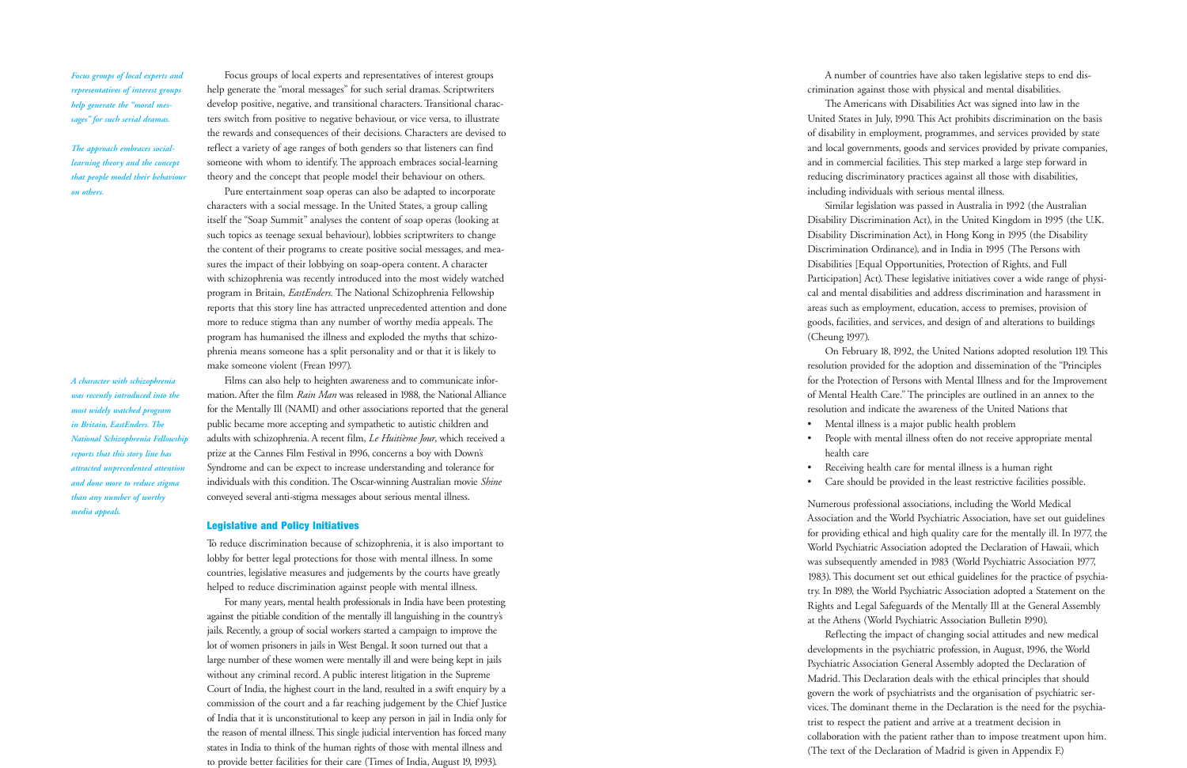*Focus groups of local experts and representatives of interest groups help generate the "moral messages" for such serial dramas.*

*The approach embraces social-learning theory and the concept that people model their behaviour on others.*

Focus groups of local experts and representatives of interest groups help generate the "moral messages" for such serial dramas. Scriptwriters develop positive, negative, and transitional characters. Transitional characters switch from positive to negative behaviour, or vice versa, to illustrate the rewards and consequences of their decisions. Characters are devised to reflect a variety of age ranges of both genders so that listeners can find someone with whom to identify. The approach embraces social-learning theory and the concept that people model their behaviour on others.

Pure entertainment soap operas can also be adapted to incorporate characters with a social message. In the United States, a group calling itself the "Soap Summit" analyses the content of soap operas (looking at such topics as teenage sexual behaviour), lobbies scriptwriters to change the content of their programs to create positive social messages, and measures the impact of their lobbying on soap-opera content. A character with schizophrenia was recently introduced into the most widely watched program in Britain, *EastEnders*. The National Schizophrenia Fellowship reports that this story line has attracted unprecedented attention and done more to reduce stigma than any number of worthy media appeals. The program has humanised the illness and exploded the myths that schizophrenia means someone has a split personality and or that it is likely to make someone violent (Frean 1997).

*A character with schizophrenia was recently introduced into the most widely watched program in Britain, EastEnders. The National Schizophrenia Fellowship reports that this story line has attracted unprecedented attention and done more to reduce stigma than any number of worthy media appeals.*

Films can also help to heighten awareness and to communicate information. After the film *Rain Man* was released in 1988, the National Alliance for the Mentally Ill (NAMI) and other associations reported that the general public became more accepting and sympathetic to autistic children and adults with schizophrenia. A recent film, *Le Huitième Jour*, which received a prize at the Cannes Film Festival in 1996, concerns a boy with Down's Syndrome and can be expect to increase understanding and tolerance for individuals with this condition. The Oscar-winning Australian movie *Shine* conveyed several anti-stigma messages about serious mental illness.

## Legislative and Policy Initiatives

To reduce discrimination because of schizophrenia, it is also important to lobby for better legal protections for those with mental illness. In some countries, legislative measures and judgements by the courts have greatly helped to reduce discrimination against people with mental illness.

For many years, mental health professionals in India have been protesting against the pitiable condition of the mentally ill languishing in the country's jails. Recently, a group of social workers started a campaign to improve the lot of women prisoners in jails in West Bengal. It soon turned out that a large number of these women were mentally ill and were being kept in jails without any criminal record. A public interest litigation in the Supreme Court of India, the highest court in the land, resulted in a swift enquiry by a commission of the court and a far reaching judgement by the Chief Justice of India that it is unconstitutional to keep any person in jail in India only for the reason of mental illness. This single judicial intervention has forced many states in India to think of the human rights of those with mental illness and to provide better facilities for their care (Times of India, August 19, 1993).

A number of countries have also taken legislative steps to end discrimination against those with physical and mental disabilities.

The Americans with Disabilities Act was signed into law in the United States in July, 1990. This Act prohibits discrimination on the basis of disability in employment, programmes, and services provided by state and local governments, goods and services provided by private companies, and in commercial facilities. This step marked a large step forward in reducing discriminatory practices against all those with disabilities, including individuals with serious mental illness.

Similar legislation was passed in Australia in 1992 (the Australian Disability Discrimination Act), in the United Kingdom in 1995 (the U.K. Disability Discrimination Act), in Hong Kong in 1995 (the Disability Discrimination Ordinance), and in India in 1995 (The Persons with Disabilities [Equal Opportunities, Protection of Rights, and Full Participation] Act). These legislative initiatives cover a wide range of physical and mental disabilities and address discrimination and harassment in areas such as employment, education, access to premises, provision of goods, facilities, and services, and design of and alterations to buildings (Cheung 1997).

On February 18, 1992, the United Nations adopted resolution 119. This resolution provided for the adoption and dissemination of the "Principles for the Protection of Persons with Mental Illness and for the Improvement of Mental Health Care." The principles are outlined in an annex to the resolution and indicate the awareness of the United Nations that

- Mental illness is a major public health problem
- People with mental illness often do not receive appropriate mental health care
- Receiving health care for mental illness is a human right
- Care should be provided in the least restrictive facilities possible.

Numerous professional associations, including the World Medical Association and the World Psychiatric Association, have set out guidelines for providing ethical and high quality care for the mentally ill. In 1977, the World Psychiatric Association adopted the Declaration of Hawaii, which was subsequently amended in 1983 (World Psychiatric Association 1977, 1983). This document set out ethical guidelines for the practice of psychiatry. In 1989, the World Psychiatric Association adopted a Statement on the Rights and Legal Safeguards of the Mentally Ill at the General Assembly at the Athens (World Psychiatric Association Bulletin 1990).

Reflecting the impact of changing social attitudes and new medical developments in the psychiatric profession, in August, 1996, the World Psychiatric Association General Assembly adopted the Declaration of Madrid. This Declaration deals with the ethical principles that should govern the work of psychiatrists and the organisation of psychiatric services. The dominant theme in the Declaration is the need for the psychiatrist to respect the patient and arrive at a treatment decision in collaboration with the patient rather than to impose treatment upon him. (The text of the Declaration of Madrid is given in Appendix F.)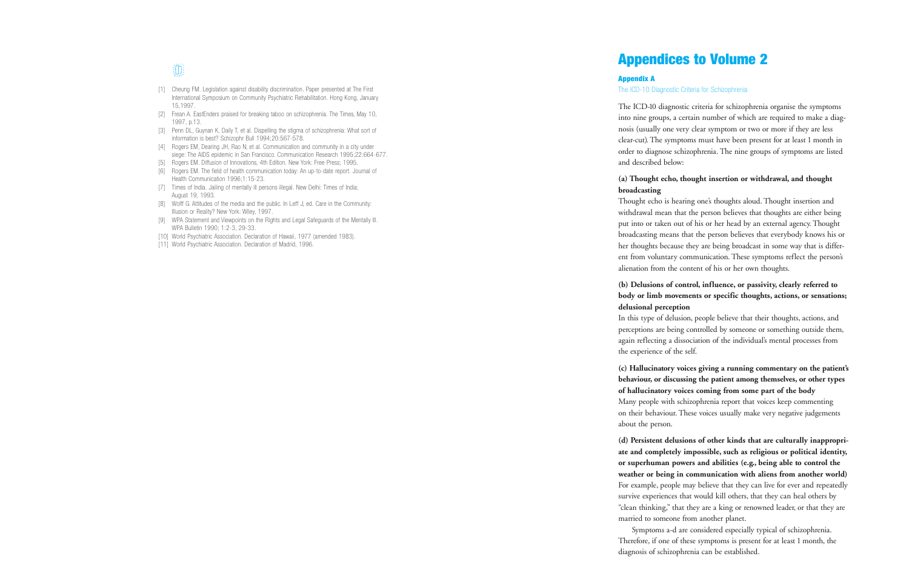[1] Cheung FM. Legislation against disability discrimination. Paper presented at The First International Symposium on Community Psychiatric Rehabilitation. Hong Kong, January 15,1997.
[2] Frean A. EastEnders praised for breaking taboo on schizophrenia. The Times, May 10, 1997, p.13.
[3] Penn DL, Guynan K, Daily T, et al. Dispelling the stigma of schizophrenia: What sort of information is best? Schizophr Bull 1994;20:567-578.
[4] Rogers EM, Dearing JH, Rao N, et al. Communication and community in a city under siege: The AIDS epidemic in San Francisco. Communication Research 1995;22:664-677.
[5] Rogers EM. Diffusion of Innovations, 4th Edition. New York: Free Press; 1995.
[6] Rogers EM. The field of health communication today: An up-to-date report. Journal of Health Communication 1996;1:15-23.
[7] Times of India. Jailing of mentally ill persons illegal. New Delhi: Times of India; August 19, 1993.
[8] Wolff G. Attitudes of the media and the public. In Leff J, ed. Care in the Community: Illusion or Reality? New York: Wiley, 1997.
[9] WPA Statement and Viewpoints on the Rights and Legal Safeguards of the Mentally Ill. WPA Bulletin 1990; 1:2-3, 29-33.
[10] World Psychiatric Association. Declaration of Hawaii, 1977 (amended 1983).
[11] World Psychiatric Association. Declaration of Madrid, 1996.

# Appendices to Volume 2

## Appendix A

The ICD-10 Diagnostic Criteria for Schizophrenia

The ICD-10 diagnostic criteria for schizophrenia organise the symptoms into nine groups, a certain number of which are required to make a diagnosis (usually one very clear symptom or two or more if they are less clear-cut). The symptoms must have been present for at least 1 month in order to diagnose schizophrenia. The nine groups of symptoms are listed and described below:

**(a) Thought echo, thought insertion or withdrawal, and thought broadcasting**

Thought echo is hearing one's thoughts aloud. Thought insertion and withdrawal mean that the person believes that thoughts are either being put into or taken out of his or her head by an external agency. Thought broadcasting means that the person believes that everybody knows his or her thoughts because they are being broadcast in some way that is different from voluntary communication. These symptoms reflect the person's alienation from the content of his or her own thoughts.

**(b) Delusions of control, influence, or passivity, clearly referred to body or limb movements or specific thoughts, actions, or sensations; delusional perception**

In this type of delusion, people believe that their thoughts, actions, and perceptions are being controlled by someone or something outside them, again reflecting a dissociation of the individual's mental processes from the experience of the self.

**(c) Hallucinatory voices giving a running commentary on the patient's behaviour, or discussing the patient among themselves, or other types of hallucinatory voices coming from some part of the body**

Many people with schizophrenia report that voices keep commenting on their behaviour. These voices usually make very negative judgements about the person.

**(d) Persistent delusions of other kinds that are culturally inappropriate and completely impossible, such as religious or political identity, or superhuman powers and abilities (e.g., being able to control the weather or being in communication with aliens from another world)**

For example, people may believe that they can live for ever and repeatedly survive experiences that would kill others, that they can heal others by "clean thinking," that they are a king or renowned leader, or that they are married to someone from another planet.

Symptoms a-d are considered especially typical of schizophrenia. Therefore, if one of these symptoms is present for at least 1 month, the diagnosis of schizophrenia can be established.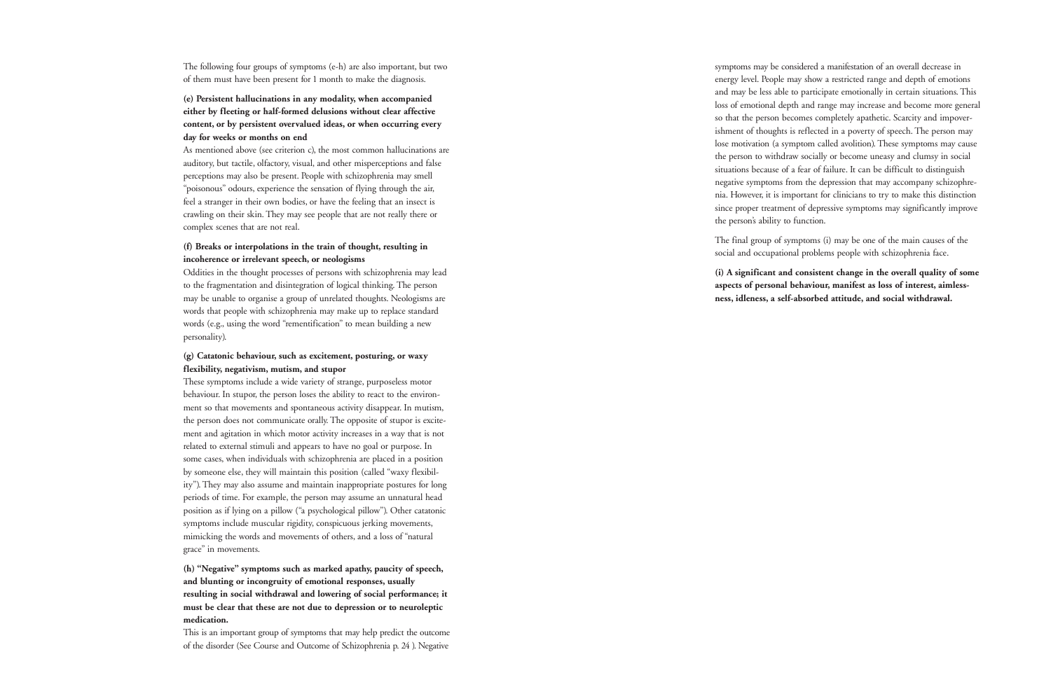The following four groups of symptoms (e-h) are also important, but two of them must have been present for 1 month to make the diagnosis.

**(e) Persistent hallucinations in any modality, when accompanied either by fleeting or half-formed delusions without clear affective content, or by persistent overvalued ideas, or when occurring every day for weeks or months on end**

As mentioned above (see criterion c), the most common hallucinations are auditory, but tactile, olfactory, visual, and other misperceptions and false perceptions may also be present. People with schizophrenia may smell "poisonous" odours, experience the sensation of flying through the air, feel a stranger in their own bodies, or have the feeling that an insect is crawling on their skin. They may see people that are not really there or complex scenes that are not real.

**(f) Breaks or interpolations in the train of thought, resulting in incoherence or irrelevant speech, or neologisms**

Oddities in the thought processes of persons with schizophrenia may lead to the fragmentation and disintegration of logical thinking. The person may be unable to organise a group of unrelated thoughts. Neologisms are words that people with schizophrenia may make up to replace standard words (e.g., using the word "rementification" to mean building a new personality).

**(g) Catatonic behaviour, such as excitement, posturing, or waxy flexibility, negativism, mutism, and stupor**

These symptoms include a wide variety of strange, purposeless motor behaviour. In stupor, the person loses the ability to react to the environment so that movements and spontaneous activity disappear. In mutism, the person does not communicate orally. The opposite of stupor is excitement and agitation in which motor activity increases in a way that is not related to external stimuli and appears to have no goal or purpose. In some cases, when individuals with schizophrenia are placed in a position by someone else, they will maintain this position (called "waxy flexibility"). They may also assume and maintain inappropriate postures for long periods of time. For example, the person may assume an unnatural head position as if lying on a pillow ("a psychological pillow"). Other catatonic symptoms include muscular rigidity, conspicuous jerking movements, mimicking the words and movements of others, and a loss of "natural grace" in movements.

**(h) "Negative" symptoms such as marked apathy, paucity of speech, and blunting or incongruity of emotional responses, usually resulting in social withdrawal and lowering of social performance; it must be clear that these are not due to depression or to neuroleptic medication.**

This is an important group of symptoms that may help predict the outcome of the disorder (See Course and Outcome of Schizophrenia p. 24 ). Negative symptoms may be considered a manifestation of an overall decrease in energy level. People may show a restricted range and depth of emotions and may be less able to participate emotionally in certain situations. This loss of emotional depth and range may increase and become more general so that the person becomes completely apathetic. Scarcity and impoverishment of thoughts is reflected in a poverty of speech. The person may lose motivation (a symptom called avolition). These symptoms may cause the person to withdraw socially or become uneasy and clumsy in social situations because of a fear of failure. It can be difficult to distinguish negative symptoms from the depression that may accompany schizophrenia. However, it is important for clinicians to try to make this distinction since proper treatment of depressive symptoms may significantly improve the person's ability to function.

The final group of symptoms (i) may be one of the main causes of the social and occupational problems people with schizophrenia face.

**(i) A significant and consistent change in the overall quality of some aspects of personal behaviour, manifest as loss of interest, aimlessness, idleness, a self-absorbed attitude, and social withdrawal.**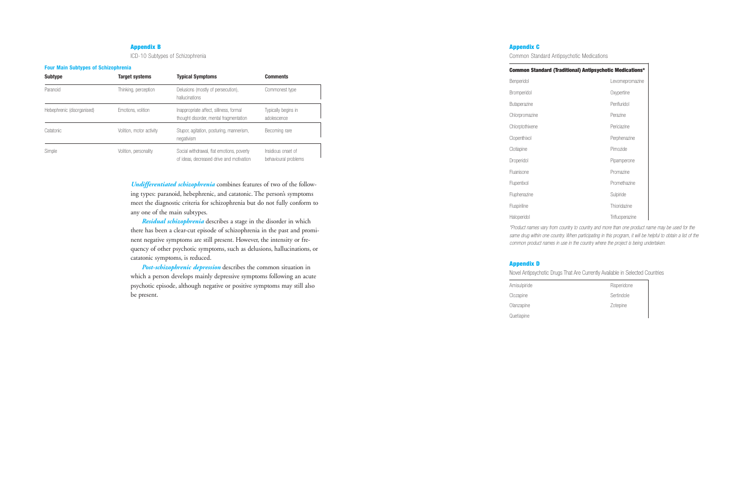## Appendix B

ICD-10 Subtypes of Schizophrenia

**Four Main Subtypes of Schizophrenia**

| Subtype | Target systems | Typical Symptoms | Comments |
|---|---|---|---|
| Paranoid | Thinking, perception | Delusions (mostly of persecution), hallucinations | Commonest type |
| Hebephrenic (disorganised) | Emotions, volition | Inappropriate affect, silliness, formal thought disorder, mental fragmentation | Typically begins in adolescence |
| Catatonic | Volition, motor activity | Stupor, agitation, posturing, mannerism, negativism | Becoming rare |
| Simple | Volition, personality | Social withdrawal, flat emotions, poverty of ideas, decreased drive and motivation | Insidious onset of behavioural problems |

***Undifferentiated schizophrenia*** combines features of two of the following types: paranoid, hebephrenic, and catatonic. The person's symptoms meet the diagnostic criteria for schizophrenia but do not fully conform to any one of the main subtypes.

***Residual schizophrenia*** describes a stage in the disorder in which there has been a clear-cut episode of schizophrenia in the past and prominent negative symptoms are still present. However, the intensity or frequency of other psychotic symptoms, such as delusions, hallucinations, or catatonic symptoms, is reduced.

***Post-schizophrenic depression*** describes the common situation in which a person develops mainly depressive symptoms following an acute psychotic episode, although negative or positive symptoms may still also be present.

## Appendix C

Common Standard Antipsychotic Medications

**Common Standard (Traditional) Antipsychotic Medications***

| | |
|---|---|
| Benperidol | Levomepromazine |
| Bromperidol | Oxypertine |
| Butaperazine | Penfluridol |
| Chlorpromazine | Perazine |
| Chlorptothixene | Periciazine |
| Clopenthixol | Perphenazine |
| Clotiapine | Pimozide |
| Droperidol | Pipamperone |
| Fluanisone | Promazine |
| Flupentixol | Promethazine |
| Fluphenazine | Sulpiride |
| Fluspiriline | Thioridazine |
| Haloperidol | Trifluoperazine |

*Product names vary from country to country and more than one product name may be used for the same drug within one country. When participating in this program, it will be helpful to obtain a list of the common product names in use in the country where the project is being undertaken.*

## Appendix D

Novel Antipsychotic Drugs That Are Currently Available in Selected Countries

| | |
|---|---|
| Amisulpiride | Risperidone |
| Clozapine | Sertindole |
| Olanzapine | Zotepine |
| Quetiapine | |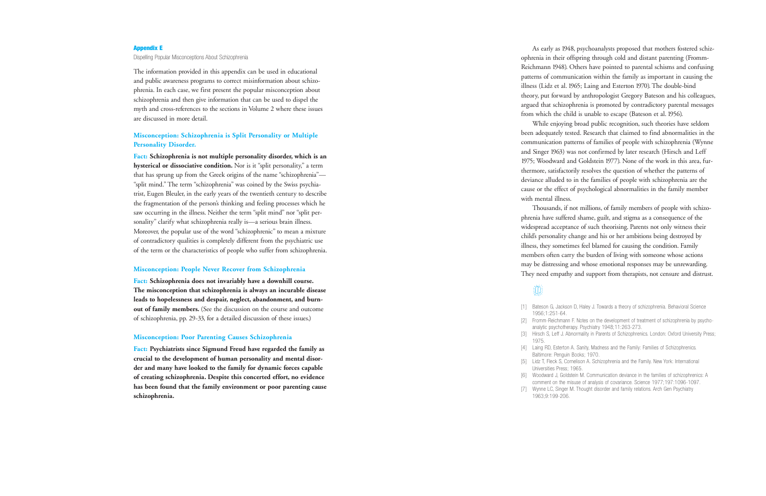## Appendix E

Dispelling Popular Misconceptions About Schizophrenia

The information provided in this appendix can be used in educational and public awareness programs to correct misinformation about schizophrenia. In each case, we first present the popular misconception about schizophrenia and then give information that can be used to dispel the myth and cross-references to the sections in Volume 2 where these issues are discussed in more detail.

### Misconception: Schizophrenia is Split Personality or Multiple Personality Disorder.

**Fact: Schizophrenia is not multiple personality disorder, which is an hysterical or dissociative condition.** Nor is it "split personality," a term that has sprung up from the Greek origins of the name "schizophrenia"—"split mind." The term "schizophrenia" was coined by the Swiss psychiatrist, Eugen Bleuler, in the early years of the twentieth century to describe the fragmentation of the person's thinking and feeling processes which he saw occurring in the illness. Neither the term "split mind" nor "split personality" clarify what schizophrenia really is—a serious brain illness. Moreover, the popular use of the word "schizophrenic" to mean a mixture of contradictory qualities is completely different from the psychiatric use of the term or the characteristics of people who suffer from schizophrenia.

### Misconception: People Never Recover from Schizophrenia

**Fact: Schizophrenia does not invariably have a downhill course. The misconception that schizophrenia is always an incurable disease leads to hopelessness and despair, neglect, abandonment, and burnout of family members.** (See the discussion on the course and outcome of schizophrenia, pp. 29-33, for a detailed discussion of these issues.)

### Misconception: Poor Parenting Causes Schizophrenia

**Fact: Psychiatrists since Sigmund Freud have regarded the family as crucial to the development of human personality and mental disorder and many have looked to the family for dynamic forces capable of creating schizophrenia. Despite this concerted effort, no evidence has been found that the family environment or poor parenting cause schizophrenia.**

As early as 1948, psychoanalysts proposed that mothers fostered schizophrenia in their offspring through cold and distant parenting (Fromm-Reichmann 1948). Others have pointed to parental schisms and confusing patterns of communication within the family as important in causing the illness (Lidz et al. 1965; Laing and Esterton 1970). The double-bind theory, put forward by anthropologist Gregory Bateson and his colleagues, argued that schizophrenia is promoted by contradictory parental messages from which the child is unable to escape (Bateson et al. 1956).

While enjoying broad public recognition, such theories have seldom been adequately tested. Research that claimed to find abnormalities in the communication patterns of families of people with schizophrenia (Wynne and Singer 1963) was not confirmed by later research (Hirsch and Leff 1975; Woodward and Goldstein 1977). None of the work in this area, furthermore, satisfactorily resolves the question of whether the patterns of deviance alluded to in the families of people with schizophrenia are the cause or the effect of psychological abnormalities in the family member with mental illness.

Thousands, if not millions, of family members of people with schizophrenia have suffered shame, guilt, and stigma as a consequence of the widespread acceptance of such theorising. Parents not only witness their child's personality change and his or her ambitions being destroyed by illness, they sometimes feel blamed for causing the condition. Family members often carry the burden of living with someone whose actions may be distressing and whose emotional responses may be unrewarding. They need empathy and support from therapists, not censure and distrust.

[1] Bateson G, Jackson D, Haley J. Towards a theory of schizophrenia. Behavioral Science 1956;1:251-64.

[2] Fromm-Reichmann F. Notes on the development of treatment of schizophrenia by psychoanalytic psychotherapy. Psychiatry 1948;11:263-273.

[3] Hirsch S, Leff J. Abnormality in Parents of Schizophrenics. London: Oxford University Press; 1975.

[4] Laing RD, Esterton A. Sanity, Madness and the Family: Families of Schizophrenics. Baltimore: Penguin Books; 1970.

[5] Lidz T, Fleck S, Cornelison A. Schizophrenia and the Family. New York: International Universities Press; 1965.

[6] Woodward J, Goldstein M. Communication deviance in the families of schizophrenics: A comment on the misuse of analysis of covariance. Science 1977;197:1096-1097.

[7] Wynne LC, Singer M. Thought disorder and family relations. Arch Gen Psychiatry 1963;9:199-206.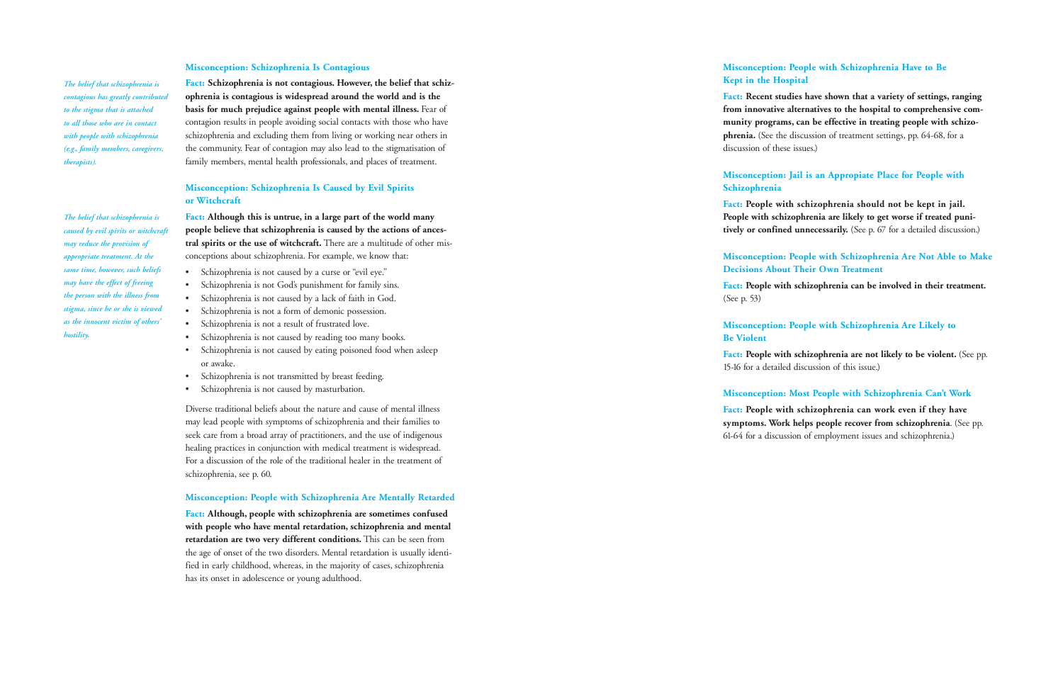*The belief that schizophrenia is contagious has greatly contributed to the stigma that is attached to all those who are in contact with people with schizophrenia (e.g., family members, caregivers, therapists).*

### Misconception: Schizophrenia Is Contagious

**Fact: Schizophrenia is not contagious. However, the belief that schizophrenia is contagious is widespread around the world and is the basis for much prejudice against people with mental illness.** Fear of contagion results in people avoiding social contacts with those who have schizophrenia and excluding them from living or working near others in the community. Fear of contagion may also lead to the stigmatisation of family members, mental health professionals, and places of treatment.

*The belief that schizophrenia is caused by evil spirits or witchcraft may reduce the provision of appropriate treatment. At the same time, however, such beliefs may have the effect of freeing the person with the illness from stigma, since he or she is viewed as the innocent victim of others' hostility.*

### Misconception: Schizophrenia Is Caused by Evil Spirits or Witchcraft

**Fact: Although this is untrue, in a large part of the world many people believe that schizophrenia is caused by the actions of ancestral spirits or the use of witchcraft.** There are a multitude of other misconceptions about schizophrenia. For example, we know that:

- Schizophrenia is not caused by a curse or "evil eye."
- Schizophrenia is not God's punishment for family sins.
- Schizophrenia is not caused by a lack of faith in God.
- Schizophrenia is not a form of demonic possession.
- Schizophrenia is not a result of frustrated love.
- Schizophrenia is not caused by reading too many books.
- Schizophrenia is not caused by eating poisoned food when asleep or awake.
- Schizophrenia is not transmitted by breast feeding.
- Schizophrenia is not caused by masturbation.

Diverse traditional beliefs about the nature and cause of mental illness may lead people with symptoms of schizophrenia and their families to seek care from a broad array of practitioners, and the use of indigenous healing practices in conjunction with medical treatment is widespread. For a discussion of the role of the traditional healer in the treatment of schizophrenia, see p. 60.

### Misconception: People with Schizophrenia Are Mentally Retarded

**Fact: Although, people with schizophrenia are sometimes confused with people who have mental retardation, schizophrenia and mental retardation are two very different conditions.** This can be seen from the age of onset of the two disorders. Mental retardation is usually identified in early childhood, whereas, in the majority of cases, schizophrenia has its onset in adolescence or young adulthood.

### Misconception: People with Schizophrenia Have to Be Kept in the Hospital

**Fact: Recent studies have shown that a variety of settings, ranging from innovative alternatives to the hospital to comprehensive community programs, can be effective in treating people with schizophrenia.** (See the discussion of treatment settings, pp. 64-68, for a discussion of these issues.)

### Misconception: Jail is an Appropiate Place for People with Schizophrenia

**Fact: People with schizophrenia should not be kept in jail. People with schizophrenia are likely to get worse if treated punitively or confined unnecessarily.** (See p. 67 for a detailed discussion.)

### Misconception: People with Schizophrenia Are Not Able to Make Decisions About Their Own Treatment

**Fact: People with schizophrenia can be involved in their treatment.** (See p. 53)

### Misconception: People with Schizophrenia Are Likely to Be Violent

**Fact: People with schizophrenia are not likely to be violent.** (See pp. 15-16 for a detailed discussion of this issue.)

### Misconception: Most People with Schizophrenia Can't Work

**Fact: People with schizophrenia can work even if they have symptoms. Work helps people recover from schizophrenia**. (See pp. 61-64 for a discussion of employment issues and schizophrenia.)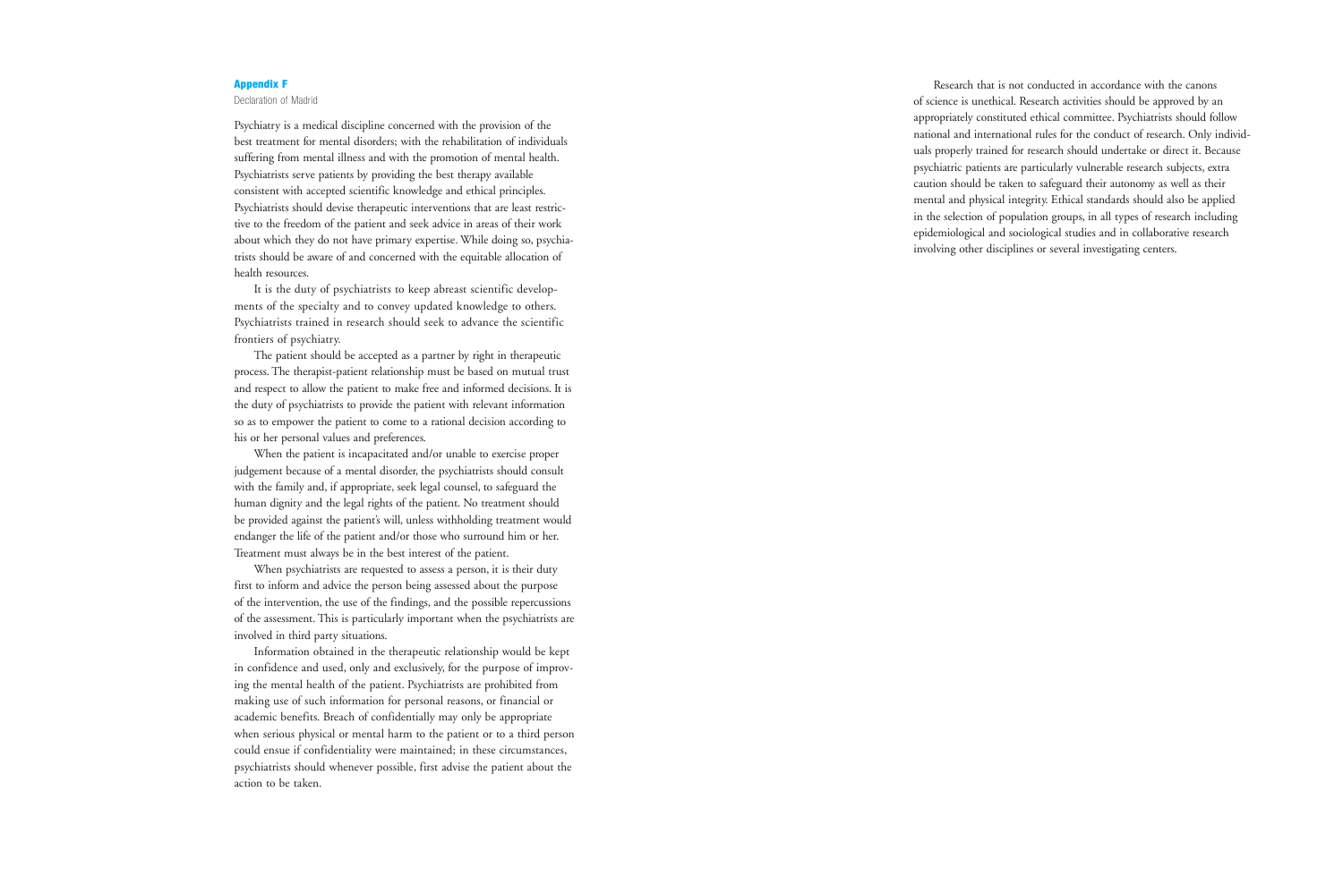## Appendix F

Declaration of Madrid

Psychiatry is a medical discipline concerned with the provision of the best treatment for mental disorders; with the rehabilitation of individuals suffering from mental illness and with the promotion of mental health. Psychiatrists serve patients by providing the best therapy available consistent with accepted scientific knowledge and ethical principles. Psychiatrists should devise therapeutic interventions that are least restrictive to the freedom of the patient and seek advice in areas of their work about which they do not have primary expertise. While doing so, psychiatrists should be aware of and concerned with the equitable allocation of health resources.

It is the duty of psychiatrists to keep abreast scientific developments of the specialty and to convey updated knowledge to others. Psychiatrists trained in research should seek to advance the scientific frontiers of psychiatry.

The patient should be accepted as a partner by right in therapeutic process. The therapist-patient relationship must be based on mutual trust and respect to allow the patient to make free and informed decisions. It is the duty of psychiatrists to provide the patient with relevant information so as to empower the patient to come to a rational decision according to his or her personal values and preferences.

When the patient is incapacitated and/or unable to exercise proper judgement because of a mental disorder, the psychiatrists should consult with the family and, if appropriate, seek legal counsel, to safeguard the human dignity and the legal rights of the patient. No treatment should be provided against the patient's will, unless withholding treatment would endanger the life of the patient and/or those who surround him or her. Treatment must always be in the best interest of the patient.

When psychiatrists are requested to assess a person, it is their duty first to inform and advice the person being assessed about the purpose of the intervention, the use of the findings, and the possible repercussions of the assessment. This is particularly important when the psychiatrists are involved in third party situations.

Information obtained in the therapeutic relationship would be kept in confidence and used, only and exclusively, for the purpose of improving the mental health of the patient. Psychiatrists are prohibited from making use of such information for personal reasons, or financial or academic benefits. Breach of confidentially may only be appropriate when serious physical or mental harm to the patient or to a third person could ensue if confidentiality were maintained; in these circumstances, psychiatrists should whenever possible, first advise the patient about the action to be taken.

Research that is not conducted in accordance with the canons of science is unethical. Research activities should be approved by an appropriately constituted ethical committee. Psychiatrists should follow national and international rules for the conduct of research. Only individuals properly trained for research should undertake or direct it. Because psychiatric patients are particularly vulnerable research subjects, extra caution should be taken to safeguard their autonomy as well as their mental and physical integrity. Ethical standards should also be applied in the selection of population groups, in all types of research including epidemiological and sociological studies and in collaborative research involving other disciplines or several investigating centers.